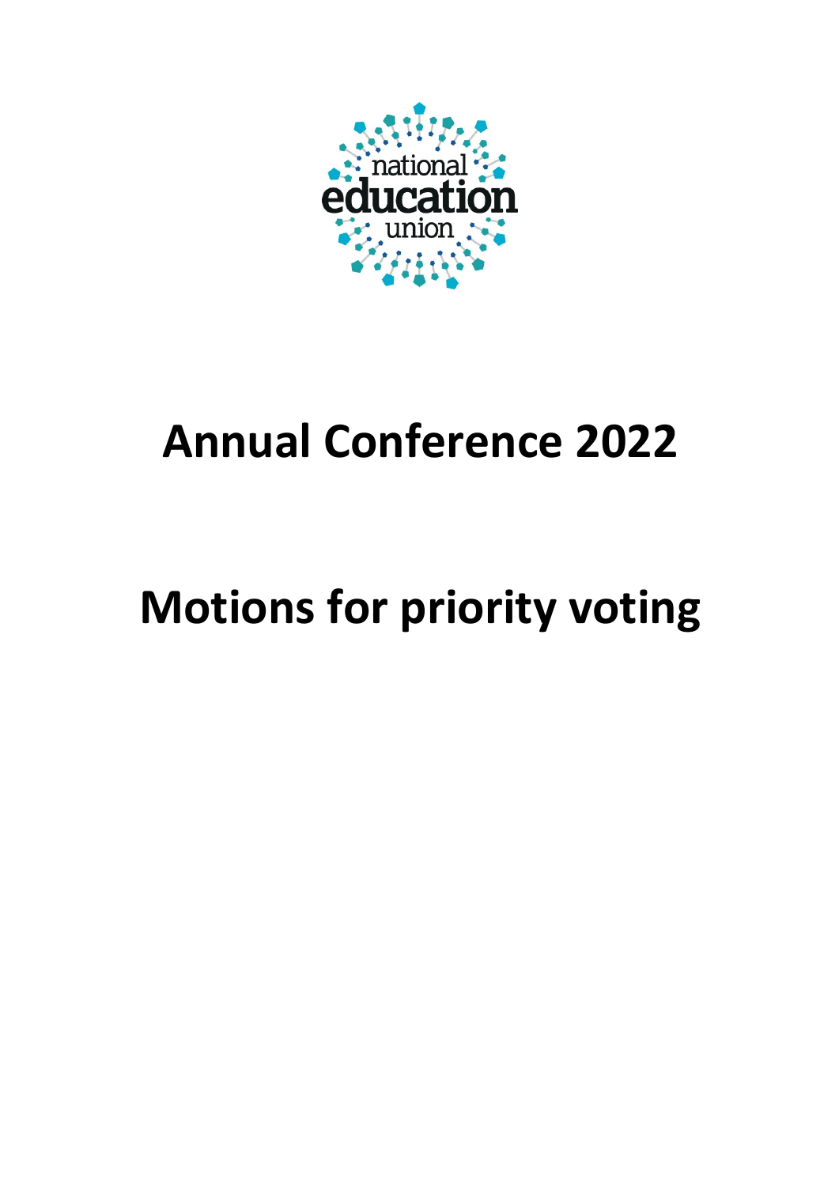national education union

# Annual Conference 2022

# Motions for priority voting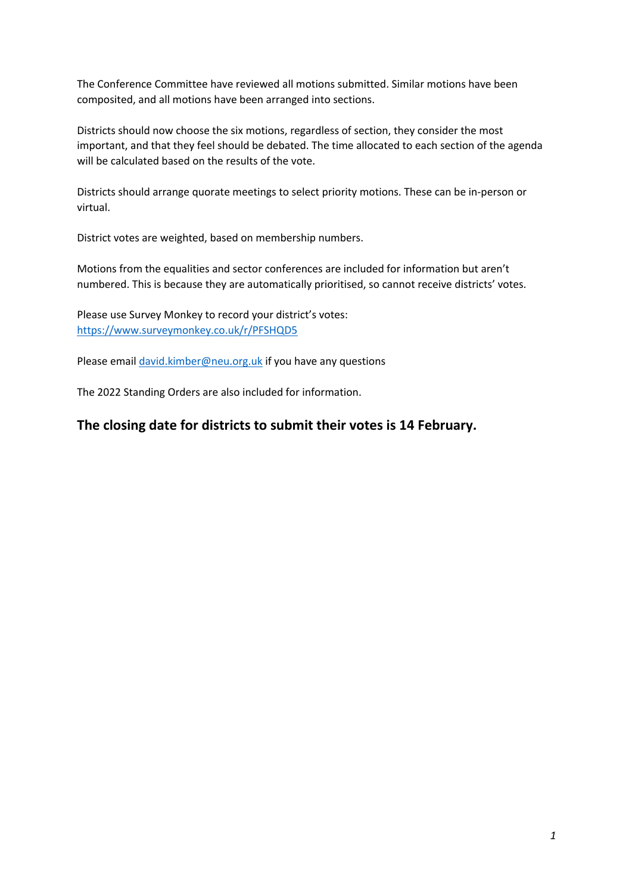The Conference Committee have reviewed all motions submitted. Similar motions have been composited, and all motions have been arranged into sections.

Districts should now choose the six motions, regardless of section, they consider the most important, and that they feel should be debated. The time allocated to each section of the agenda will be calculated based on the results of the vote.

Districts should arrange quorate meetings to select priority motions. These can be in-person or virtual.

District votes are weighted, based on membership numbers.

Motions from the equalities and sector conferences are included for information but aren't numbered. This is because they are automatically prioritised, so cannot receive districts' votes.

Please use Survey Monkey to record your district's votes: https://www.surveymonkey.co.uk/r/PFSHQD5

Please email david.kimber@neu.org.uk if you have any questions

The 2022 Standing Orders are also included for information.

## The closing date for districts to submit their votes is 14 February.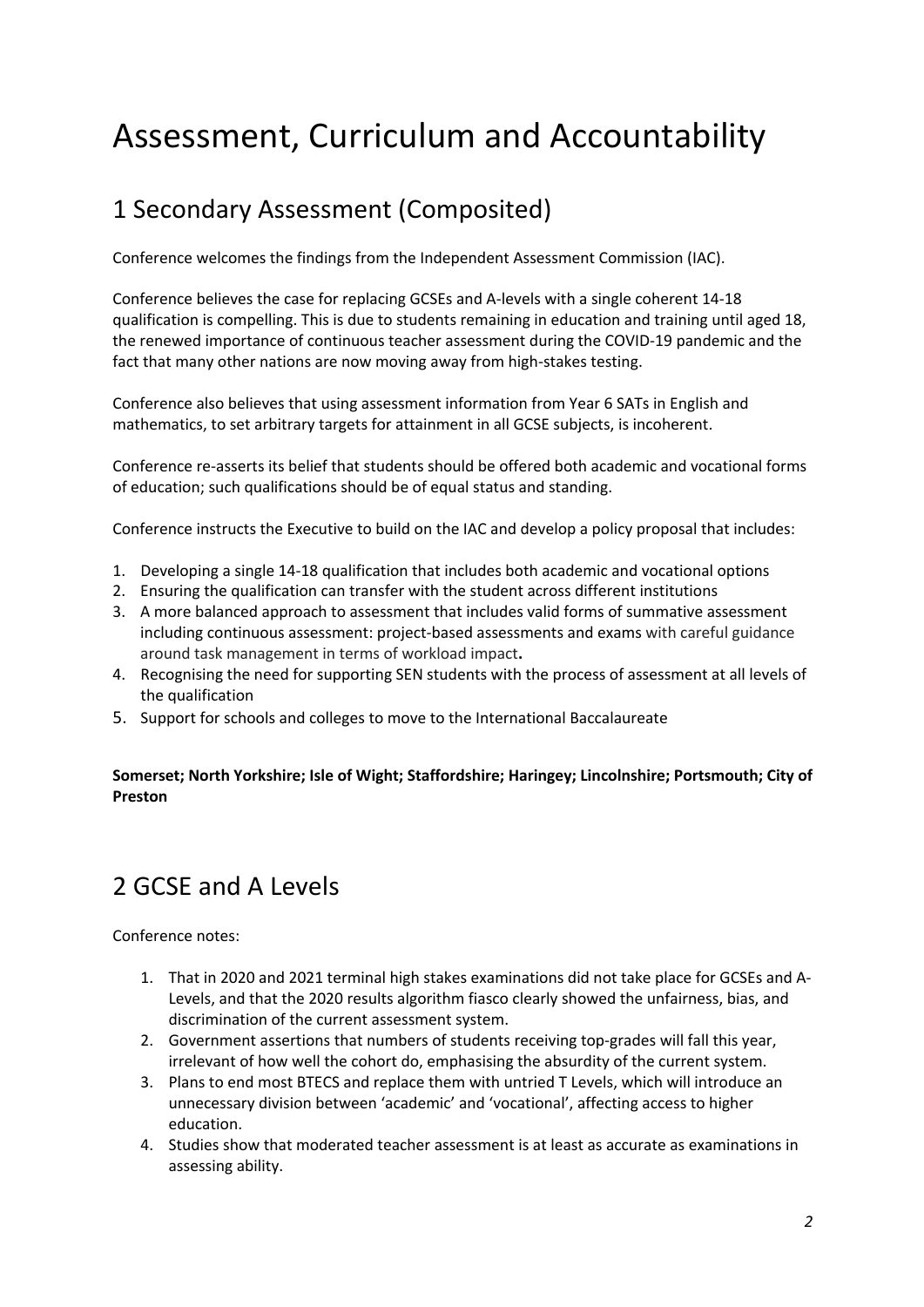# Assessment, Curriculum and Accountability

## 1 Secondary Assessment (Composited)

Conference welcomes the findings from the Independent Assessment Commission (IAC).

Conference believes the case for replacing GCSEs and A-levels with a single coherent 14-18 qualification is compelling. This is due to students remaining in education and training until aged 18, the renewed importance of continuous teacher assessment during the COVID-19 pandemic and the fact that many other nations are now moving away from high-stakes testing.

Conference also believes that using assessment information from Year 6 SATs in English and mathematics, to set arbitrary targets for attainment in all GCSE subjects, is incoherent.

Conference re-asserts its belief that students should be offered both academic and vocational forms of education; such qualifications should be of equal status and standing.

Conference instructs the Executive to build on the IAC and develop a policy proposal that includes:

1. Developing a single 14-18 qualification that includes both academic and vocational options
2. Ensuring the qualification can transfer with the student across different institutions
3. A more balanced approach to assessment that includes valid forms of summative assessment including continuous assessment: project-based assessments and exams with careful guidance around task management in terms of workload impact**.**
4. Recognising the need for supporting SEN students with the process of assessment at all levels of the qualification
5. Support for schools and colleges to move to the International Baccalaureate

**Somerset; North Yorkshire; Isle of Wight; Staffordshire; Haringey; Lincolnshire; Portsmouth; City of Preston**

## 2 GCSE and A Levels

Conference notes:

1. That in 2020 and 2021 terminal high stakes examinations did not take place for GCSEs and A-Levels, and that the 2020 results algorithm fiasco clearly showed the unfairness, bias, and discrimination of the current assessment system.
2. Government assertions that numbers of students receiving top-grades will fall this year, irrelevant of how well the cohort do, emphasising the absurdity of the current system.
3. Plans to end most BTECS and replace them with untried T Levels, which will introduce an unnecessary division between 'academic' and 'vocational', affecting access to higher education.
4. Studies show that moderated teacher assessment is at least as accurate as examinations in assessing ability.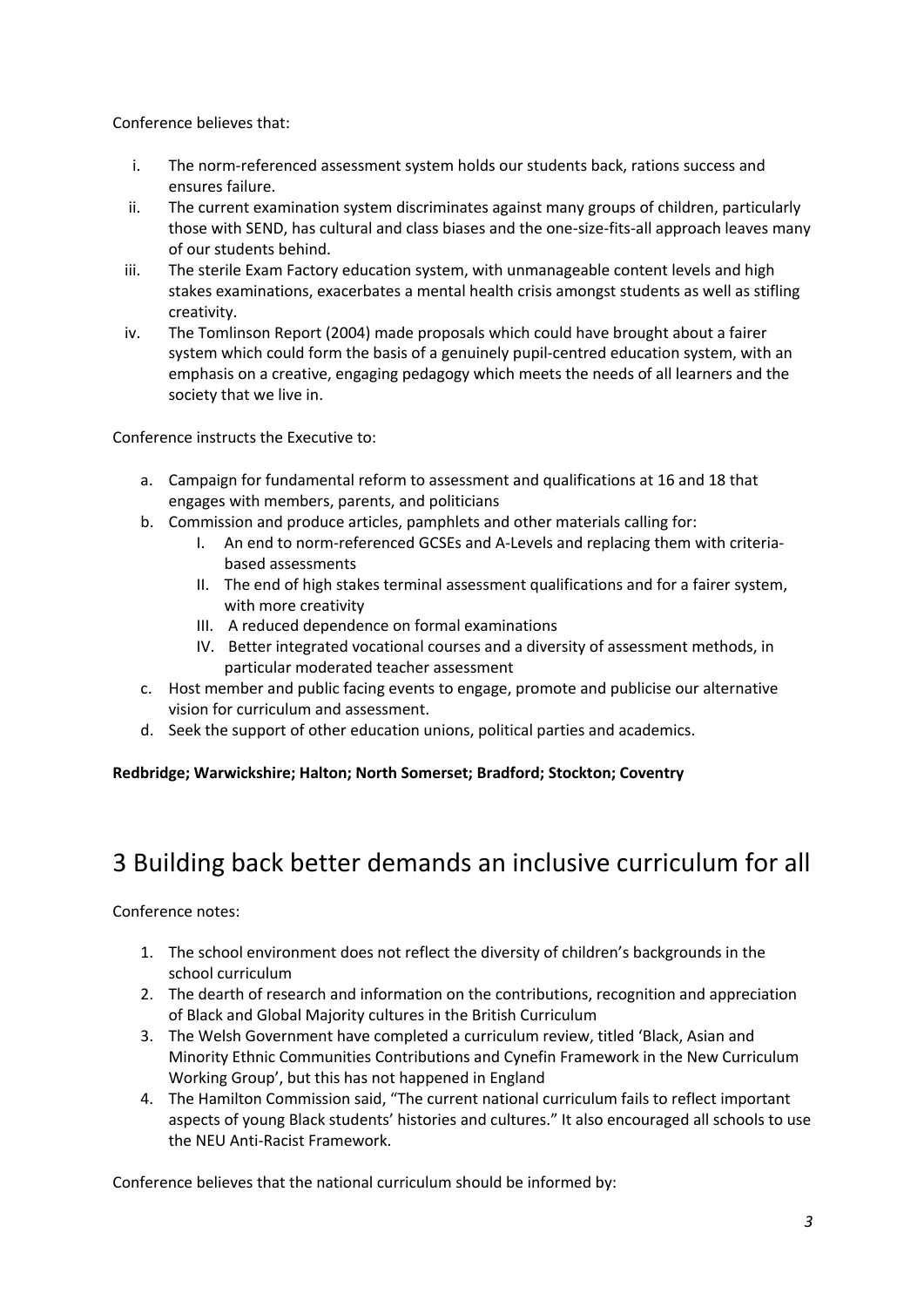Conference believes that:

i. The norm-referenced assessment system holds our students back, rations success and ensures failure.
ii. The current examination system discriminates against many groups of children, particularly those with SEND, has cultural and class biases and the one-size-fits-all approach leaves many of our students behind.
iii. The sterile Exam Factory education system, with unmanageable content levels and high stakes examinations, exacerbates a mental health crisis amongst students as well as stifling creativity.
iv. The Tomlinson Report (2004) made proposals which could have brought about a fairer system which could form the basis of a genuinely pupil-centred education system, with an emphasis on a creative, engaging pedagogy which meets the needs of all learners and the society that we live in.

Conference instructs the Executive to:

a. Campaign for fundamental reform to assessment and qualifications at 16 and 18 that engages with members, parents, and politicians
b. Commission and produce articles, pamphlets and other materials calling for:
    I. An end to norm-referenced GCSEs and A-Levels and replacing them with criteria-based assessments
    II. The end of high stakes terminal assessment qualifications and for a fairer system, with more creativity
    III. A reduced dependence on formal examinations
    IV. Better integrated vocational courses and a diversity of assessment methods, in particular moderated teacher assessment
c. Host member and public facing events to engage, promote and publicise our alternative vision for curriculum and assessment.
d. Seek the support of other education unions, political parties and academics.

**Redbridge; Warwickshire; Halton; North Somerset; Bradford; Stockton; Coventry**

# 3 Building back better demands an inclusive curriculum for all

Conference notes:

1. The school environment does not reflect the diversity of children's backgrounds in the school curriculum
2. The dearth of research and information on the contributions, recognition and appreciation of Black and Global Majority cultures in the British Curriculum
3. The Welsh Government have completed a curriculum review, titled 'Black, Asian and Minority Ethnic Communities Contributions and Cynefin Framework in the New Curriculum Working Group', but this has not happened in England
4. The Hamilton Commission said, "The current national curriculum fails to reflect important aspects of young Black students' histories and cultures." It also encouraged all schools to use the NEU Anti-Racist Framework.

Conference believes that the national curriculum should be informed by: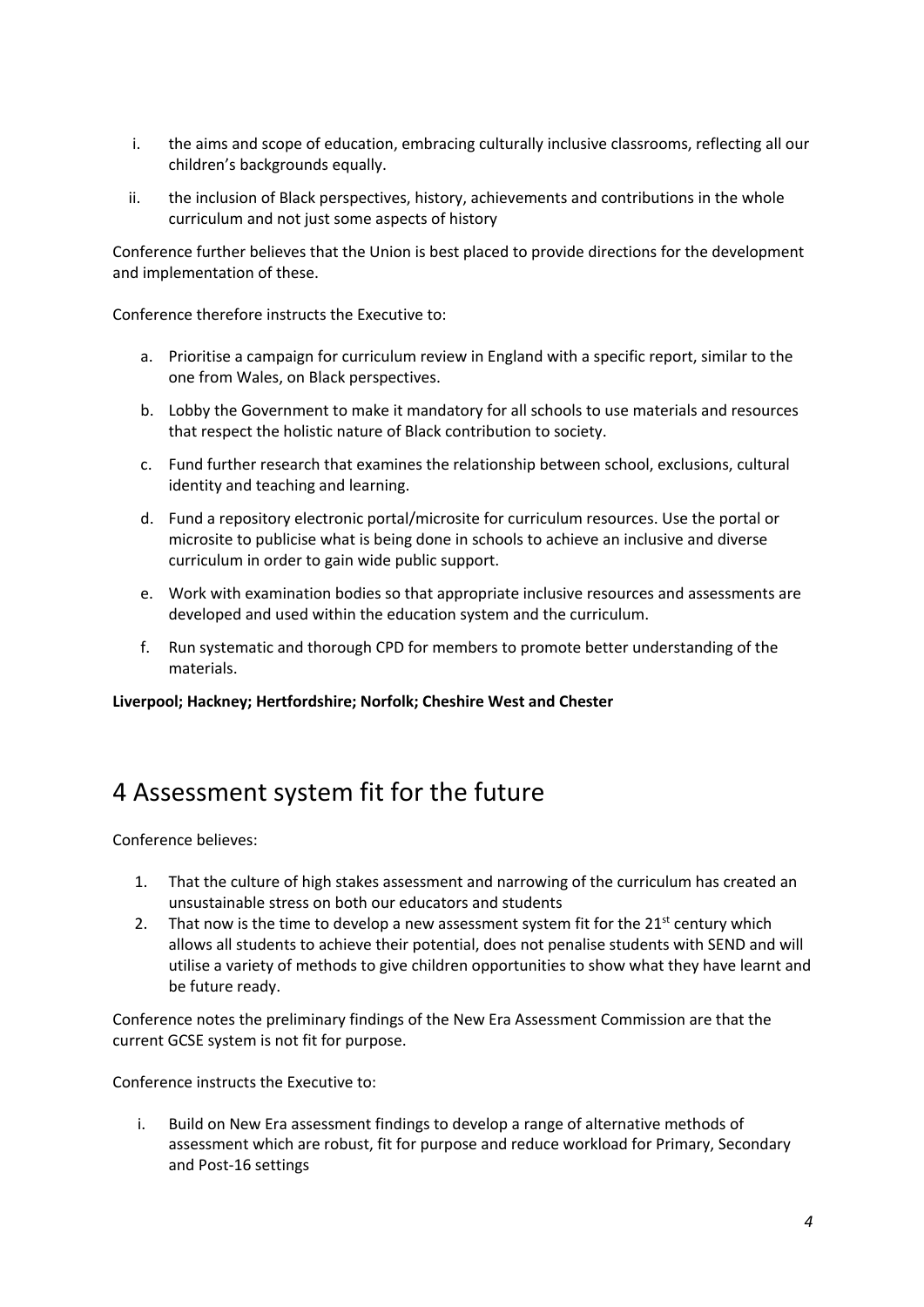i. the aims and scope of education, embracing culturally inclusive classrooms, reflecting all our children's backgrounds equally.

ii. the inclusion of Black perspectives, history, achievements and contributions in the whole curriculum and not just some aspects of history

Conference further believes that the Union is best placed to provide directions for the development and implementation of these.

Conference therefore instructs the Executive to:

a. Prioritise a campaign for curriculum review in England with a specific report, similar to the one from Wales, on Black perspectives.

b. Lobby the Government to make it mandatory for all schools to use materials and resources that respect the holistic nature of Black contribution to society.

c. Fund further research that examines the relationship between school, exclusions, cultural identity and teaching and learning.

d. Fund a repository electronic portal/microsite for curriculum resources. Use the portal or microsite to publicise what is being done in schools to achieve an inclusive and diverse curriculum in order to gain wide public support.

e. Work with examination bodies so that appropriate inclusive resources and assessments are developed and used within the education system and the curriculum.

f. Run systematic and thorough CPD for members to promote better understanding of the materials.

**Liverpool; Hackney; Hertfordshire; Norfolk; Cheshire West and Chester**

# 4 Assessment system fit for the future

Conference believes:

1. That the culture of high stakes assessment and narrowing of the curriculum has created an unsustainable stress on both our educators and students
2. That now is the time to develop a new assessment system fit for the 21st century which allows all students to achieve their potential, does not penalise students with SEND and will utilise a variety of methods to give children opportunities to show what they have learnt and be future ready.

Conference notes the preliminary findings of the New Era Assessment Commission are that the current GCSE system is not fit for purpose.

Conference instructs the Executive to:

i. Build on New Era assessment findings to develop a range of alternative methods of assessment which are robust, fit for purpose and reduce workload for Primary, Secondary and Post-16 settings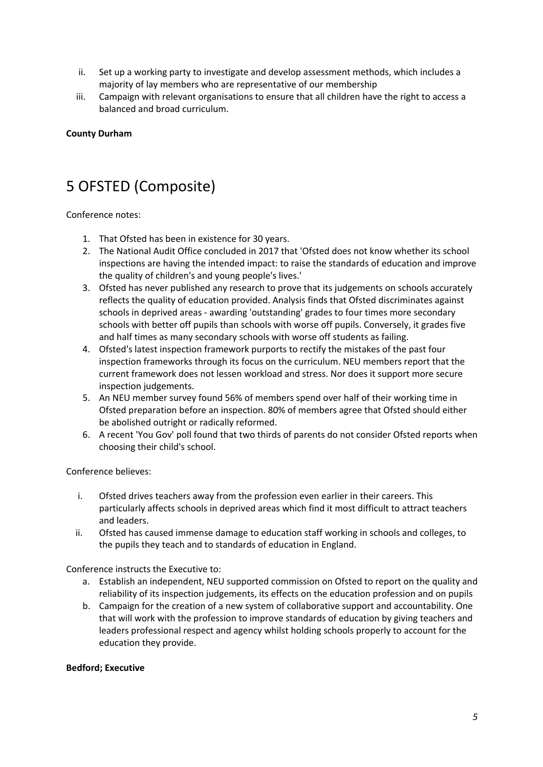ii. Set up a working party to investigate and develop assessment methods, which includes a majority of lay members who are representative of our membership
iii. Campaign with relevant organisations to ensure that all children have the right to access a balanced and broad curriculum.

**County Durham**

# 5 OFSTED (Composite)

Conference notes:

1. That Ofsted has been in existence for 30 years.
2. The National Audit Office concluded in 2017 that 'Ofsted does not know whether its school inspections are having the intended impact: to raise the standards of education and improve the quality of children's and young people's lives.'
3. Ofsted has never published any research to prove that its judgements on schools accurately reflects the quality of education provided. Analysis finds that Ofsted discriminates against schools in deprived areas - awarding 'outstanding' grades to four times more secondary schools with better off pupils than schools with worse off pupils. Conversely, it grades five and half times as many secondary schools with worse off students as failing.
4. Ofsted's latest inspection framework purports to rectify the mistakes of the past four inspection frameworks through its focus on the curriculum. NEU members report that the current framework does not lessen workload and stress. Nor does it support more secure inspection judgements.
5. An NEU member survey found 56% of members spend over half of their working time in Ofsted preparation before an inspection. 80% of members agree that Ofsted should either be abolished outright or radically reformed.
6. A recent 'You Gov' poll found that two thirds of parents do not consider Ofsted reports when choosing their child's school.

Conference believes:

i. Ofsted drives teachers away from the profession even earlier in their careers. This particularly affects schools in deprived areas which find it most difficult to attract teachers and leaders.
ii. Ofsted has caused immense damage to education staff working in schools and colleges, to the pupils they teach and to standards of education in England.

Conference instructs the Executive to:

a. Establish an independent, NEU supported commission on Ofsted to report on the quality and reliability of its inspection judgements, its effects on the education profession and on pupils
b. Campaign for the creation of a new system of collaborative support and accountability. One that will work with the profession to improve standards of education by giving teachers and leaders professional respect and agency whilst holding schools properly to account for the education they provide.

**Bedford; Executive**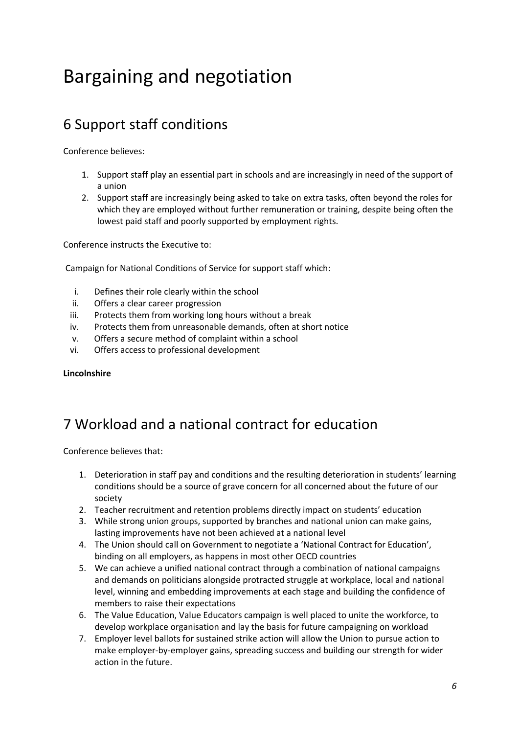# Bargaining and negotiation

## 6 Support staff conditions

Conference believes:

1. Support staff play an essential part in schools and are increasingly in need of the support of a union
2. Support staff are increasingly being asked to take on extra tasks, often beyond the roles for which they are employed without further remuneration or training, despite being often the lowest paid staff and poorly supported by employment rights.

Conference instructs the Executive to:

Campaign for National Conditions of Service for support staff which:

i. Defines their role clearly within the school
ii. Offers a clear career progression
iii. Protects them from working long hours without a break
iv. Protects them from unreasonable demands, often at short notice
v. Offers a secure method of complaint within a school
vi. Offers access to professional development

**Lincolnshire**

## 7 Workload and a national contract for education

Conference believes that:

1. Deterioration in staff pay and conditions and the resulting deterioration in students' learning conditions should be a source of grave concern for all concerned about the future of our society
2. Teacher recruitment and retention problems directly impact on students' education
3. While strong union groups, supported by branches and national union can make gains, lasting improvements have not been achieved at a national level
4. The Union should call on Government to negotiate a 'National Contract for Education', binding on all employers, as happens in most other OECD countries
5. We can achieve a unified national contract through a combination of national campaigns and demands on politicians alongside protracted struggle at workplace, local and national level, winning and embedding improvements at each stage and building the confidence of members to raise their expectations
6. The Value Education, Value Educators campaign is well placed to unite the workforce, to develop workplace organisation and lay the basis for future campaigning on workload
7. Employer level ballots for sustained strike action will allow the Union to pursue action to make employer-by-employer gains, spreading success and building our strength for wider action in the future.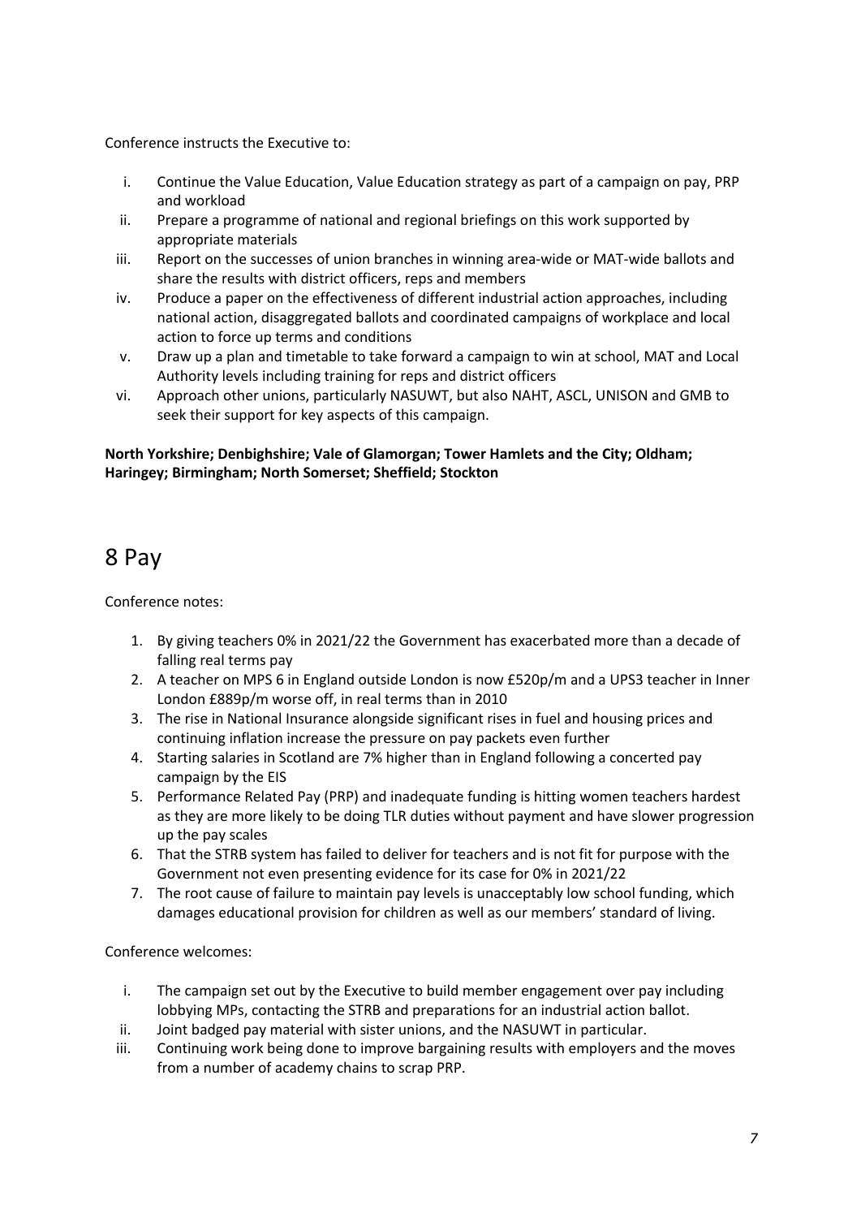Conference instructs the Executive to:

i. Continue the Value Education, Value Education strategy as part of a campaign on pay, PRP and workload
ii. Prepare a programme of national and regional briefings on this work supported by appropriate materials
iii. Report on the successes of union branches in winning area-wide or MAT-wide ballots and share the results with district officers, reps and members
iv. Produce a paper on the effectiveness of different industrial action approaches, including national action, disaggregated ballots and coordinated campaigns of workplace and local action to force up terms and conditions
v. Draw up a plan and timetable to take forward a campaign to win at school, MAT and Local Authority levels including training for reps and district officers
vi. Approach other unions, particularly NASUWT, but also NAHT, ASCL, UNISON and GMB to seek their support for key aspects of this campaign.

**North Yorkshire; Denbighshire; Vale of Glamorgan; Tower Hamlets and the City; Oldham; Haringey; Birmingham; North Somerset; Sheffield; Stockton**

# 8 Pay

Conference notes:

1. By giving teachers 0% in 2021/22 the Government has exacerbated more than a decade of falling real terms pay
2. A teacher on MPS 6 in England outside London is now £520p/m and a UPS3 teacher in Inner London £889p/m worse off, in real terms than in 2010
3. The rise in National Insurance alongside significant rises in fuel and housing prices and continuing inflation increase the pressure on pay packets even further
4. Starting salaries in Scotland are 7% higher than in England following a concerted pay campaign by the EIS
5. Performance Related Pay (PRP) and inadequate funding is hitting women teachers hardest as they are more likely to be doing TLR duties without payment and have slower progression up the pay scales
6. That the STRB system has failed to deliver for teachers and is not fit for purpose with the Government not even presenting evidence for its case for 0% in 2021/22
7. The root cause of failure to maintain pay levels is unacceptably low school funding, which damages educational provision for children as well as our members' standard of living.

Conference welcomes:

i. The campaign set out by the Executive to build member engagement over pay including lobbying MPs, contacting the STRB and preparations for an industrial action ballot.
ii. Joint badged pay material with sister unions, and the NASUWT in particular.
iii. Continuing work being done to improve bargaining results with employers and the moves from a number of academy chains to scrap PRP.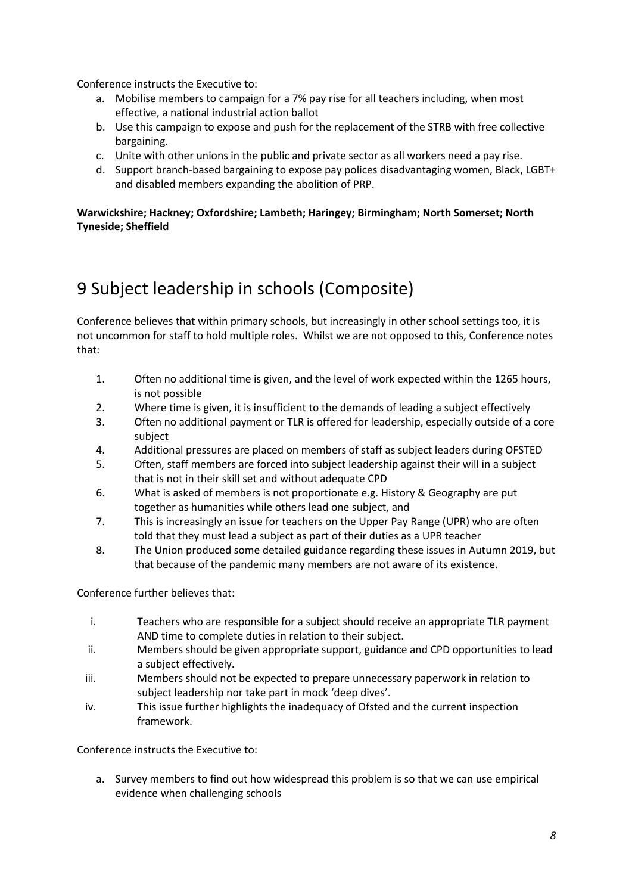Conference instructs the Executive to:

a. Mobilise members to campaign for a 7% pay rise for all teachers including, when most effective, a national industrial action ballot
b. Use this campaign to expose and push for the replacement of the STRB with free collective bargaining.
c. Unite with other unions in the public and private sector as all workers need a pay rise.
d. Support branch-based bargaining to expose pay polices disadvantaging women, Black, LGBT+ and disabled members expanding the abolition of PRP.

**Warwickshire; Hackney; Oxfordshire; Lambeth; Haringey; Birmingham; North Somerset; North Tyneside; Sheffield**

# 9 Subject leadership in schools (Composite)

Conference believes that within primary schools, but increasingly in other school settings too, it is not uncommon for staff to hold multiple roles. Whilst we are not opposed to this, Conference notes that:

1. Often no additional time is given, and the level of work expected within the 1265 hours, is not possible
2. Where time is given, it is insufficient to the demands of leading a subject effectively
3. Often no additional payment or TLR is offered for leadership, especially outside of a core subject
4. Additional pressures are placed on members of staff as subject leaders during OFSTED
5. Often, staff members are forced into subject leadership against their will in a subject that is not in their skill set and without adequate CPD
6. What is asked of members is not proportionate e.g. History & Geography are put together as humanities while others lead one subject, and
7. This is increasingly an issue for teachers on the Upper Pay Range (UPR) who are often told that they must lead a subject as part of their duties as a UPR teacher
8. The Union produced some detailed guidance regarding these issues in Autumn 2019, but that because of the pandemic many members are not aware of its existence.

Conference further believes that:

i. Teachers who are responsible for a subject should receive an appropriate TLR payment AND time to complete duties in relation to their subject.
ii. Members should be given appropriate support, guidance and CPD opportunities to lead a subject effectively.
iii. Members should not be expected to prepare unnecessary paperwork in relation to subject leadership nor take part in mock 'deep dives'.
iv. This issue further highlights the inadequacy of Ofsted and the current inspection framework.

Conference instructs the Executive to:

a. Survey members to find out how widespread this problem is so that we can use empirical evidence when challenging schools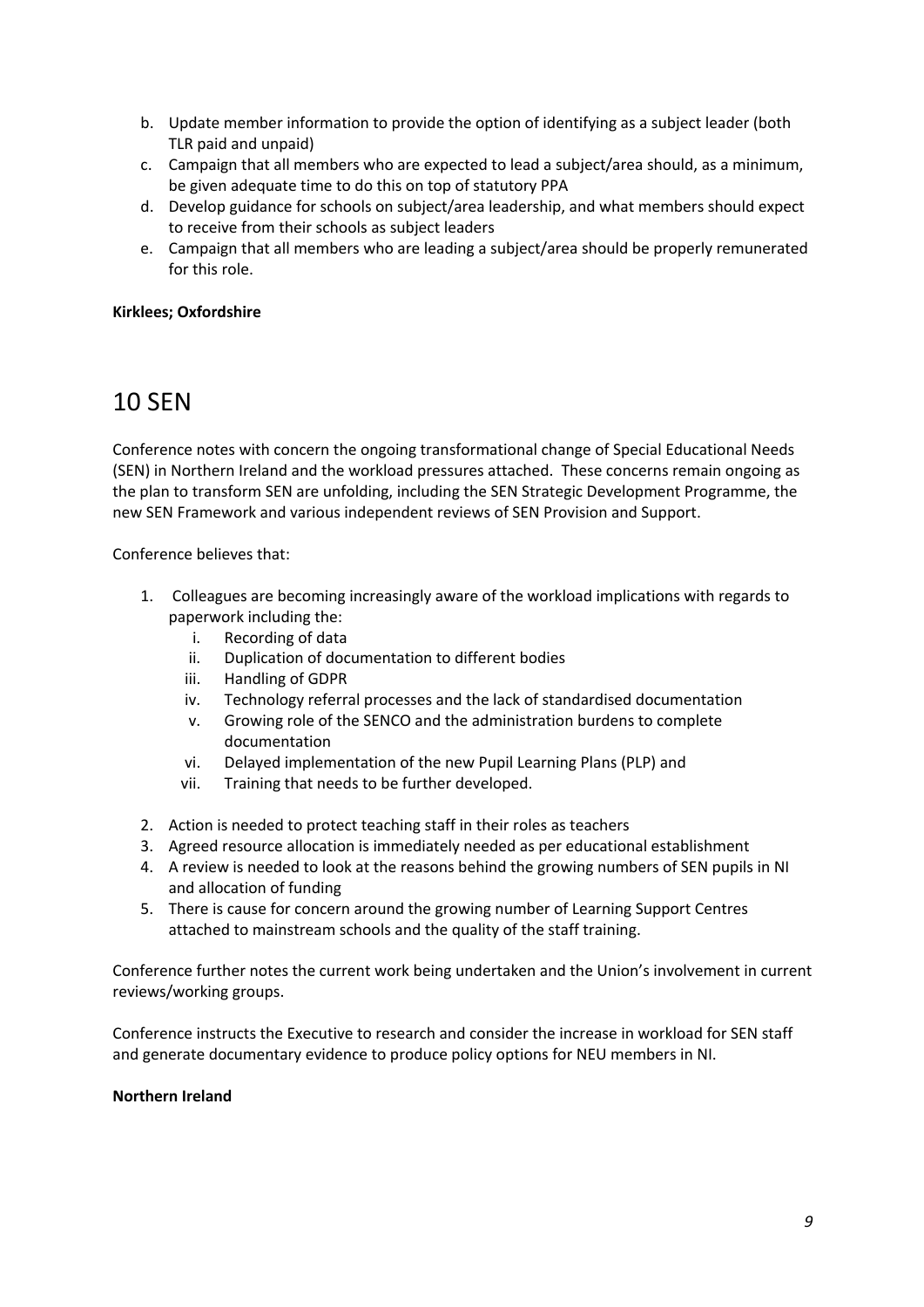b. Update member information to provide the option of identifying as a subject leader (both TLR paid and unpaid)
c. Campaign that all members who are expected to lead a subject/area should, as a minimum, be given adequate time to do this on top of statutory PPA
d. Develop guidance for schools on subject/area leadership, and what members should expect to receive from their schools as subject leaders
e. Campaign that all members who are leading a subject/area should be properly remunerated for this role.

**Kirklees; Oxfordshire**

# 10 SEN

Conference notes with concern the ongoing transformational change of Special Educational Needs (SEN) in Northern Ireland and the workload pressures attached. These concerns remain ongoing as the plan to transform SEN are unfolding, including the SEN Strategic Development Programme, the new SEN Framework and various independent reviews of SEN Provision and Support.

Conference believes that:

1. Colleagues are becoming increasingly aware of the workload implications with regards to paperwork including the:
   i. Recording of data
   ii. Duplication of documentation to different bodies
   iii. Handling of GDPR
   iv. Technology referral processes and the lack of standardised documentation
   v. Growing role of the SENCO and the administration burdens to complete documentation
   vi. Delayed implementation of the new Pupil Learning Plans (PLP) and
   vii. Training that needs to be further developed.
2. Action is needed to protect teaching staff in their roles as teachers
3. Agreed resource allocation is immediately needed as per educational establishment
4. A review is needed to look at the reasons behind the growing numbers of SEN pupils in NI and allocation of funding
5. There is cause for concern around the growing number of Learning Support Centres attached to mainstream schools and the quality of the staff training.

Conference further notes the current work being undertaken and the Union's involvement in current reviews/working groups.

Conference instructs the Executive to research and consider the increase in workload for SEN staff and generate documentary evidence to produce policy options for NEU members in NI.

**Northern Ireland**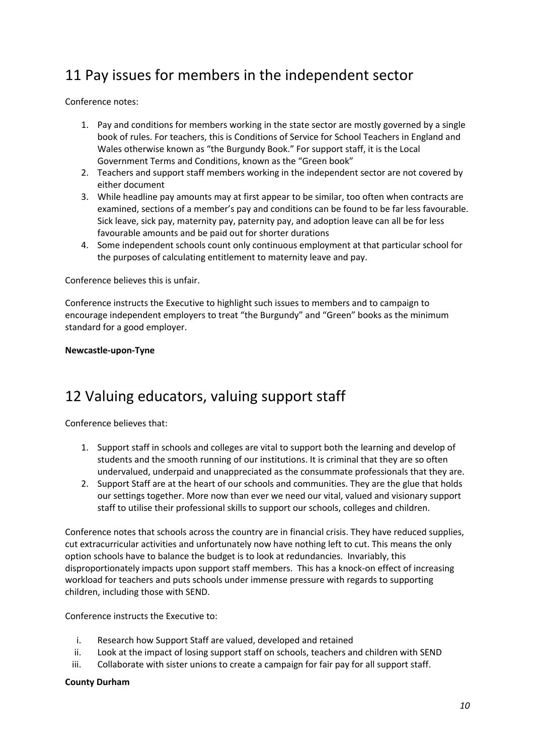# 11 Pay issues for members in the independent sector

Conference notes:

1. Pay and conditions for members working in the state sector are mostly governed by a single book of rules. For teachers, this is Conditions of Service for School Teachers in England and Wales otherwise known as "the Burgundy Book." For support staff, it is the Local Government Terms and Conditions, known as the "Green book"
2. Teachers and support staff members working in the independent sector are not covered by either document
3. While headline pay amounts may at first appear to be similar, too often when contracts are examined, sections of a member's pay and conditions can be found to be far less favourable. Sick leave, sick pay, maternity pay, paternity pay, and adoption leave can all be for less favourable amounts and be paid out for shorter durations
4. Some independent schools count only continuous employment at that particular school for the purposes of calculating entitlement to maternity leave and pay.

Conference believes this is unfair.

Conference instructs the Executive to highlight such issues to members and to campaign to encourage independent employers to treat "the Burgundy" and "Green" books as the minimum standard for a good employer.

**Newcastle-upon-Tyne**

# 12 Valuing educators, valuing support staff

Conference believes that:

1. Support staff in schools and colleges are vital to support both the learning and develop of students and the smooth running of our institutions. It is criminal that they are so often undervalued, underpaid and unappreciated as the consummate professionals that they are.
2. Support Staff are at the heart of our schools and communities. They are the glue that holds our settings together. More now than ever we need our vital, valued and visionary support staff to utilise their professional skills to support our schools, colleges and children.

Conference notes that schools across the country are in financial crisis. They have reduced supplies, cut extracurricular activities and unfortunately now have nothing left to cut. This means the only option schools have to balance the budget is to look at redundancies. Invariably, this disproportionately impacts upon support staff members. This has a knock-on effect of increasing workload for teachers and puts schools under immense pressure with regards to supporting children, including those with SEND.

Conference instructs the Executive to:

i. Research how Support Staff are valued, developed and retained
ii. Look at the impact of losing support staff on schools, teachers and children with SEND
iii. Collaborate with sister unions to create a campaign for fair pay for all support staff.

**County Durham**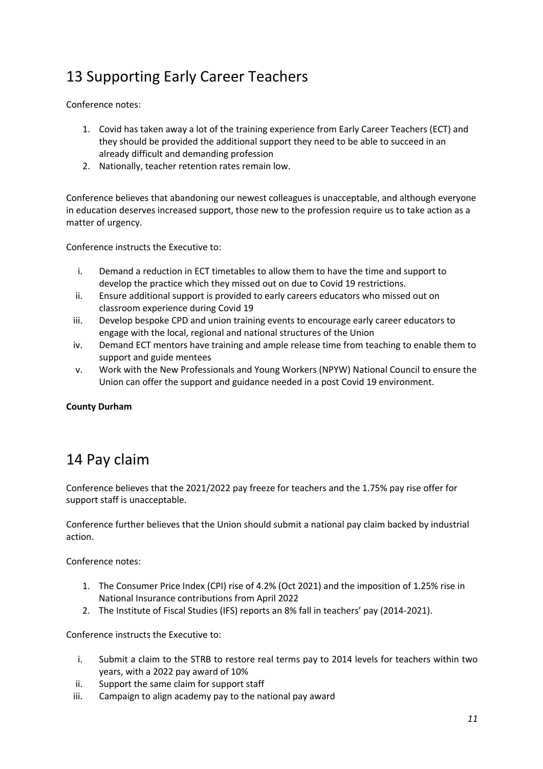## 13 Supporting Early Career Teachers

Conference notes:

1. Covid has taken away a lot of the training experience from Early Career Teachers (ECT) and they should be provided the additional support they need to be able to succeed in an already difficult and demanding profession
2. Nationally, teacher retention rates remain low.

Conference believes that abandoning our newest colleagues is unacceptable, and although everyone in education deserves increased support, those new to the profession require us to take action as a matter of urgency.

Conference instructs the Executive to:

i. Demand a reduction in ECT timetables to allow them to have the time and support to develop the practice which they missed out on due to Covid 19 restrictions.
ii. Ensure additional support is provided to early careers educators who missed out on classroom experience during Covid 19
iii. Develop bespoke CPD and union training events to encourage early career educators to engage with the local, regional and national structures of the Union
iv. Demand ECT mentors have training and ample release time from teaching to enable them to support and guide mentees
v. Work with the New Professionals and Young Workers (NPYW) National Council to ensure the Union can offer the support and guidance needed in a post Covid 19 environment.

**County Durham**

## 14 Pay claim

Conference believes that the 2021/2022 pay freeze for teachers and the 1.75% pay rise offer for support staff is unacceptable.

Conference further believes that the Union should submit a national pay claim backed by industrial action.

Conference notes:

1. The Consumer Price Index (CPI) rise of 4.2% (Oct 2021) and the imposition of 1.25% rise in National Insurance contributions from April 2022
2. The Institute of Fiscal Studies (IFS) reports an 8% fall in teachers' pay (2014-2021).

Conference instructs the Executive to:

i. Submit a claim to the STRB to restore real terms pay to 2014 levels for teachers within two years, with a 2022 pay award of 10%
ii. Support the same claim for support staff
iii. Campaign to align academy pay to the national pay award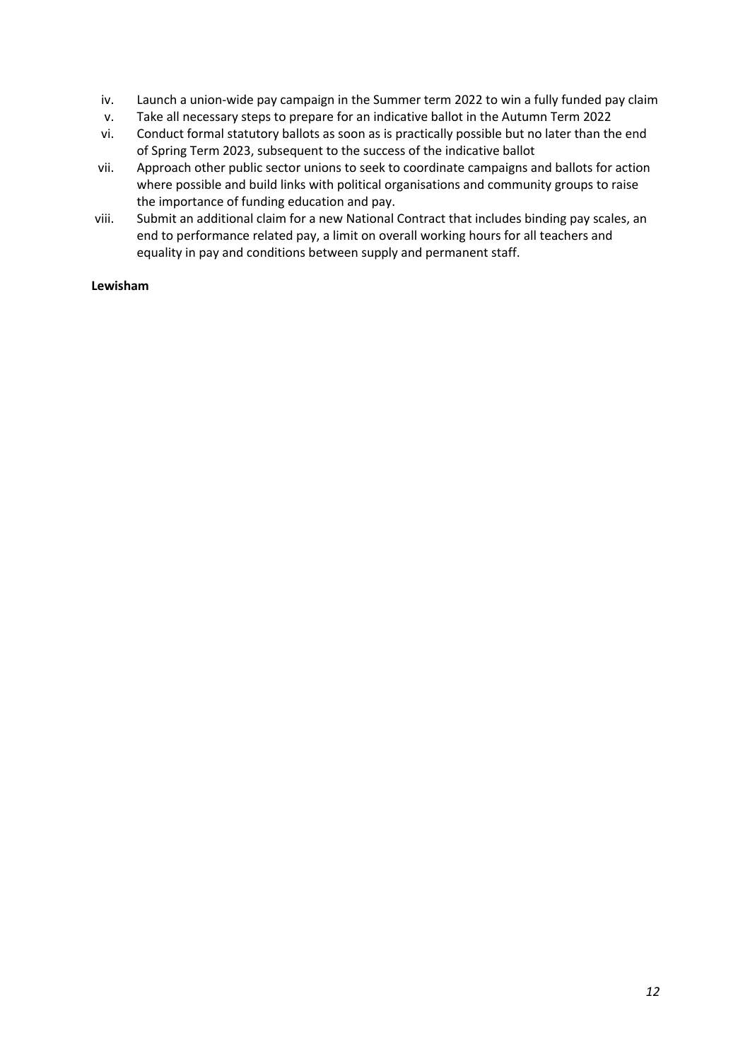iv. Launch a union-wide pay campaign in the Summer term 2022 to win a fully funded pay claim
v. Take all necessary steps to prepare for an indicative ballot in the Autumn Term 2022
vi. Conduct formal statutory ballots as soon as is practically possible but no later than the end of Spring Term 2023, subsequent to the success of the indicative ballot
vii. Approach other public sector unions to seek to coordinate campaigns and ballots for action where possible and build links with political organisations and community groups to raise the importance of funding education and pay.
viii. Submit an additional claim for a new National Contract that includes binding pay scales, an end to performance related pay, a limit on overall working hours for all teachers and equality in pay and conditions between supply and permanent staff.

**Lewisham**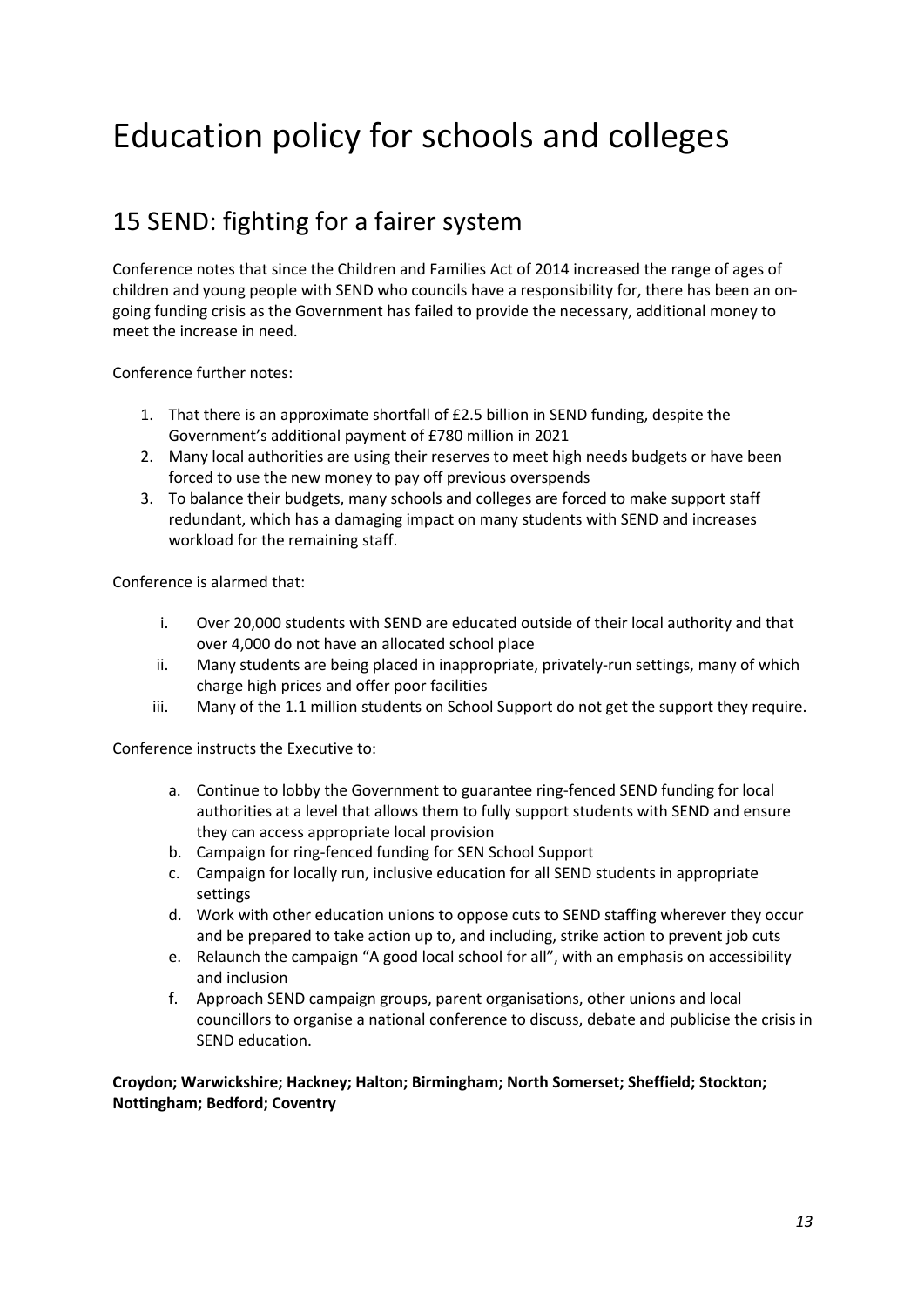# Education policy for schools and colleges

## 15 SEND: fighting for a fairer system

Conference notes that since the Children and Families Act of 2014 increased the range of ages of children and young people with SEND who councils have a responsibility for, there has been an on-going funding crisis as the Government has failed to provide the necessary, additional money to meet the increase in need.

Conference further notes:

1. That there is an approximate shortfall of £2.5 billion in SEND funding, despite the Government's additional payment of £780 million in 2021
2. Many local authorities are using their reserves to meet high needs budgets or have been forced to use the new money to pay off previous overspends
3. To balance their budgets, many schools and colleges are forced to make support staff redundant, which has a damaging impact on many students with SEND and increases workload for the remaining staff.

Conference is alarmed that:

i. Over 20,000 students with SEND are educated outside of their local authority and that over 4,000 do not have an allocated school place
ii. Many students are being placed in inappropriate, privately-run settings, many of which charge high prices and offer poor facilities
iii. Many of the 1.1 million students on School Support do not get the support they require.

Conference instructs the Executive to:

a. Continue to lobby the Government to guarantee ring-fenced SEND funding for local authorities at a level that allows them to fully support students with SEND and ensure they can access appropriate local provision
b. Campaign for ring-fenced funding for SEN School Support
c. Campaign for locally run, inclusive education for all SEND students in appropriate settings
d. Work with other education unions to oppose cuts to SEND staffing wherever they occur and be prepared to take action up to, and including, strike action to prevent job cuts
e. Relaunch the campaign "A good local school for all", with an emphasis on accessibility and inclusion
f. Approach SEND campaign groups, parent organisations, other unions and local councillors to organise a national conference to discuss, debate and publicise the crisis in SEND education.

**Croydon; Warwickshire; Hackney; Halton; Birmingham; North Somerset; Sheffield; Stockton; Nottingham; Bedford; Coventry**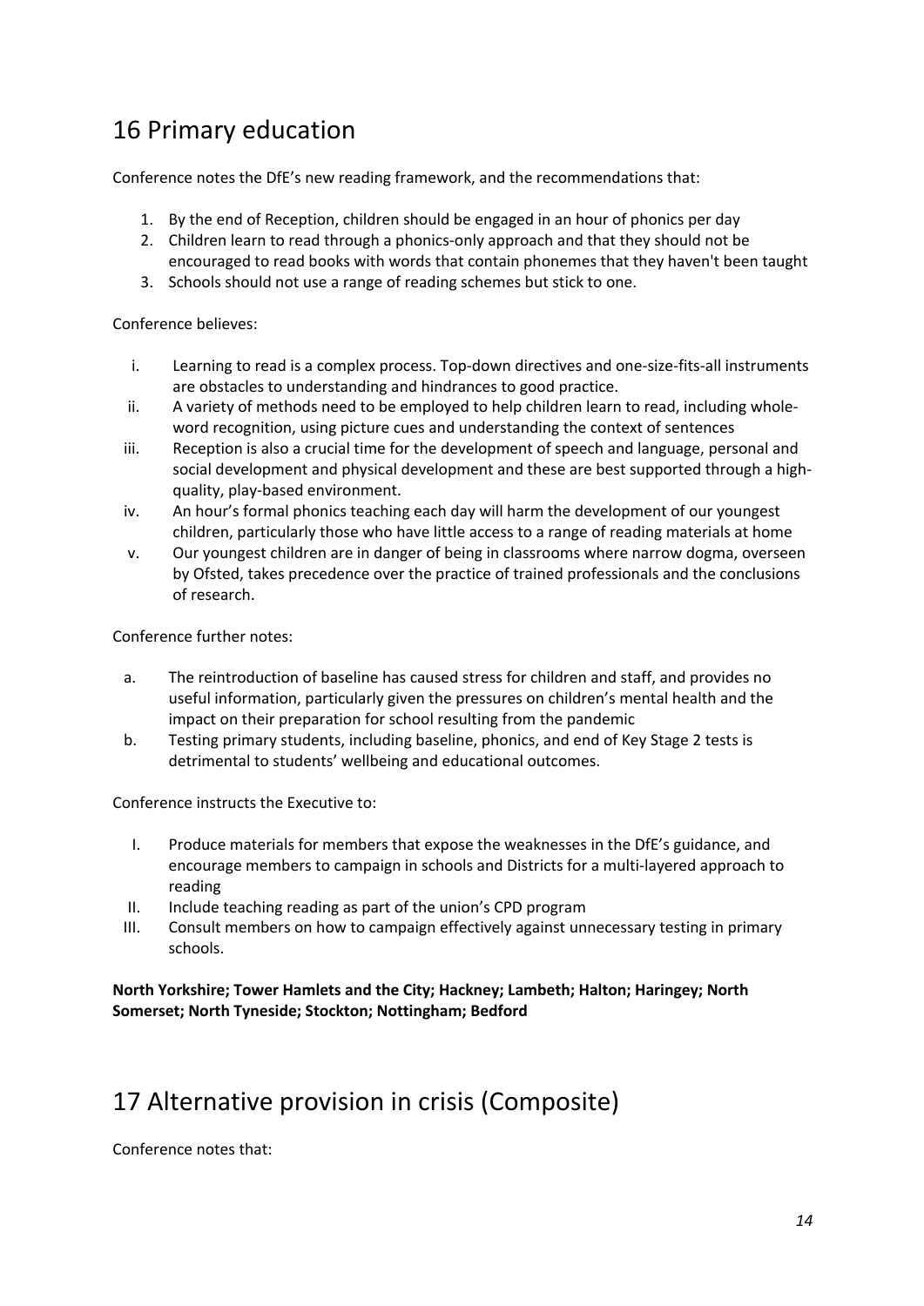## 16 Primary education

Conference notes the DfE's new reading framework, and the recommendations that:

1. By the end of Reception, children should be engaged in an hour of phonics per day
2. Children learn to read through a phonics-only approach and that they should not be encouraged to read books with words that contain phonemes that they haven't been taught
3. Schools should not use a range of reading schemes but stick to one.

Conference believes:

i. Learning to read is a complex process. Top-down directives and one-size-fits-all instruments are obstacles to understanding and hindrances to good practice.
ii. A variety of methods need to be employed to help children learn to read, including whole-word recognition, using picture cues and understanding the context of sentences
iii. Reception is also a crucial time for the development of speech and language, personal and social development and physical development and these are best supported through a high-quality, play-based environment.
iv. An hour's formal phonics teaching each day will harm the development of our youngest children, particularly those who have little access to a range of reading materials at home
v. Our youngest children are in danger of being in classrooms where narrow dogma, overseen by Ofsted, takes precedence over the practice of trained professionals and the conclusions of research.

Conference further notes:

a. The reintroduction of baseline has caused stress for children and staff, and provides no useful information, particularly given the pressures on children's mental health and the impact on their preparation for school resulting from the pandemic
b. Testing primary students, including baseline, phonics, and end of Key Stage 2 tests is detrimental to students' wellbeing and educational outcomes.

Conference instructs the Executive to:

I. Produce materials for members that expose the weaknesses in the DfE's guidance, and encourage members to campaign in schools and Districts for a multi-layered approach to reading
II. Include teaching reading as part of the union's CPD program
III. Consult members on how to campaign effectively against unnecessary testing in primary schools.

**North Yorkshire; Tower Hamlets and the City; Hackney; Lambeth; Halton; Haringey; North Somerset; North Tyneside; Stockton; Nottingham; Bedford**

## 17 Alternative provision in crisis (Composite)

Conference notes that: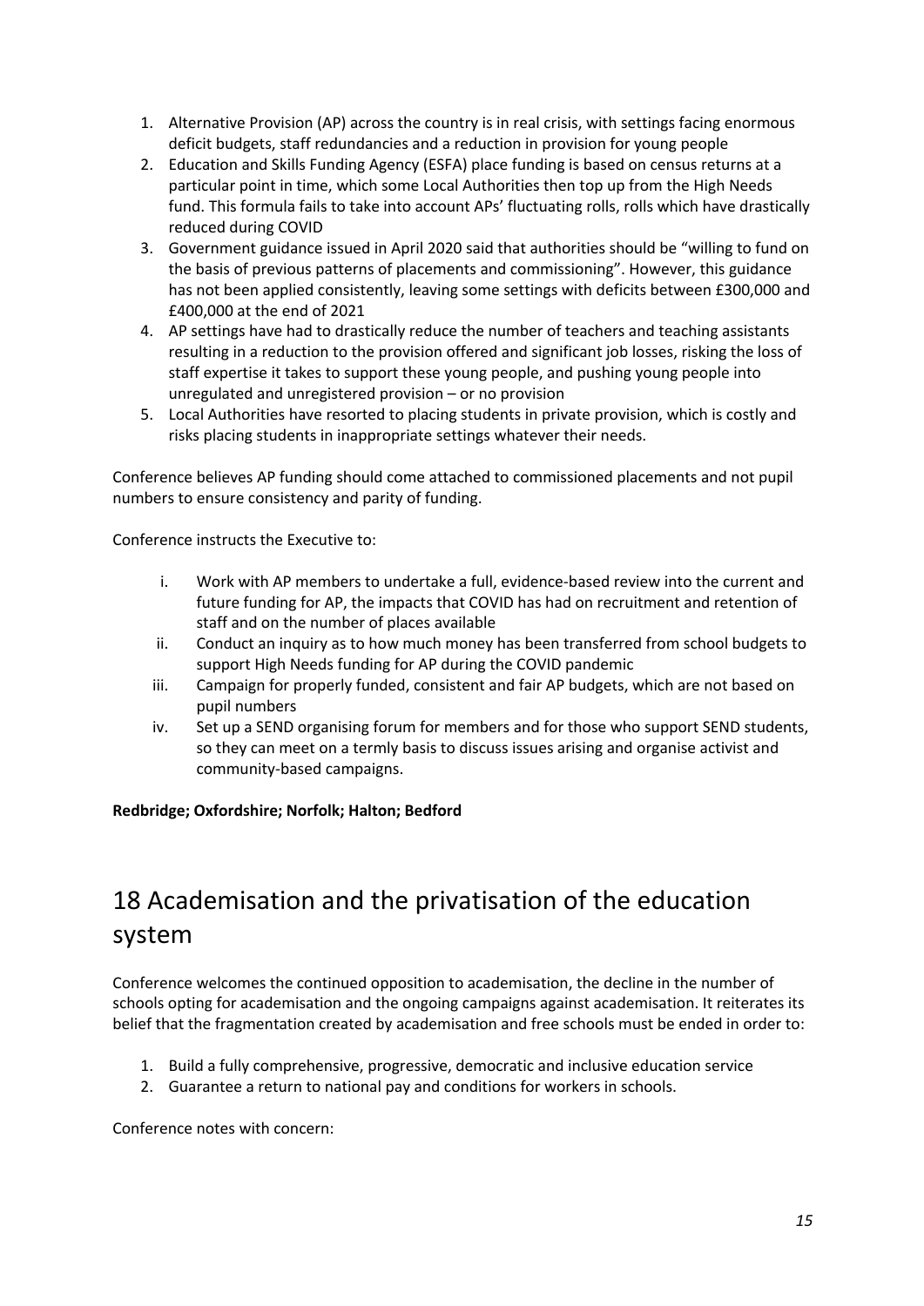1. Alternative Provision (AP) across the country is in real crisis, with settings facing enormous deficit budgets, staff redundancies and a reduction in provision for young people
2. Education and Skills Funding Agency (ESFA) place funding is based on census returns at a particular point in time, which some Local Authorities then top up from the High Needs fund. This formula fails to take into account APs' fluctuating rolls, rolls which have drastically reduced during COVID
3. Government guidance issued in April 2020 said that authorities should be "willing to fund on the basis of previous patterns of placements and commissioning". However, this guidance has not been applied consistently, leaving some settings with deficits between £300,000 and £400,000 at the end of 2021
4. AP settings have had to drastically reduce the number of teachers and teaching assistants resulting in a reduction to the provision offered and significant job losses, risking the loss of staff expertise it takes to support these young people, and pushing young people into unregulated and unregistered provision – or no provision
5. Local Authorities have resorted to placing students in private provision, which is costly and risks placing students in inappropriate settings whatever their needs.

Conference believes AP funding should come attached to commissioned placements and not pupil numbers to ensure consistency and parity of funding.

Conference instructs the Executive to:

i. Work with AP members to undertake a full, evidence-based review into the current and future funding for AP, the impacts that COVID has had on recruitment and retention of staff and on the number of places available
ii. Conduct an inquiry as to how much money has been transferred from school budgets to support High Needs funding for AP during the COVID pandemic
iii. Campaign for properly funded, consistent and fair AP budgets, which are not based on pupil numbers
iv. Set up a SEND organising forum for members and for those who support SEND students, so they can meet on a termly basis to discuss issues arising and organise activist and community-based campaigns.

**Redbridge; Oxfordshire; Norfolk; Halton; Bedford**

# 18 Academisation and the privatisation of the education system

Conference welcomes the continued opposition to academisation, the decline in the number of schools opting for academisation and the ongoing campaigns against academisation. It reiterates its belief that the fragmentation created by academisation and free schools must be ended in order to:

1. Build a fully comprehensive, progressive, democratic and inclusive education service
2. Guarantee a return to national pay and conditions for workers in schools.

Conference notes with concern: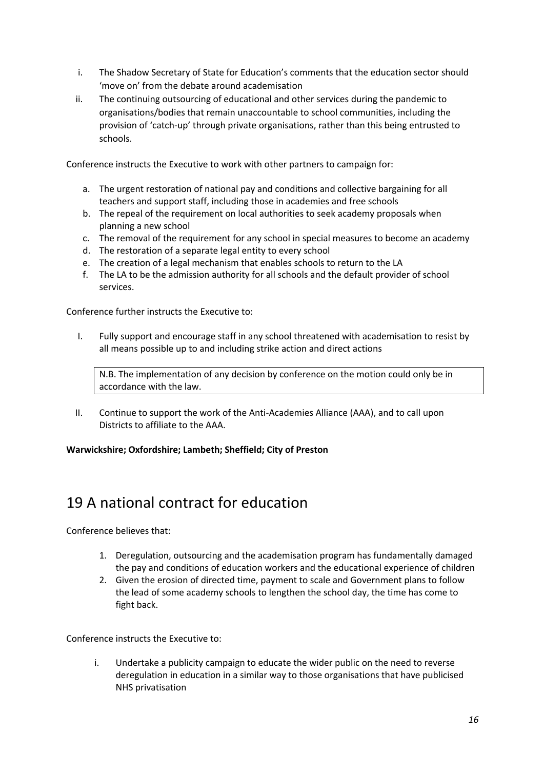i. The Shadow Secretary of State for Education's comments that the education sector should 'move on' from the debate around academisation
ii. The continuing outsourcing of educational and other services during the pandemic to organisations/bodies that remain unaccountable to school communities, including the provision of 'catch-up' through private organisations, rather than this being entrusted to schools.

Conference instructs the Executive to work with other partners to campaign for:

a. The urgent restoration of national pay and conditions and collective bargaining for all teachers and support staff, including those in academies and free schools
b. The repeal of the requirement on local authorities to seek academy proposals when planning a new school
c. The removal of the requirement for any school in special measures to become an academy
d. The restoration of a separate legal entity to every school
e. The creation of a legal mechanism that enables schools to return to the LA
f. The LA to be the admission authority for all schools and the default provider of school services.

Conference further instructs the Executive to:

I. Fully support and encourage staff in any school threatened with academisation to resist by all means possible up to and including strike action and direct actions

> N.B. The implementation of any decision by conference on the motion could only be in accordance with the law.

II. Continue to support the work of the Anti-Academies Alliance (AAA), and to call upon Districts to affiliate to the AAA.

**Warwickshire; Oxfordshire; Lambeth; Sheffield; City of Preston**

# 19 A national contract for education

Conference believes that:

1. Deregulation, outsourcing and the academisation program has fundamentally damaged the pay and conditions of education workers and the educational experience of children
2. Given the erosion of directed time, payment to scale and Government plans to follow the lead of some academy schools to lengthen the school day, the time has come to fight back.

Conference instructs the Executive to:

i. Undertake a publicity campaign to educate the wider public on the need to reverse deregulation in education in a similar way to those organisations that have publicised NHS privatisation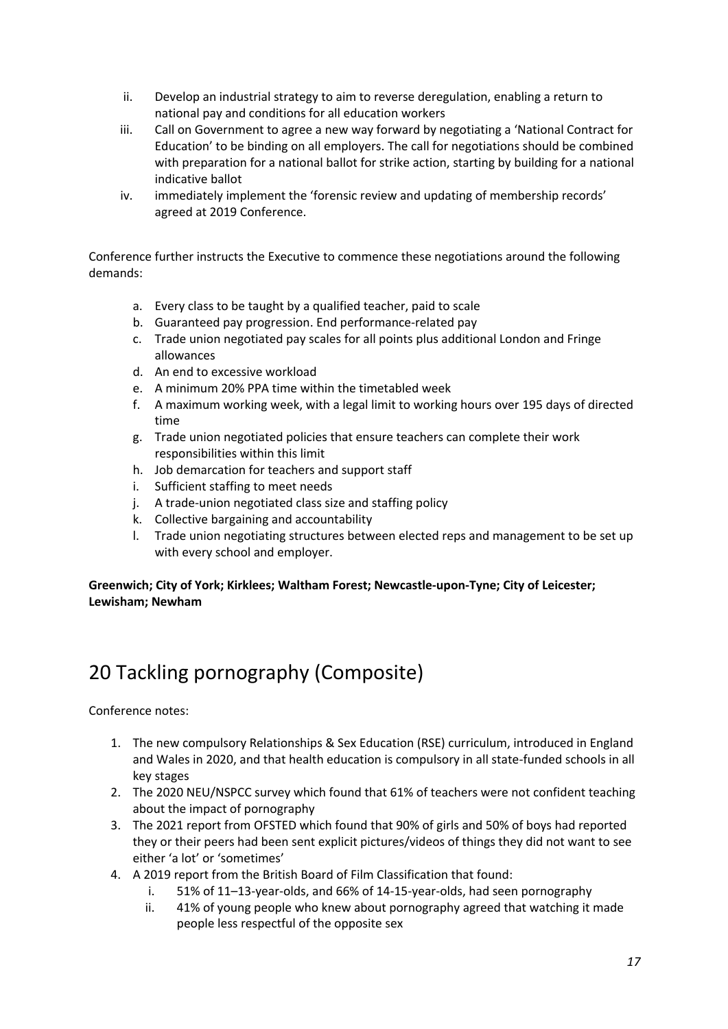ii. Develop an industrial strategy to aim to reverse deregulation, enabling a return to national pay and conditions for all education workers
iii. Call on Government to agree a new way forward by negotiating a 'National Contract for Education' to be binding on all employers. The call for negotiations should be combined with preparation for a national ballot for strike action, starting by building for a national indicative ballot
iv. immediately implement the 'forensic review and updating of membership records' agreed at 2019 Conference.

Conference further instructs the Executive to commence these negotiations around the following demands:

a. Every class to be taught by a qualified teacher, paid to scale
b. Guaranteed pay progression. End performance-related pay
c. Trade union negotiated pay scales for all points plus additional London and Fringe allowances
d. An end to excessive workload
e. A minimum 20% PPA time within the timetabled week
f. A maximum working week, with a legal limit to working hours over 195 days of directed time
g. Trade union negotiated policies that ensure teachers can complete their work responsibilities within this limit
h. Job demarcation for teachers and support staff
i. Sufficient staffing to meet needs
j. A trade-union negotiated class size and staffing policy
k. Collective bargaining and accountability
l. Trade union negotiating structures between elected reps and management to be set up with every school and employer.

**Greenwich; City of York; Kirklees; Waltham Forest; Newcastle-upon-Tyne; City of Leicester; Lewisham; Newham**

# 20 Tackling pornography (Composite)

Conference notes:

1. The new compulsory Relationships & Sex Education (RSE) curriculum, introduced in England and Wales in 2020, and that health education is compulsory in all state-funded schools in all key stages
2. The 2020 NEU/NSPCC survey which found that 61% of teachers were not confident teaching about the impact of pornography
3. The 2021 report from OFSTED which found that 90% of girls and 50% of boys had reported they or their peers had been sent explicit pictures/videos of things they did not want to see either 'a lot' or 'sometimes'
4. A 2019 report from the British Board of Film Classification that found:
   i. 51% of 11–13-year-olds, and 66% of 14-15-year-olds, had seen pornography
   ii. 41% of young people who knew about pornography agreed that watching it made people less respectful of the opposite sex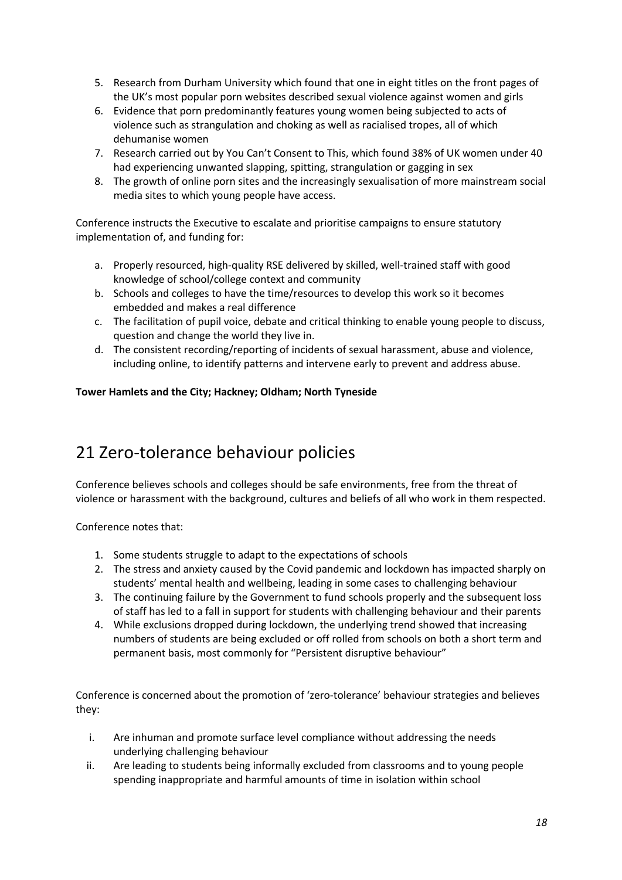5. Research from Durham University which found that one in eight titles on the front pages of the UK's most popular porn websites described sexual violence against women and girls
6. Evidence that porn predominantly features young women being subjected to acts of violence such as strangulation and choking as well as racialised tropes, all of which dehumanise women
7. Research carried out by You Can't Consent to This, which found 38% of UK women under 40 had experiencing unwanted slapping, spitting, strangulation or gagging in sex
8. The growth of online porn sites and the increasingly sexualisation of more mainstream social media sites to which young people have access.

Conference instructs the Executive to escalate and prioritise campaigns to ensure statutory implementation of, and funding for:

a. Properly resourced, high-quality RSE delivered by skilled, well-trained staff with good knowledge of school/college context and community
b. Schools and colleges to have the time/resources to develop this work so it becomes embedded and makes a real difference
c. The facilitation of pupil voice, debate and critical thinking to enable young people to discuss, question and change the world they live in.
d. The consistent recording/reporting of incidents of sexual harassment, abuse and violence, including online, to identify patterns and intervene early to prevent and address abuse.

**Tower Hamlets and the City; Hackney; Oldham; North Tyneside**

# 21 Zero-tolerance behaviour policies

Conference believes schools and colleges should be safe environments, free from the threat of violence or harassment with the background, cultures and beliefs of all who work in them respected.

Conference notes that:

1. Some students struggle to adapt to the expectations of schools
2. The stress and anxiety caused by the Covid pandemic and lockdown has impacted sharply on students' mental health and wellbeing, leading in some cases to challenging behaviour
3. The continuing failure by the Government to fund schools properly and the subsequent loss of staff has led to a fall in support for students with challenging behaviour and their parents
4. While exclusions dropped during lockdown, the underlying trend showed that increasing numbers of students are being excluded or off rolled from schools on both a short term and permanent basis, most commonly for "Persistent disruptive behaviour"

Conference is concerned about the promotion of 'zero-tolerance' behaviour strategies and believes they:

i. Are inhuman and promote surface level compliance without addressing the needs underlying challenging behaviour
ii. Are leading to students being informally excluded from classrooms and to young people spending inappropriate and harmful amounts of time in isolation within school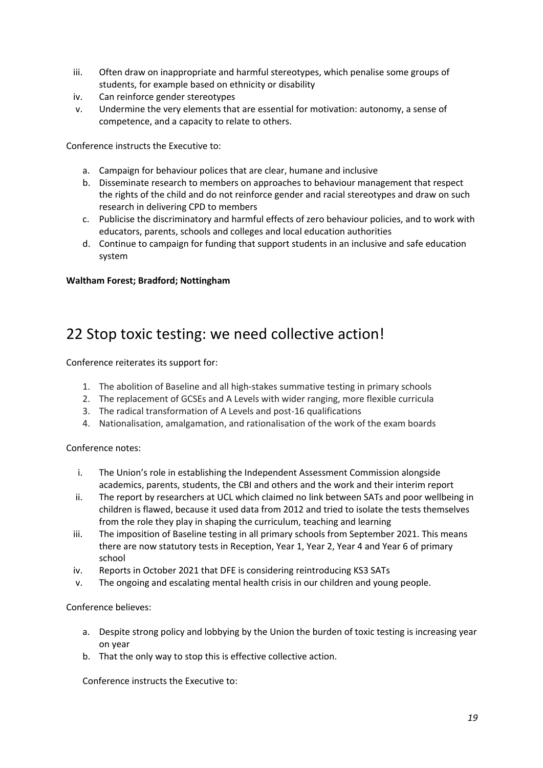iii. Often draw on inappropriate and harmful stereotypes, which penalise some groups of students, for example based on ethnicity or disability
iv. Can reinforce gender stereotypes
v. Undermine the very elements that are essential for motivation: autonomy, a sense of competence, and a capacity to relate to others.

Conference instructs the Executive to:

a. Campaign for behaviour polices that are clear, humane and inclusive
b. Disseminate research to members on approaches to behaviour management that respect the rights of the child and do not reinforce gender and racial stereotypes and draw on such research in delivering CPD to members
c. Publicise the discriminatory and harmful effects of zero behaviour policies, and to work with educators, parents, schools and colleges and local education authorities
d. Continue to campaign for funding that support students in an inclusive and safe education system

**Waltham Forest; Bradford; Nottingham**

## 22 Stop toxic testing: we need collective action!

Conference reiterates its support for:

1. The abolition of Baseline and all high-stakes summative testing in primary schools
2. The replacement of GCSEs and A Levels with wider ranging, more flexible curricula
3. The radical transformation of A Levels and post-16 qualifications
4. Nationalisation, amalgamation, and rationalisation of the work of the exam boards

Conference notes:

i. The Union's role in establishing the Independent Assessment Commission alongside academics, parents, students, the CBI and others and the work and their interim report
ii. The report by researchers at UCL which claimed no link between SATs and poor wellbeing in children is flawed, because it used data from 2012 and tried to isolate the tests themselves from the role they play in shaping the curriculum, teaching and learning
iii. The imposition of Baseline testing in all primary schools from September 2021. This means there are now statutory tests in Reception, Year 1, Year 2, Year 4 and Year 6 of primary school
iv. Reports in October 2021 that DFE is considering reintroducing KS3 SATs
v. The ongoing and escalating mental health crisis in our children and young people.

Conference believes:

a. Despite strong policy and lobbying by the Union the burden of toxic testing is increasing year on year
b. That the only way to stop this is effective collective action.

Conference instructs the Executive to: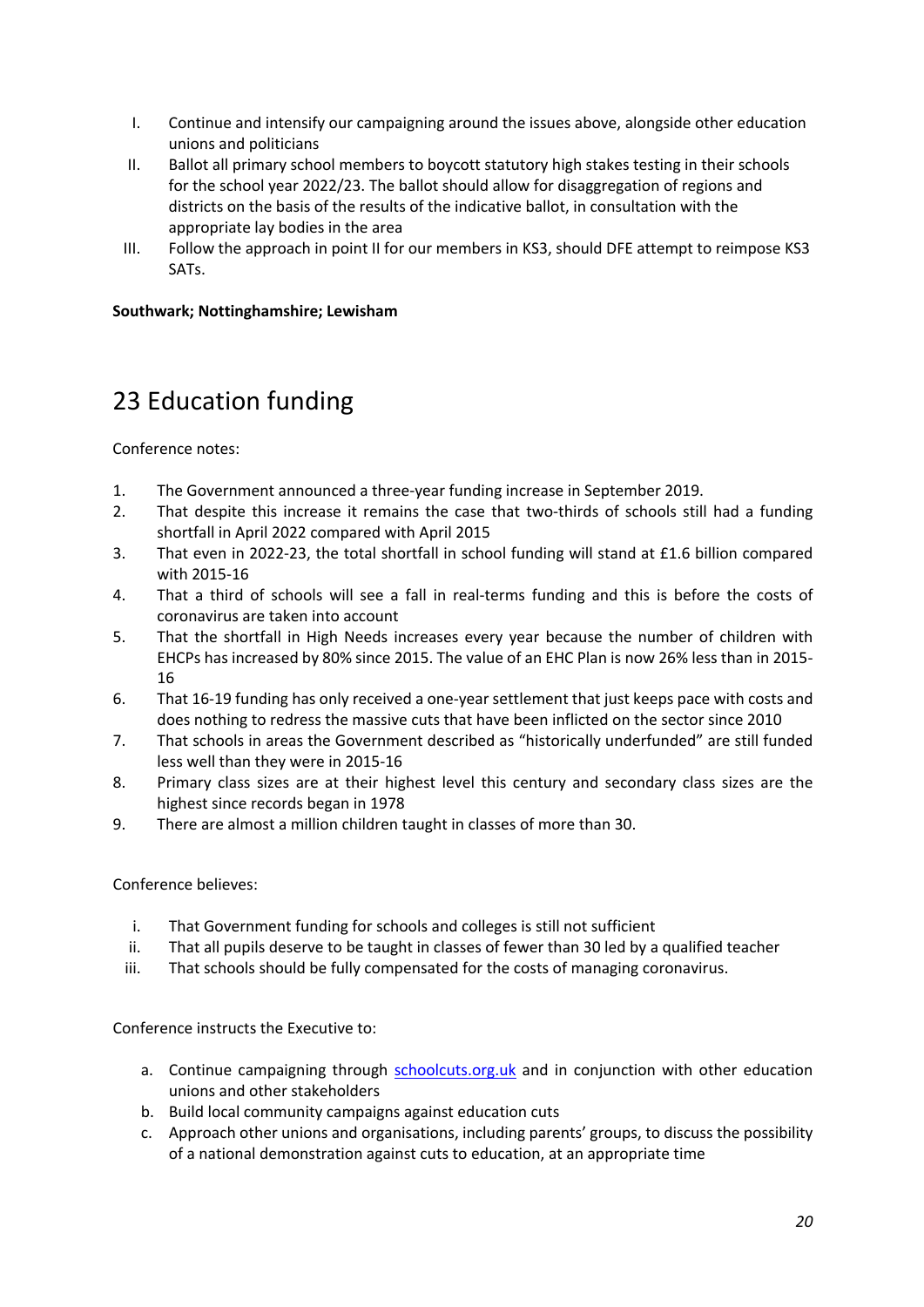I. Continue and intensify our campaigning around the issues above, alongside other education unions and politicians
II. Ballot all primary school members to boycott statutory high stakes testing in their schools for the school year 2022/23. The ballot should allow for disaggregation of regions and districts on the basis of the results of the indicative ballot, in consultation with the appropriate lay bodies in the area
III. Follow the approach in point II for our members in KS3, should DFE attempt to reimpose KS3 SATs.

**Southwark; Nottinghamshire; Lewisham**

## 23 Education funding

Conference notes:

1. The Government announced a three-year funding increase in September 2019.
2. That despite this increase it remains the case that two-thirds of schools still had a funding shortfall in April 2022 compared with April 2015
3. That even in 2022-23, the total shortfall in school funding will stand at £1.6 billion compared with 2015-16
4. That a third of schools will see a fall in real-terms funding and this is before the costs of coronavirus are taken into account
5. That the shortfall in High Needs increases every year because the number of children with EHCPs has increased by 80% since 2015. The value of an EHC Plan is now 26% less than in 2015-16
6. That 16-19 funding has only received a one-year settlement that just keeps pace with costs and does nothing to redress the massive cuts that have been inflicted on the sector since 2010
7. That schools in areas the Government described as "historically underfunded" are still funded less well than they were in 2015-16
8. Primary class sizes are at their highest level this century and secondary class sizes are the highest since records began in 1978
9. There are almost a million children taught in classes of more than 30.

Conference believes:

i. That Government funding for schools and colleges is still not sufficient
ii. That all pupils deserve to be taught in classes of fewer than 30 led by a qualified teacher
iii. That schools should be fully compensated for the costs of managing coronavirus.

Conference instructs the Executive to:

a. Continue campaigning through [schoolcuts.org.uk](schoolcuts.org.uk) and in conjunction with other education unions and other stakeholders
b. Build local community campaigns against education cuts
c. Approach other unions and organisations, including parents' groups, to discuss the possibility of a national demonstration against cuts to education, at an appropriate time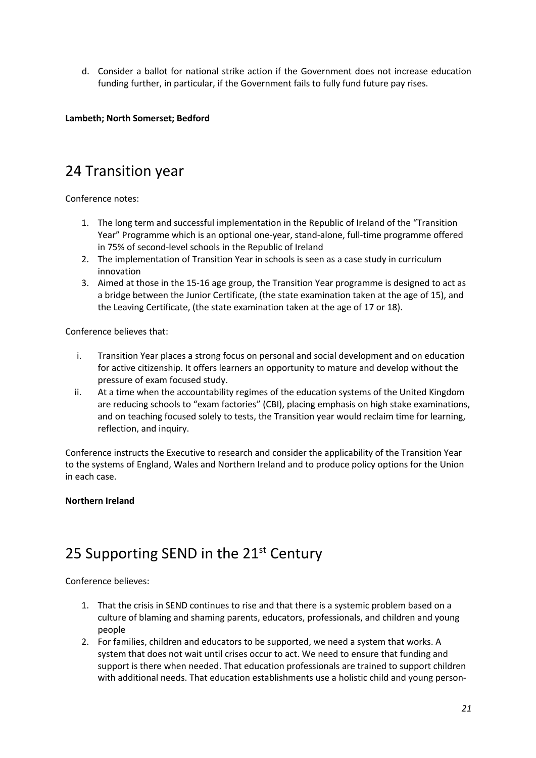d. Consider a ballot for national strike action if the Government does not increase education funding further, in particular, if the Government fails to fully fund future pay rises.

**Lambeth; North Somerset; Bedford**

## 24 Transition year

Conference notes:

1. The long term and successful implementation in the Republic of Ireland of the "Transition Year" Programme which is an optional one-year, stand-alone, full-time programme offered in 75% of second-level schools in the Republic of Ireland
2. The implementation of Transition Year in schools is seen as a case study in curriculum innovation
3. Aimed at those in the 15-16 age group, the Transition Year programme is designed to act as a bridge between the Junior Certificate, (the state examination taken at the age of 15), and the Leaving Certificate, (the state examination taken at the age of 17 or 18).

Conference believes that:

i. Transition Year places a strong focus on personal and social development and on education for active citizenship. It offers learners an opportunity to mature and develop without the pressure of exam focused study.
ii. At a time when the accountability regimes of the education systems of the United Kingdom are reducing schools to "exam factories" (CBI), placing emphasis on high stake examinations, and on teaching focused solely to tests, the Transition year would reclaim time for learning, reflection, and inquiry.

Conference instructs the Executive to research and consider the applicability of the Transition Year to the systems of England, Wales and Northern Ireland and to produce policy options for the Union in each case.

**Northern Ireland**

## 25 Supporting SEND in the 21st Century

Conference believes:

1. That the crisis in SEND continues to rise and that there is a systemic problem based on a culture of blaming and shaming parents, educators, professionals, and children and young people
2. For families, children and educators to be supported, we need a system that works. A system that does not wait until crises occur to act. We need to ensure that funding and support is there when needed. That education professionals are trained to support children with additional needs. That education establishments use a holistic child and young person-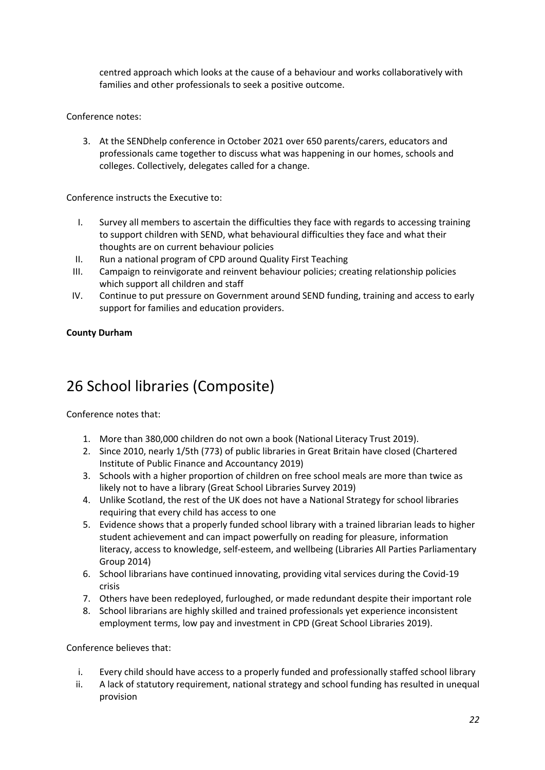centred approach which looks at the cause of a behaviour and works collaboratively with families and other professionals to seek a positive outcome.

Conference notes:

3. At the SENDhelp conference in October 2021 over 650 parents/carers, educators and professionals came together to discuss what was happening in our homes, schools and colleges. Collectively, delegates called for a change.

Conference instructs the Executive to:

I. Survey all members to ascertain the difficulties they face with regards to accessing training to support children with SEND, what behavioural difficulties they face and what their thoughts are on current behaviour policies
II. Run a national program of CPD around Quality First Teaching
III. Campaign to reinvigorate and reinvent behaviour policies; creating relationship policies which support all children and staff
IV. Continue to put pressure on Government around SEND funding, training and access to early support for families and education providers.

**County Durham**

# 26 School libraries (Composite)

Conference notes that:

1. More than 380,000 children do not own a book (National Literacy Trust 2019).
2. Since 2010, nearly 1/5th (773) of public libraries in Great Britain have closed (Chartered Institute of Public Finance and Accountancy 2019)
3. Schools with a higher proportion of children on free school meals are more than twice as likely not to have a library (Great School Libraries Survey 2019)
4. Unlike Scotland, the rest of the UK does not have a National Strategy for school libraries requiring that every child has access to one
5. Evidence shows that a properly funded school library with a trained librarian leads to higher student achievement and can impact powerfully on reading for pleasure, information literacy, access to knowledge, self-esteem, and wellbeing (Libraries All Parties Parliamentary Group 2014)
6. School librarians have continued innovating, providing vital services during the Covid-19 crisis
7. Others have been redeployed, furloughed, or made redundant despite their important role
8. School librarians are highly skilled and trained professionals yet experience inconsistent employment terms, low pay and investment in CPD (Great School Libraries 2019).

Conference believes that:

i. Every child should have access to a properly funded and professionally staffed school library
ii. A lack of statutory requirement, national strategy and school funding has resulted in unequal provision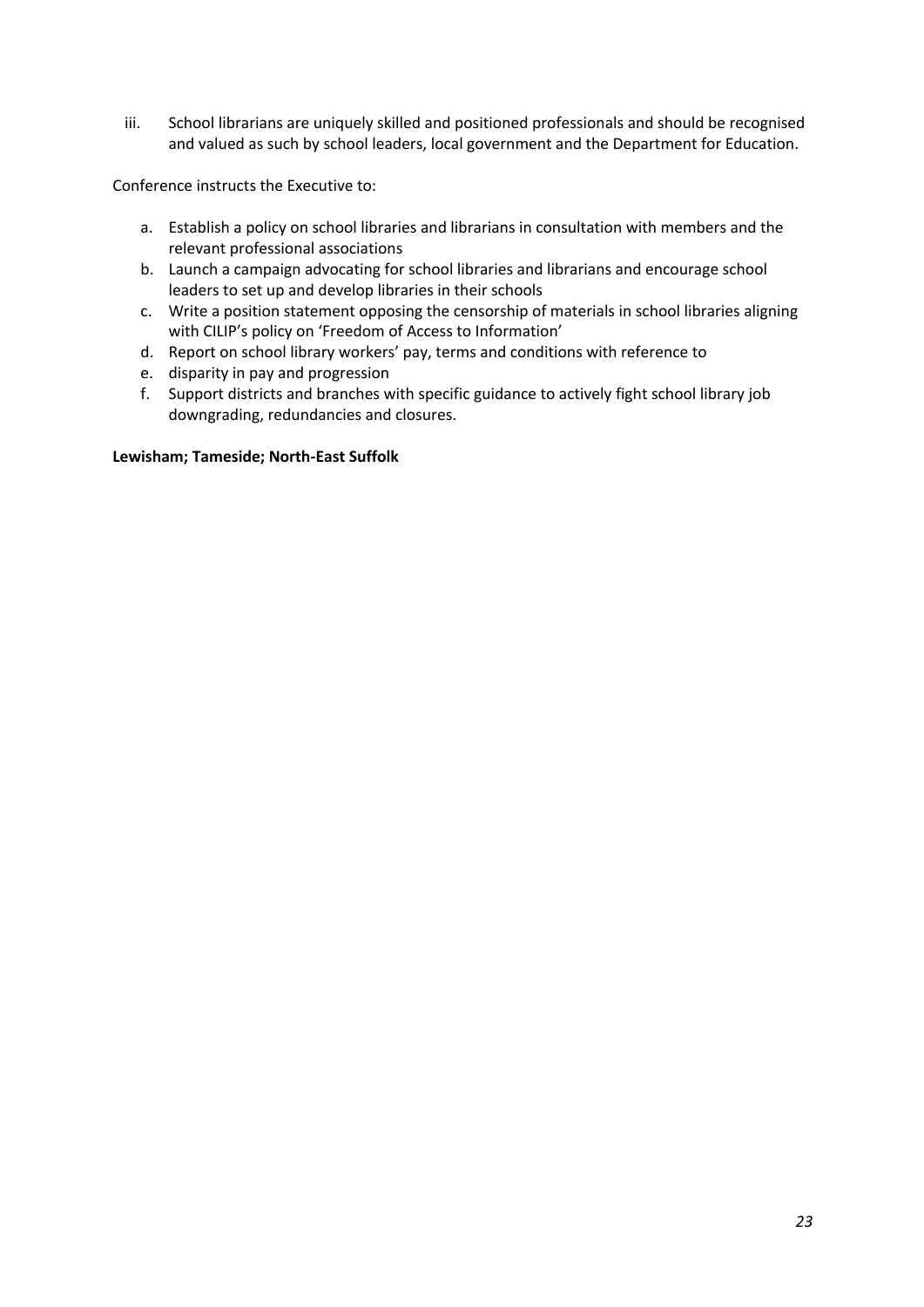iii. School librarians are uniquely skilled and positioned professionals and should be recognised and valued as such by school leaders, local government and the Department for Education.

Conference instructs the Executive to:

a. Establish a policy on school libraries and librarians in consultation with members and the relevant professional associations
b. Launch a campaign advocating for school libraries and librarians and encourage school leaders to set up and develop libraries in their schools
c. Write a position statement opposing the censorship of materials in school libraries aligning with CILIP's policy on 'Freedom of Access to Information'
d. Report on school library workers' pay, terms and conditions with reference to
e. disparity in pay and progression
f. Support districts and branches with specific guidance to actively fight school library job downgrading, redundancies and closures.

**Lewisham; Tameside; North-East Suffolk**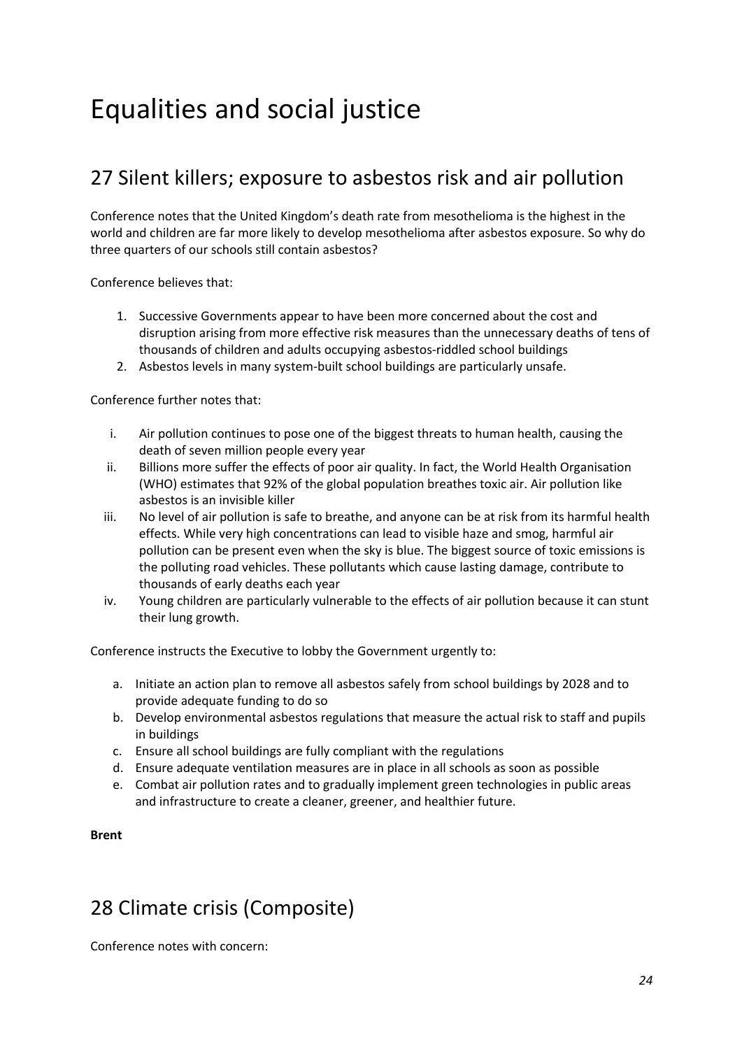# Equalities and social justice

## 27 Silent killers; exposure to asbestos risk and air pollution

Conference notes that the United Kingdom's death rate from mesothelioma is the highest in the world and children are far more likely to develop mesothelioma after asbestos exposure. So why do three quarters of our schools still contain asbestos?

Conference believes that:

1. Successive Governments appear to have been more concerned about the cost and disruption arising from more effective risk measures than the unnecessary deaths of tens of thousands of children and adults occupying asbestos-riddled school buildings
2. Asbestos levels in many system-built school buildings are particularly unsafe.

Conference further notes that:

i. Air pollution continues to pose one of the biggest threats to human health, causing the death of seven million people every year
ii. Billions more suffer the effects of poor air quality. In fact, the World Health Organisation (WHO) estimates that 92% of the global population breathes toxic air. Air pollution like asbestos is an invisible killer
iii. No level of air pollution is safe to breathe, and anyone can be at risk from its harmful health effects. While very high concentrations can lead to visible haze and smog, harmful air pollution can be present even when the sky is blue. The biggest source of toxic emissions is the polluting road vehicles. These pollutants which cause lasting damage, contribute to thousands of early deaths each year
iv. Young children are particularly vulnerable to the effects of air pollution because it can stunt their lung growth.

Conference instructs the Executive to lobby the Government urgently to:

a. Initiate an action plan to remove all asbestos safely from school buildings by 2028 and to provide adequate funding to do so
b. Develop environmental asbestos regulations that measure the actual risk to staff and pupils in buildings
c. Ensure all school buildings are fully compliant with the regulations
d. Ensure adequate ventilation measures are in place in all schools as soon as possible
e. Combat air pollution rates and to gradually implement green technologies in public areas and infrastructure to create a cleaner, greener, and healthier future.

**Brent**

## 28 Climate crisis (Composite)

Conference notes with concern: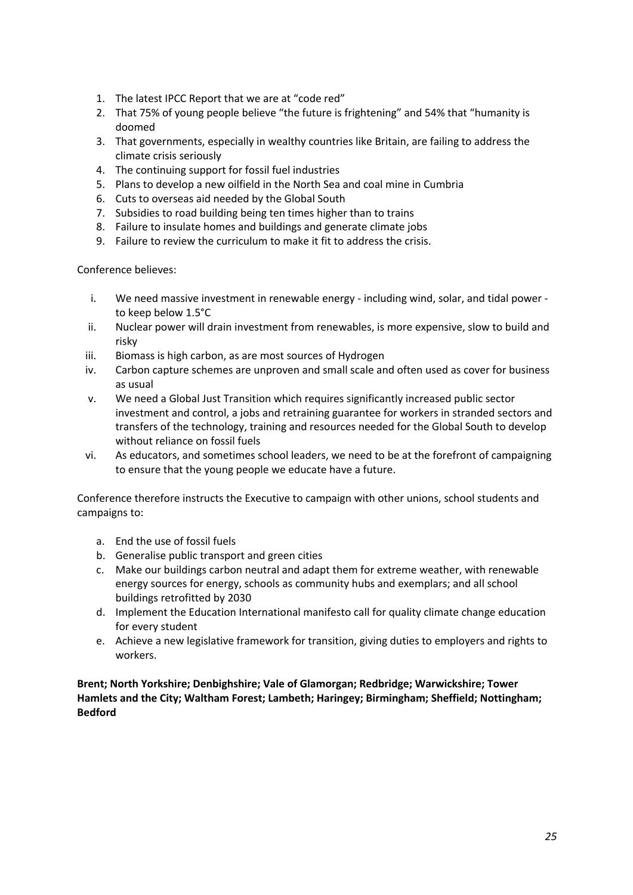1. The latest IPCC Report that we are at "code red"
2. That 75% of young people believe "the future is frightening" and 54% that "humanity is doomed
3. That governments, especially in wealthy countries like Britain, are failing to address the climate crisis seriously
4. The continuing support for fossil fuel industries
5. Plans to develop a new oilfield in the North Sea and coal mine in Cumbria
6. Cuts to overseas aid needed by the Global South
7. Subsidies to road building being ten times higher than to trains
8. Failure to insulate homes and buildings and generate climate jobs
9. Failure to review the curriculum to make it fit to address the crisis.

Conference believes:

i. We need massive investment in renewable energy - including wind, solar, and tidal power - to keep below 1.5°C
ii. Nuclear power will drain investment from renewables, is more expensive, slow to build and risky
iii. Biomass is high carbon, as are most sources of Hydrogen
iv. Carbon capture schemes are unproven and small scale and often used as cover for business as usual
v. We need a Global Just Transition which requires significantly increased public sector investment and control, a jobs and retraining guarantee for workers in stranded sectors and transfers of the technology, training and resources needed for the Global South to develop without reliance on fossil fuels
vi. As educators, and sometimes school leaders, we need to be at the forefront of campaigning to ensure that the young people we educate have a future.

Conference therefore instructs the Executive to campaign with other unions, school students and campaigns to:

a. End the use of fossil fuels
b. Generalise public transport and green cities
c. Make our buildings carbon neutral and adapt them for extreme weather, with renewable energy sources for energy, schools as community hubs and exemplars; and all school buildings retrofitted by 2030
d. Implement the Education International manifesto call for quality climate change education for every student
e. Achieve a new legislative framework for transition, giving duties to employers and rights to workers.

**Brent; North Yorkshire; Denbighshire; Vale of Glamorgan; Redbridge; Warwickshire; Tower Hamlets and the City; Waltham Forest; Lambeth; Haringey; Birmingham; Sheffield; Nottingham; Bedford**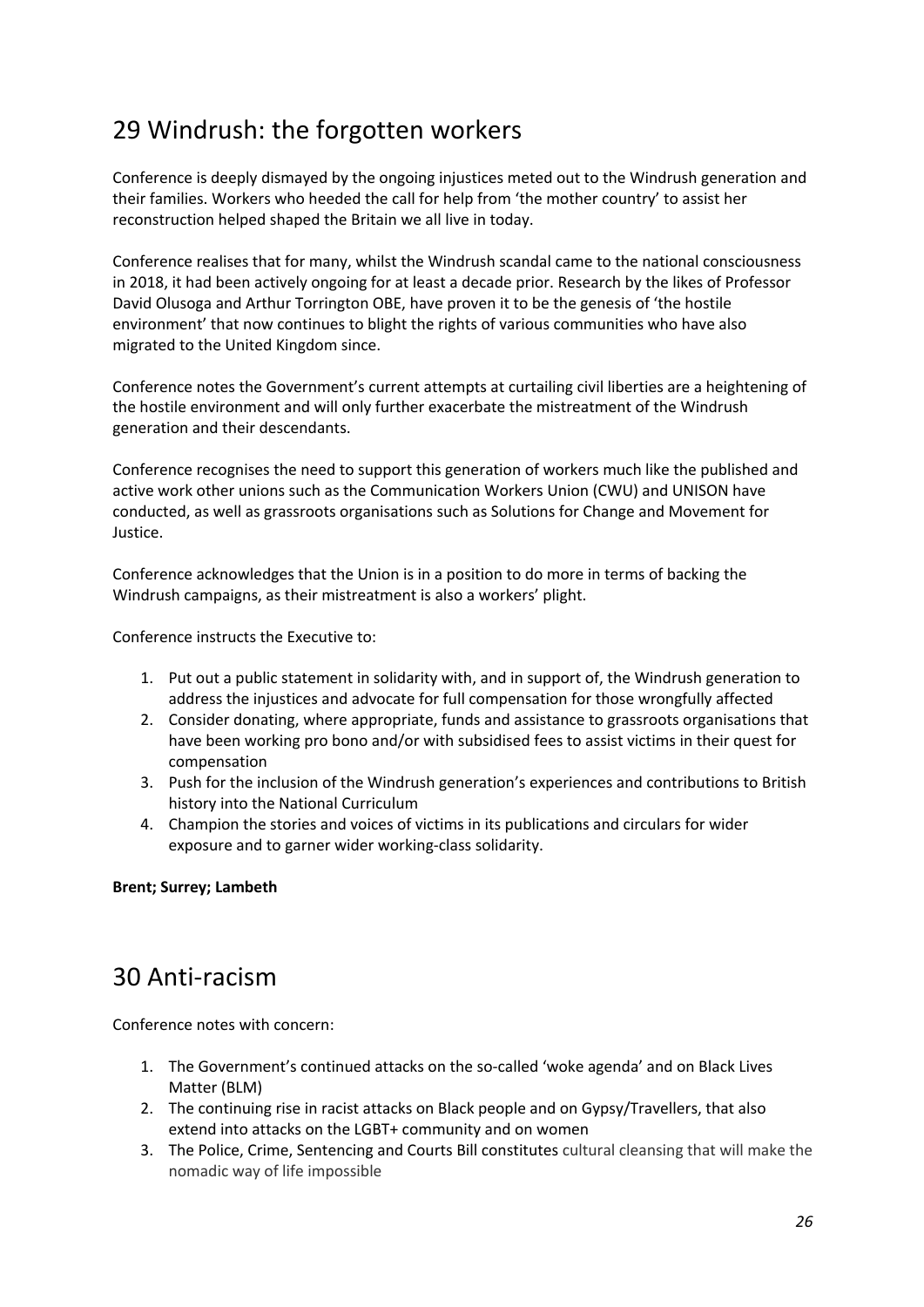# 29 Windrush: the forgotten workers

Conference is deeply dismayed by the ongoing injustices meted out to the Windrush generation and their families. Workers who heeded the call for help from 'the mother country' to assist her reconstruction helped shaped the Britain we all live in today.

Conference realises that for many, whilst the Windrush scandal came to the national consciousness in 2018, it had been actively ongoing for at least a decade prior. Research by the likes of Professor David Olusoga and Arthur Torrington OBE, have proven it to be the genesis of 'the hostile environment' that now continues to blight the rights of various communities who have also migrated to the United Kingdom since.

Conference notes the Government's current attempts at curtailing civil liberties are a heightening of the hostile environment and will only further exacerbate the mistreatment of the Windrush generation and their descendants.

Conference recognises the need to support this generation of workers much like the published and active work other unions such as the Communication Workers Union (CWU) and UNISON have conducted, as well as grassroots organisations such as Solutions for Change and Movement for Justice.

Conference acknowledges that the Union is in a position to do more in terms of backing the Windrush campaigns, as their mistreatment is also a workers' plight.

Conference instructs the Executive to:

1. Put out a public statement in solidarity with, and in support of, the Windrush generation to address the injustices and advocate for full compensation for those wrongfully affected
2. Consider donating, where appropriate, funds and assistance to grassroots organisations that have been working pro bono and/or with subsidised fees to assist victims in their quest for compensation
3. Push for the inclusion of the Windrush generation's experiences and contributions to British history into the National Curriculum
4. Champion the stories and voices of victims in its publications and circulars for wider exposure and to garner wider working-class solidarity.

**Brent; Surrey; Lambeth**

# 30 Anti-racism

Conference notes with concern:

1. The Government's continued attacks on the so-called 'woke agenda' and on Black Lives Matter (BLM)
2. The continuing rise in racist attacks on Black people and on Gypsy/Travellers, that also extend into attacks on the LGBT+ community and on women
3. The Police, Crime, Sentencing and Courts Bill constitutes cultural cleansing that will make the nomadic way of life impossible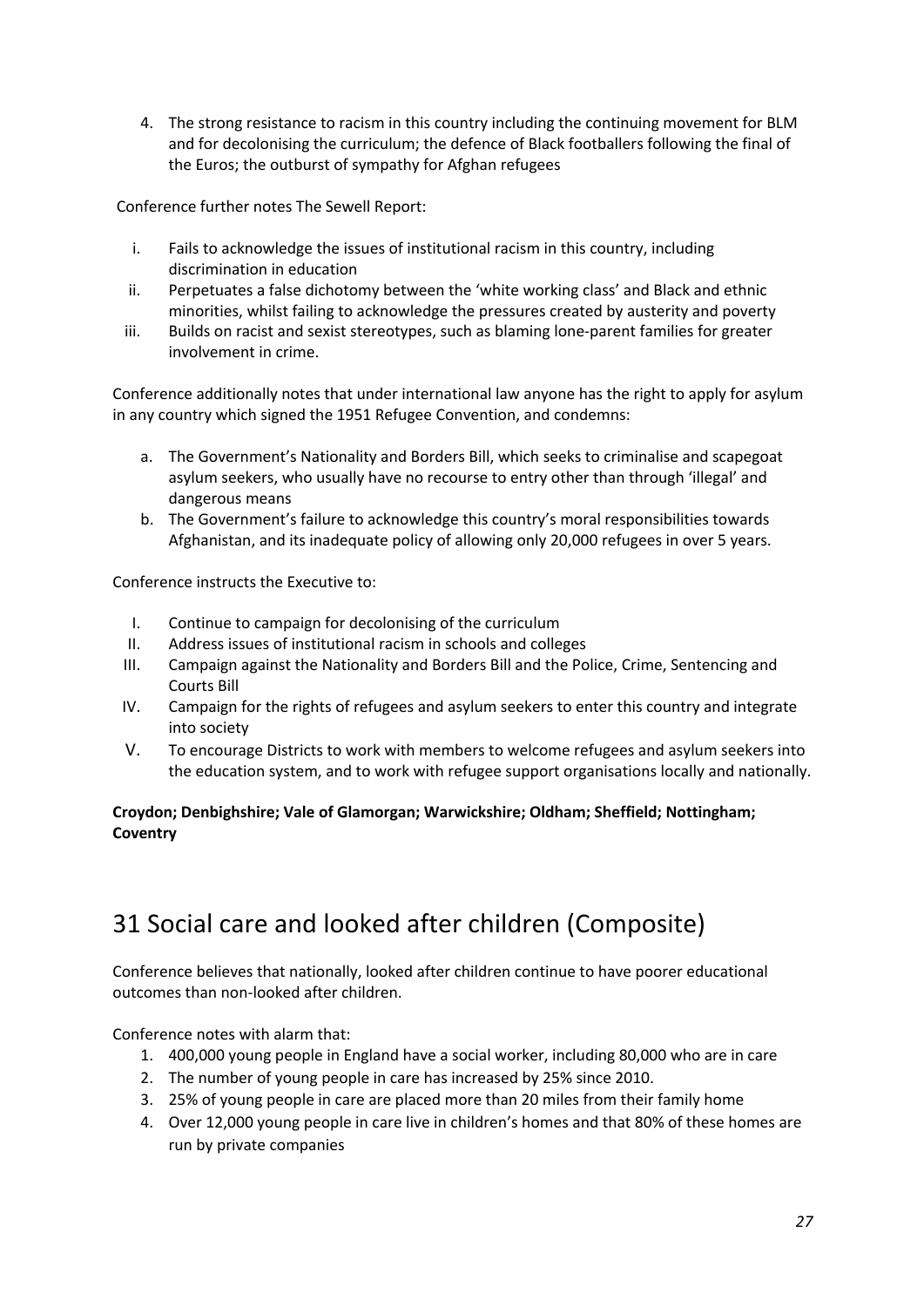4. The strong resistance to racism in this country including the continuing movement for BLM and for decolonising the curriculum; the defence of Black footballers following the final of the Euros; the outburst of sympathy for Afghan refugees

Conference further notes The Sewell Report:

i. Fails to acknowledge the issues of institutional racism in this country, including discrimination in education
ii. Perpetuates a false dichotomy between the 'white working class' and Black and ethnic minorities, whilst failing to acknowledge the pressures created by austerity and poverty
iii. Builds on racist and sexist stereotypes, such as blaming lone-parent families for greater involvement in crime.

Conference additionally notes that under international law anyone has the right to apply for asylum in any country which signed the 1951 Refugee Convention, and condemns:

a. The Government's Nationality and Borders Bill, which seeks to criminalise and scapegoat asylum seekers, who usually have no recourse to entry other than through 'illegal' and dangerous means
b. The Government's failure to acknowledge this country's moral responsibilities towards Afghanistan, and its inadequate policy of allowing only 20,000 refugees in over 5 years.

Conference instructs the Executive to:

I. Continue to campaign for decolonising of the curriculum
II. Address issues of institutional racism in schools and colleges
III. Campaign against the Nationality and Borders Bill and the Police, Crime, Sentencing and Courts Bill
IV. Campaign for the rights of refugees and asylum seekers to enter this country and integrate into society
V. To encourage Districts to work with members to welcome refugees and asylum seekers into the education system, and to work with refugee support organisations locally and nationally.

**Croydon; Denbighshire; Vale of Glamorgan; Warwickshire; Oldham; Sheffield; Nottingham; Coventry**

# 31 Social care and looked after children (Composite)

Conference believes that nationally, looked after children continue to have poorer educational outcomes than non-looked after children.

Conference notes with alarm that:

1. 400,000 young people in England have a social worker, including 80,000 who are in care
2. The number of young people in care has increased by 25% since 2010.
3. 25% of young people in care are placed more than 20 miles from their family home
4. Over 12,000 young people in care live in children's homes and that 80% of these homes are run by private companies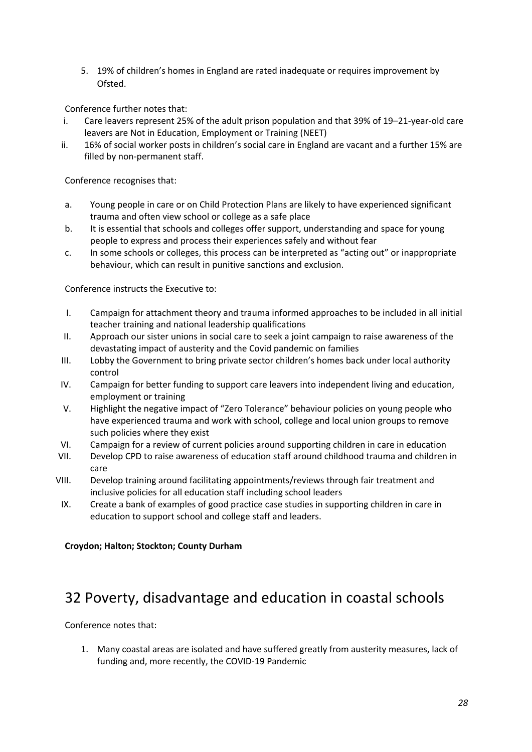5. 19% of children's homes in England are rated inadequate or requires improvement by Ofsted.

Conference further notes that:

i. Care leavers represent 25% of the adult prison population and that 39% of 19–21-year-old care leavers are Not in Education, Employment or Training (NEET)
ii. 16% of social worker posts in children's social care in England are vacant and a further 15% are filled by non-permanent staff.

Conference recognises that:

a. Young people in care or on Child Protection Plans are likely to have experienced significant trauma and often view school or college as a safe place
b. It is essential that schools and colleges offer support, understanding and space for young people to express and process their experiences safely and without fear
c. In some schools or colleges, this process can be interpreted as "acting out" or inappropriate behaviour, which can result in punitive sanctions and exclusion.

Conference instructs the Executive to:

I. Campaign for attachment theory and trauma informed approaches to be included in all initial teacher training and national leadership qualifications
II. Approach our sister unions in social care to seek a joint campaign to raise awareness of the devastating impact of austerity and the Covid pandemic on families
III. Lobby the Government to bring private sector children's homes back under local authority control
IV. Campaign for better funding to support care leavers into independent living and education, employment or training
V. Highlight the negative impact of "Zero Tolerance" behaviour policies on young people who have experienced trauma and work with school, college and local union groups to remove such policies where they exist
VI. Campaign for a review of current policies around supporting children in care in education
VII. Develop CPD to raise awareness of education staff around childhood trauma and children in care
VIII. Develop training around facilitating appointments/reviews through fair treatment and inclusive policies for all education staff including school leaders
IX. Create a bank of examples of good practice case studies in supporting children in care in education to support school and college staff and leaders.

**Croydon; Halton; Stockton; County Durham**

# 32 Poverty, disadvantage and education in coastal schools

Conference notes that:

1. Many coastal areas are isolated and have suffered greatly from austerity measures, lack of funding and, more recently, the COVID-19 Pandemic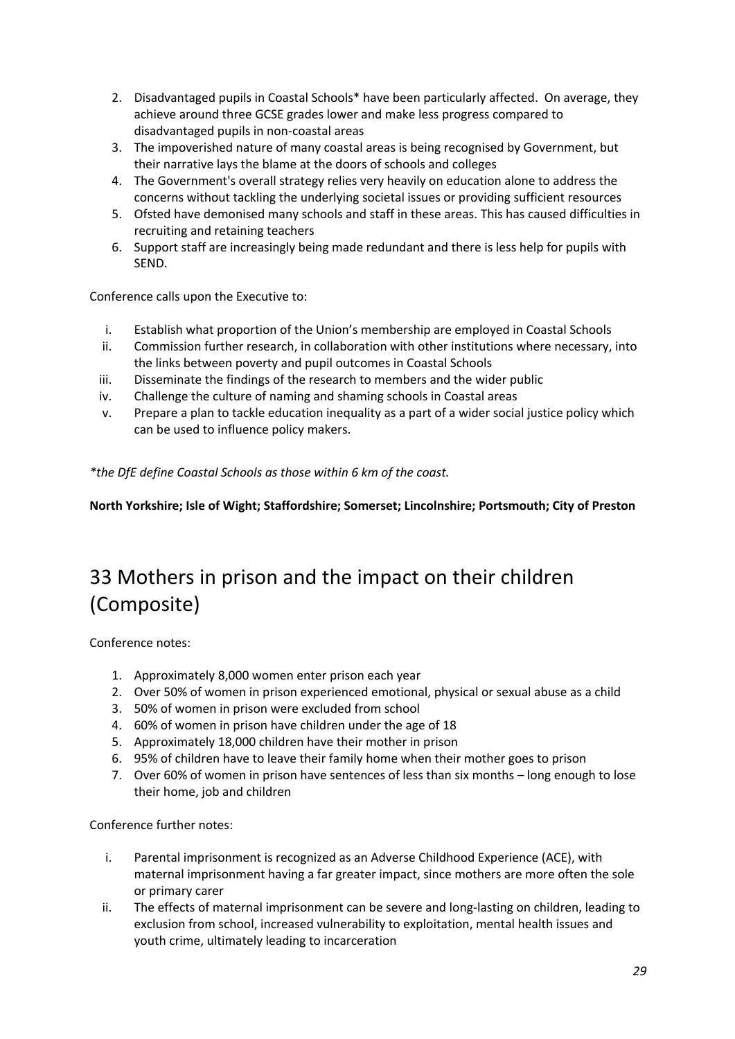2. Disadvantaged pupils in Coastal Schools* have been particularly affected. On average, they achieve around three GCSE grades lower and make less progress compared to disadvantaged pupils in non-coastal areas
3. The impoverished nature of many coastal areas is being recognised by Government, but their narrative lays the blame at the doors of schools and colleges
4. The Government's overall strategy relies very heavily on education alone to address the concerns without tackling the underlying societal issues or providing sufficient resources
5. Ofsted have demonised many schools and staff in these areas. This has caused difficulties in recruiting and retaining teachers
6. Support staff are increasingly being made redundant and there is less help for pupils with SEND.

Conference calls upon the Executive to:

i. Establish what proportion of the Union's membership are employed in Coastal Schools
ii. Commission further research, in collaboration with other institutions where necessary, into the links between poverty and pupil outcomes in Coastal Schools
iii. Disseminate the findings of the research to members and the wider public
iv. Challenge the culture of naming and shaming schools in Coastal areas
v. Prepare a plan to tackle education inequality as a part of a wider social justice policy which can be used to influence policy makers.

*\*the DfE define Coastal Schools as those within 6 km of the coast.*

**North Yorkshire; Isle of Wight; Staffordshire; Somerset; Lincolnshire; Portsmouth; City of Preston**

# 33 Mothers in prison and the impact on their children (Composite)

Conference notes:

1. Approximately 8,000 women enter prison each year
2. Over 50% of women in prison experienced emotional, physical or sexual abuse as a child
3. 50% of women in prison were excluded from school
4. 60% of women in prison have children under the age of 18
5. Approximately 18,000 children have their mother in prison
6. 95% of children have to leave their family home when their mother goes to prison
7. Over 60% of women in prison have sentences of less than six months – long enough to lose their home, job and children

Conference further notes:

i. Parental imprisonment is recognized as an Adverse Childhood Experience (ACE), with maternal imprisonment having a far greater impact, since mothers are more often the sole or primary carer
ii. The effects of maternal imprisonment can be severe and long-lasting on children, leading to exclusion from school, increased vulnerability to exploitation, mental health issues and youth crime, ultimately leading to incarceration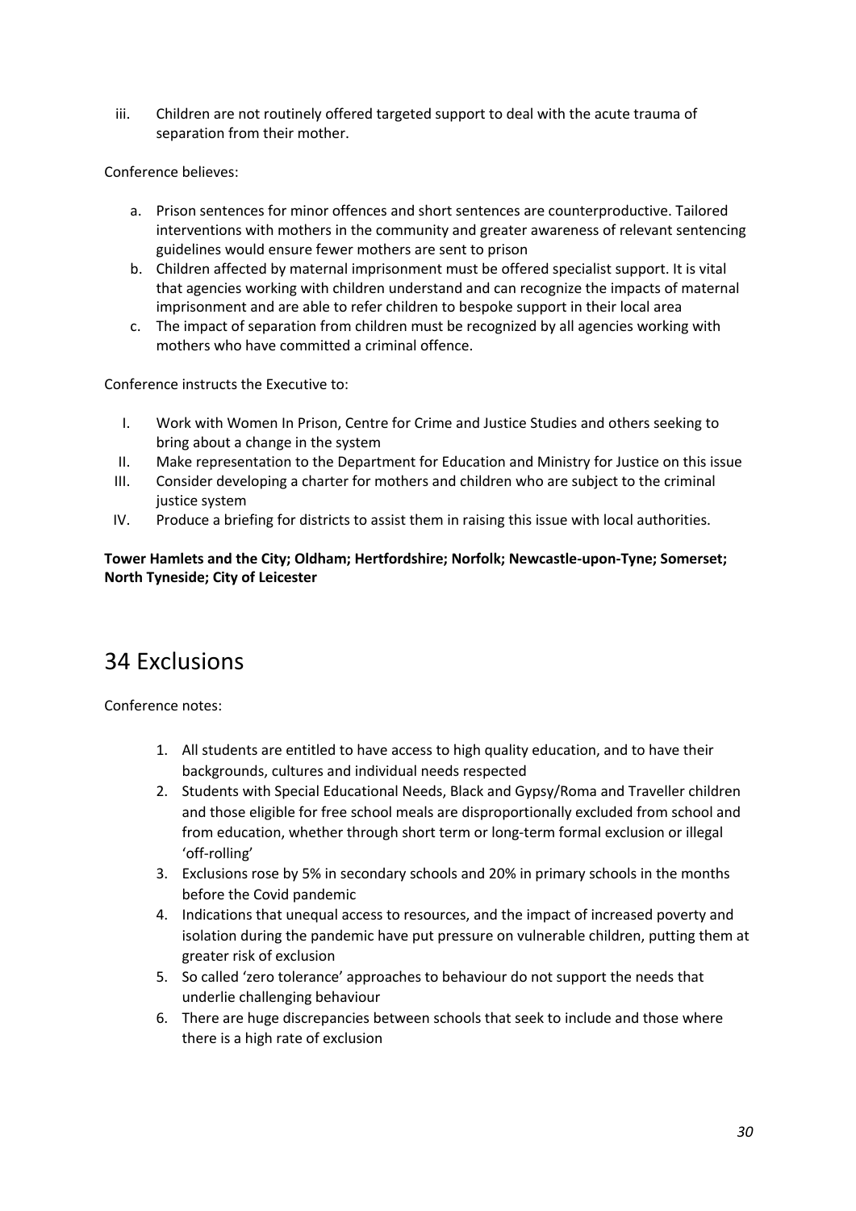iii. Children are not routinely offered targeted support to deal with the acute trauma of separation from their mother.

Conference believes:

a. Prison sentences for minor offences and short sentences are counterproductive. Tailored interventions with mothers in the community and greater awareness of relevant sentencing guidelines would ensure fewer mothers are sent to prison
b. Children affected by maternal imprisonment must be offered specialist support. It is vital that agencies working with children understand and can recognize the impacts of maternal imprisonment and are able to refer children to bespoke support in their local area
c. The impact of separation from children must be recognized by all agencies working with mothers who have committed a criminal offence.

Conference instructs the Executive to:

I. Work with Women In Prison, Centre for Crime and Justice Studies and others seeking to bring about a change in the system
II. Make representation to the Department for Education and Ministry for Justice on this issue
III. Consider developing a charter for mothers and children who are subject to the criminal justice system
IV. Produce a briefing for districts to assist them in raising this issue with local authorities.

**Tower Hamlets and the City; Oldham; Hertfordshire; Norfolk; Newcastle-upon-Tyne; Somerset; North Tyneside; City of Leicester**

# 34 Exclusions

Conference notes:

1. All students are entitled to have access to high quality education, and to have their backgrounds, cultures and individual needs respected
2. Students with Special Educational Needs, Black and Gypsy/Roma and Traveller children and those eligible for free school meals are disproportionally excluded from school and from education, whether through short term or long-term formal exclusion or illegal 'off-rolling'
3. Exclusions rose by 5% in secondary schools and 20% in primary schools in the months before the Covid pandemic
4. Indications that unequal access to resources, and the impact of increased poverty and isolation during the pandemic have put pressure on vulnerable children, putting them at greater risk of exclusion
5. So called 'zero tolerance' approaches to behaviour do not support the needs that underlie challenging behaviour
6. There are huge discrepancies between schools that seek to include and those where there is a high rate of exclusion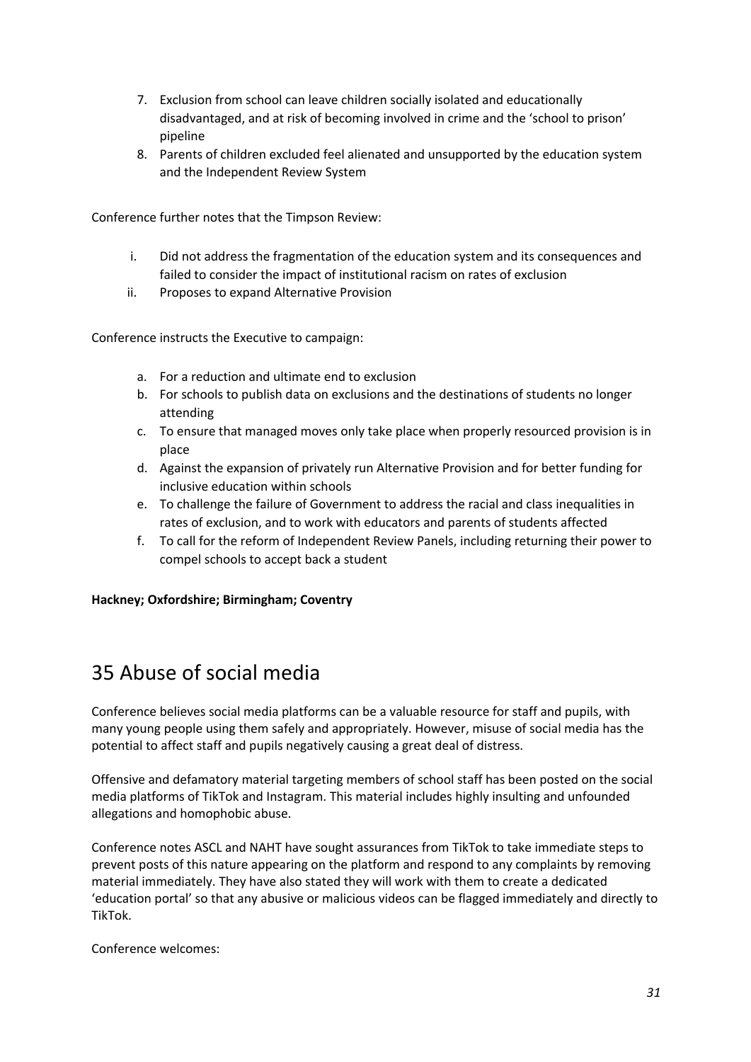7. Exclusion from school can leave children socially isolated and educationally disadvantaged, and at risk of becoming involved in crime and the 'school to prison' pipeline
8. Parents of children excluded feel alienated and unsupported by the education system and the Independent Review System

Conference further notes that the Timpson Review:

i. Did not address the fragmentation of the education system and its consequences and failed to consider the impact of institutional racism on rates of exclusion
ii. Proposes to expand Alternative Provision

Conference instructs the Executive to campaign:

a. For a reduction and ultimate end to exclusion
b. For schools to publish data on exclusions and the destinations of students no longer attending
c. To ensure that managed moves only take place when properly resourced provision is in place
d. Against the expansion of privately run Alternative Provision and for better funding for inclusive education within schools
e. To challenge the failure of Government to address the racial and class inequalities in rates of exclusion, and to work with educators and parents of students affected
f. To call for the reform of Independent Review Panels, including returning their power to compel schools to accept back a student

**Hackney; Oxfordshire; Birmingham; Coventry**

# 35 Abuse of social media

Conference believes social media platforms can be a valuable resource for staff and pupils, with many young people using them safely and appropriately. However, misuse of social media has the potential to affect staff and pupils negatively causing a great deal of distress.

Offensive and defamatory material targeting members of school staff has been posted on the social media platforms of TikTok and Instagram. This material includes highly insulting and unfounded allegations and homophobic abuse.

Conference notes ASCL and NAHT have sought assurances from TikTok to take immediate steps to prevent posts of this nature appearing on the platform and respond to any complaints by removing material immediately. They have also stated they will work with them to create a dedicated 'education portal' so that any abusive or malicious videos can be flagged immediately and directly to TikTok.

Conference welcomes: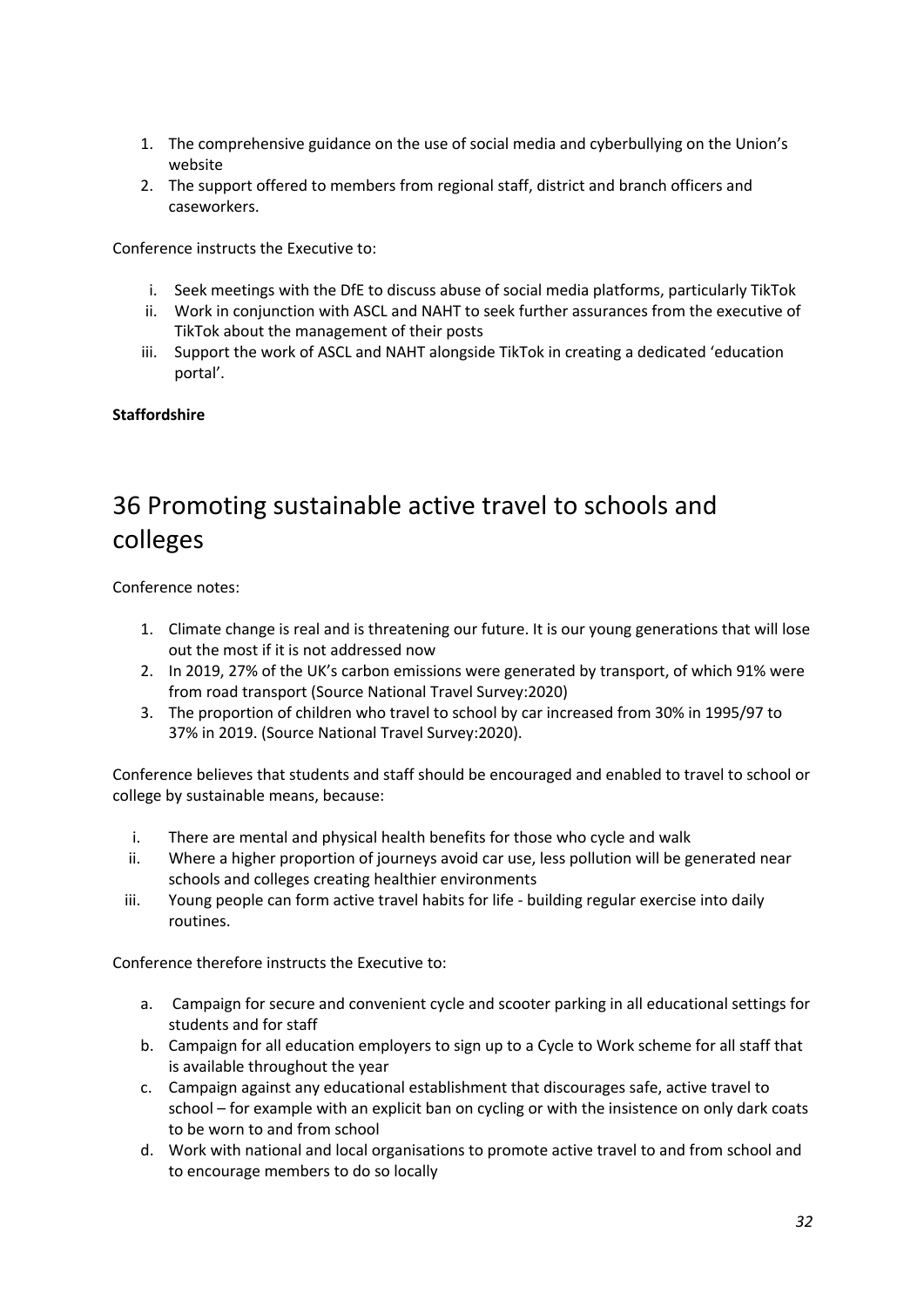1. The comprehensive guidance on the use of social media and cyberbullying on the Union's website
2. The support offered to members from regional staff, district and branch officers and caseworkers.

Conference instructs the Executive to:

i. Seek meetings with the DfE to discuss abuse of social media platforms, particularly TikTok
ii. Work in conjunction with ASCL and NAHT to seek further assurances from the executive of TikTok about the management of their posts
iii. Support the work of ASCL and NAHT alongside TikTok in creating a dedicated 'education portal'.

**Staffordshire**

# 36 Promoting sustainable active travel to schools and colleges

Conference notes:

1. Climate change is real and is threatening our future. It is our young generations that will lose out the most if it is not addressed now
2. In 2019, 27% of the UK's carbon emissions were generated by transport, of which 91% were from road transport (Source National Travel Survey:2020)
3. The proportion of children who travel to school by car increased from 30% in 1995/97 to 37% in 2019. (Source National Travel Survey:2020).

Conference believes that students and staff should be encouraged and enabled to travel to school or college by sustainable means, because:

i. There are mental and physical health benefits for those who cycle and walk
ii. Where a higher proportion of journeys avoid car use, less pollution will be generated near schools and colleges creating healthier environments
iii. Young people can form active travel habits for life - building regular exercise into daily routines.

Conference therefore instructs the Executive to:

a. Campaign for secure and convenient cycle and scooter parking in all educational settings for students and for staff
b. Campaign for all education employers to sign up to a Cycle to Work scheme for all staff that is available throughout the year
c. Campaign against any educational establishment that discourages safe, active travel to school – for example with an explicit ban on cycling or with the insistence on only dark coats to be worn to and from school
d. Work with national and local organisations to promote active travel to and from school and to encourage members to do so locally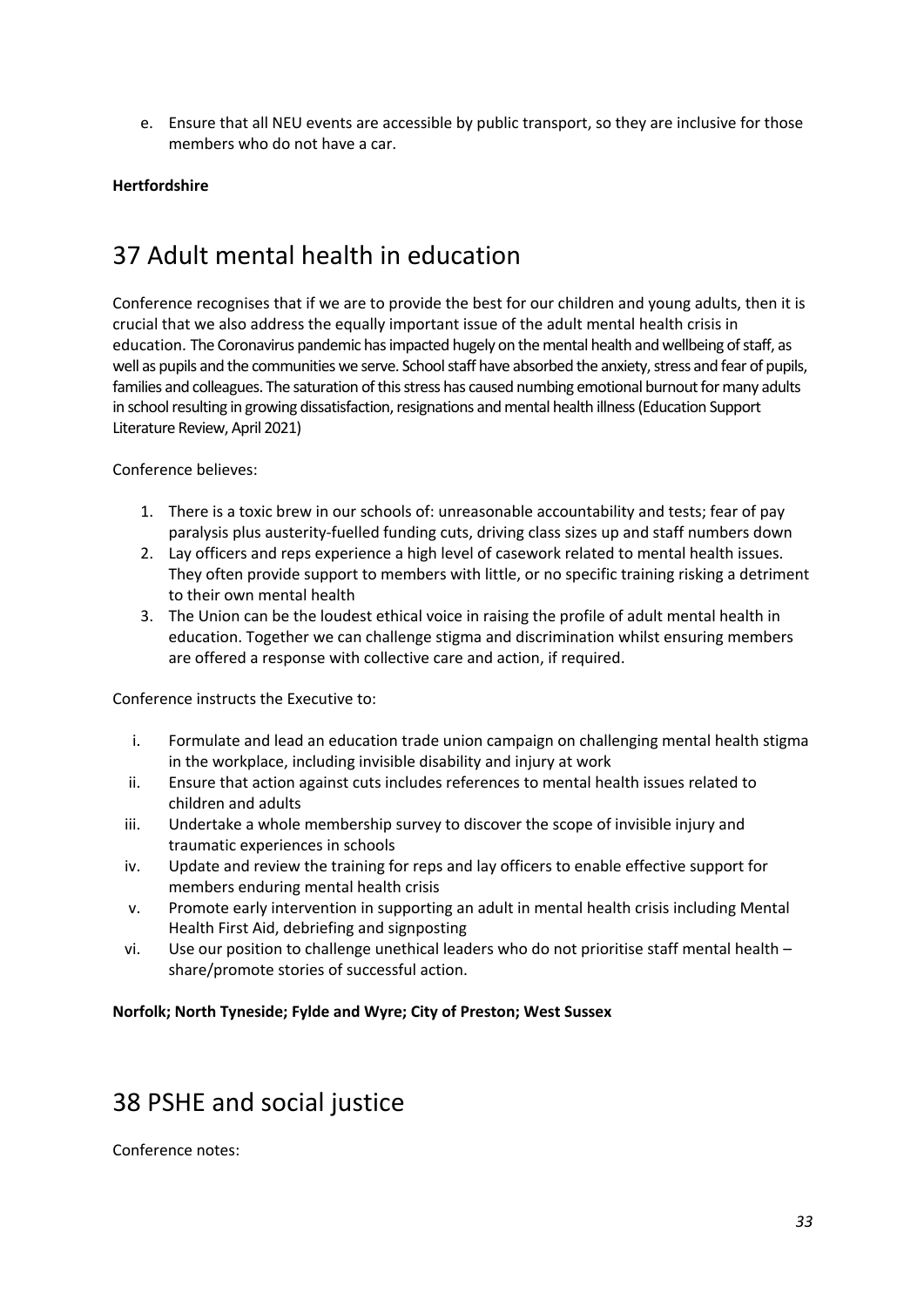e. Ensure that all NEU events are accessible by public transport, so they are inclusive for those members who do not have a car.

**Hertfordshire**

# 37 Adult mental health in education

Conference recognises that if we are to provide the best for our children and young adults, then it is crucial that we also address the equally important issue of the adult mental health crisis in education. The Coronavirus pandemic has impacted hugely on the mental health and wellbeing of staff, as well as pupils and the communities we serve. School staff have absorbed the anxiety, stress and fear of pupils, families and colleagues. The saturation of this stress has caused numbing emotional burnout for many adults in school resulting in growing dissatisfaction, resignations and mental health illness (Education Support Literature Review, April 2021)

Conference believes:

1. There is a toxic brew in our schools of: unreasonable accountability and tests; fear of pay paralysis plus austerity-fuelled funding cuts, driving class sizes up and staff numbers down
2. Lay officers and reps experience a high level of casework related to mental health issues. They often provide support to members with little, or no specific training risking a detriment to their own mental health
3. The Union can be the loudest ethical voice in raising the profile of adult mental health in education. Together we can challenge stigma and discrimination whilst ensuring members are offered a response with collective care and action, if required.

Conference instructs the Executive to:

i. Formulate and lead an education trade union campaign on challenging mental health stigma in the workplace, including invisible disability and injury at work
ii. Ensure that action against cuts includes references to mental health issues related to children and adults
iii. Undertake a whole membership survey to discover the scope of invisible injury and traumatic experiences in schools
iv. Update and review the training for reps and lay officers to enable effective support for members enduring mental health crisis
v. Promote early intervention in supporting an adult in mental health crisis including Mental Health First Aid, debriefing and signposting
vi. Use our position to challenge unethical leaders who do not prioritise staff mental health – share/promote stories of successful action.

**Norfolk; North Tyneside; Fylde and Wyre; City of Preston; West Sussex**

# 38 PSHE and social justice

Conference notes: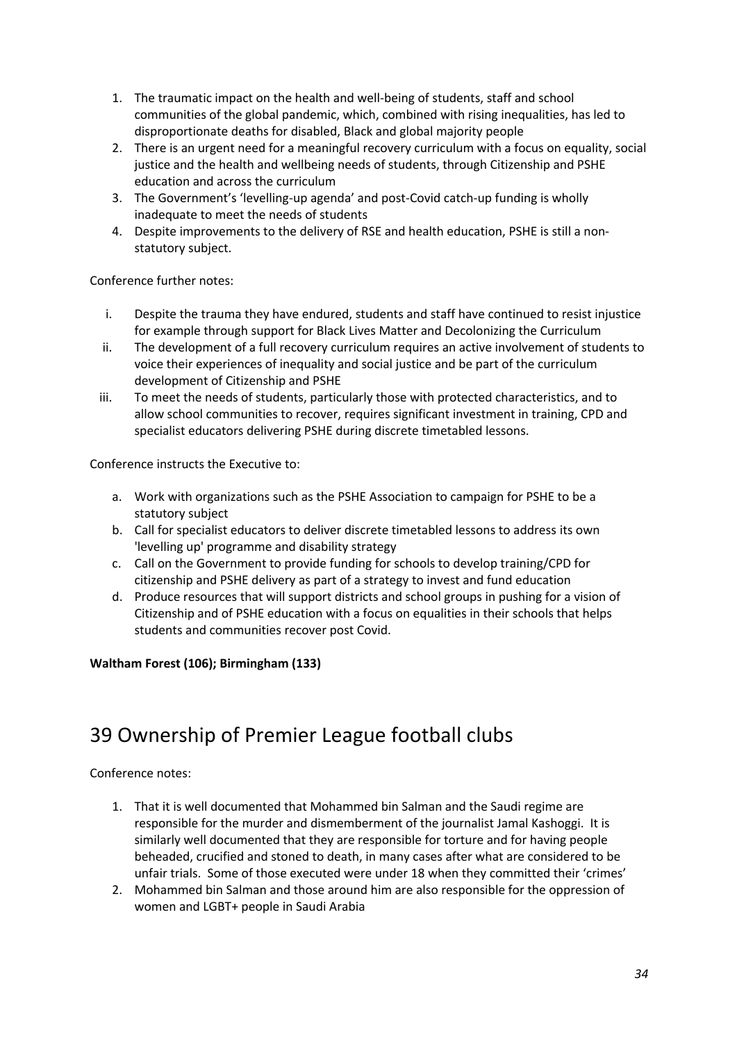1. The traumatic impact on the health and well-being of students, staff and school communities of the global pandemic, which, combined with rising inequalities, has led to disproportionate deaths for disabled, Black and global majority people
2. There is an urgent need for a meaningful recovery curriculum with a focus on equality, social justice and the health and wellbeing needs of students, through Citizenship and PSHE education and across the curriculum
3. The Government's 'levelling-up agenda' and post-Covid catch-up funding is wholly inadequate to meet the needs of students
4. Despite improvements to the delivery of RSE and health education, PSHE is still a non-statutory subject.

Conference further notes:

i. Despite the trauma they have endured, students and staff have continued to resist injustice for example through support for Black Lives Matter and Decolonizing the Curriculum
ii. The development of a full recovery curriculum requires an active involvement of students to voice their experiences of inequality and social justice and be part of the curriculum development of Citizenship and PSHE
iii. To meet the needs of students, particularly those with protected characteristics, and to allow school communities to recover, requires significant investment in training, CPD and specialist educators delivering PSHE during discrete timetabled lessons.

Conference instructs the Executive to:

a. Work with organizations such as the PSHE Association to campaign for PSHE to be a statutory subject
b. Call for specialist educators to deliver discrete timetabled lessons to address its own 'levelling up' programme and disability strategy
c. Call on the Government to provide funding for schools to develop training/CPD for citizenship and PSHE delivery as part of a strategy to invest and fund education
d. Produce resources that will support districts and school groups in pushing for a vision of Citizenship and of PSHE education with a focus on equalities in their schools that helps students and communities recover post Covid.

**Waltham Forest (106); Birmingham (133)**

# 39 Ownership of Premier League football clubs

Conference notes:

1. That it is well documented that Mohammed bin Salman and the Saudi regime are responsible for the murder and dismemberment of the journalist Jamal Kashoggi. It is similarly well documented that they are responsible for torture and for having people beheaded, crucified and stoned to death, in many cases after what are considered to be unfair trials. Some of those executed were under 18 when they committed their 'crimes'
2. Mohammed bin Salman and those around him are also responsible for the oppression of women and LGBT+ people in Saudi Arabia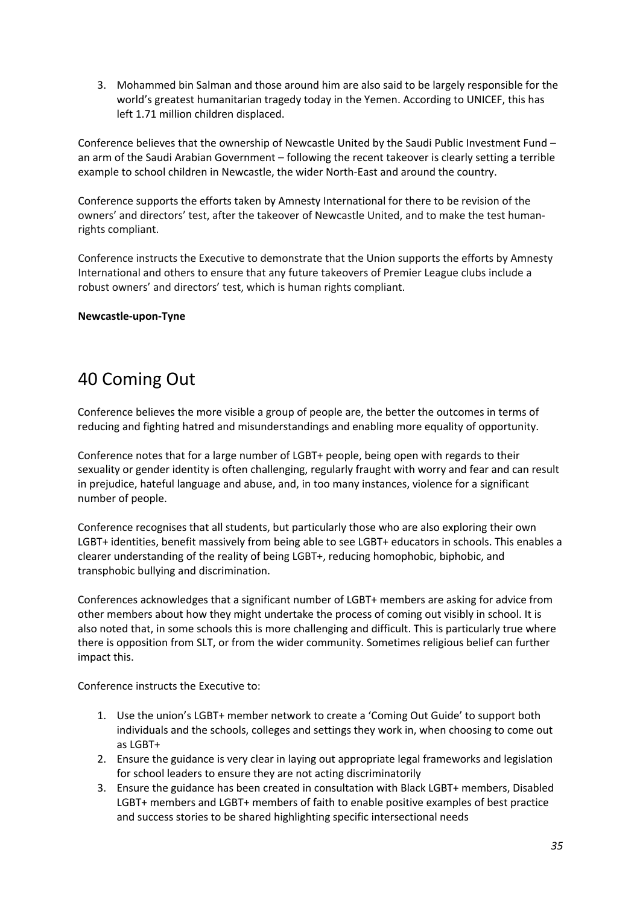3. Mohammed bin Salman and those around him are also said to be largely responsible for the world's greatest humanitarian tragedy today in the Yemen. According to UNICEF, this has left 1.71 million children displaced.

Conference believes that the ownership of Newcastle United by the Saudi Public Investment Fund – an arm of the Saudi Arabian Government – following the recent takeover is clearly setting a terrible example to school children in Newcastle, the wider North-East and around the country.

Conference supports the efforts taken by Amnesty International for there to be revision of the owners' and directors' test, after the takeover of Newcastle United, and to make the test human-rights compliant.

Conference instructs the Executive to demonstrate that the Union supports the efforts by Amnesty International and others to ensure that any future takeovers of Premier League clubs include a robust owners' and directors' test, which is human rights compliant.

**Newcastle-upon-Tyne**

# 40 Coming Out

Conference believes the more visible a group of people are, the better the outcomes in terms of reducing and fighting hatred and misunderstandings and enabling more equality of opportunity.

Conference notes that for a large number of LGBT+ people, being open with regards to their sexuality or gender identity is often challenging, regularly fraught with worry and fear and can result in prejudice, hateful language and abuse, and, in too many instances, violence for a significant number of people.

Conference recognises that all students, but particularly those who are also exploring their own LGBT+ identities, benefit massively from being able to see LGBT+ educators in schools. This enables a clearer understanding of the reality of being LGBT+, reducing homophobic, biphobic, and transphobic bullying and discrimination.

Conferences acknowledges that a significant number of LGBT+ members are asking for advice from other members about how they might undertake the process of coming out visibly in school. It is also noted that, in some schools this is more challenging and difficult. This is particularly true where there is opposition from SLT, or from the wider community. Sometimes religious belief can further impact this.

Conference instructs the Executive to:

1. Use the union's LGBT+ member network to create a 'Coming Out Guide' to support both individuals and the schools, colleges and settings they work in, when choosing to come out as LGBT+
2. Ensure the guidance is very clear in laying out appropriate legal frameworks and legislation for school leaders to ensure they are not acting discriminatorily
3. Ensure the guidance has been created in consultation with Black LGBT+ members, Disabled LGBT+ members and LGBT+ members of faith to enable positive examples of best practice and success stories to be shared highlighting specific intersectional needs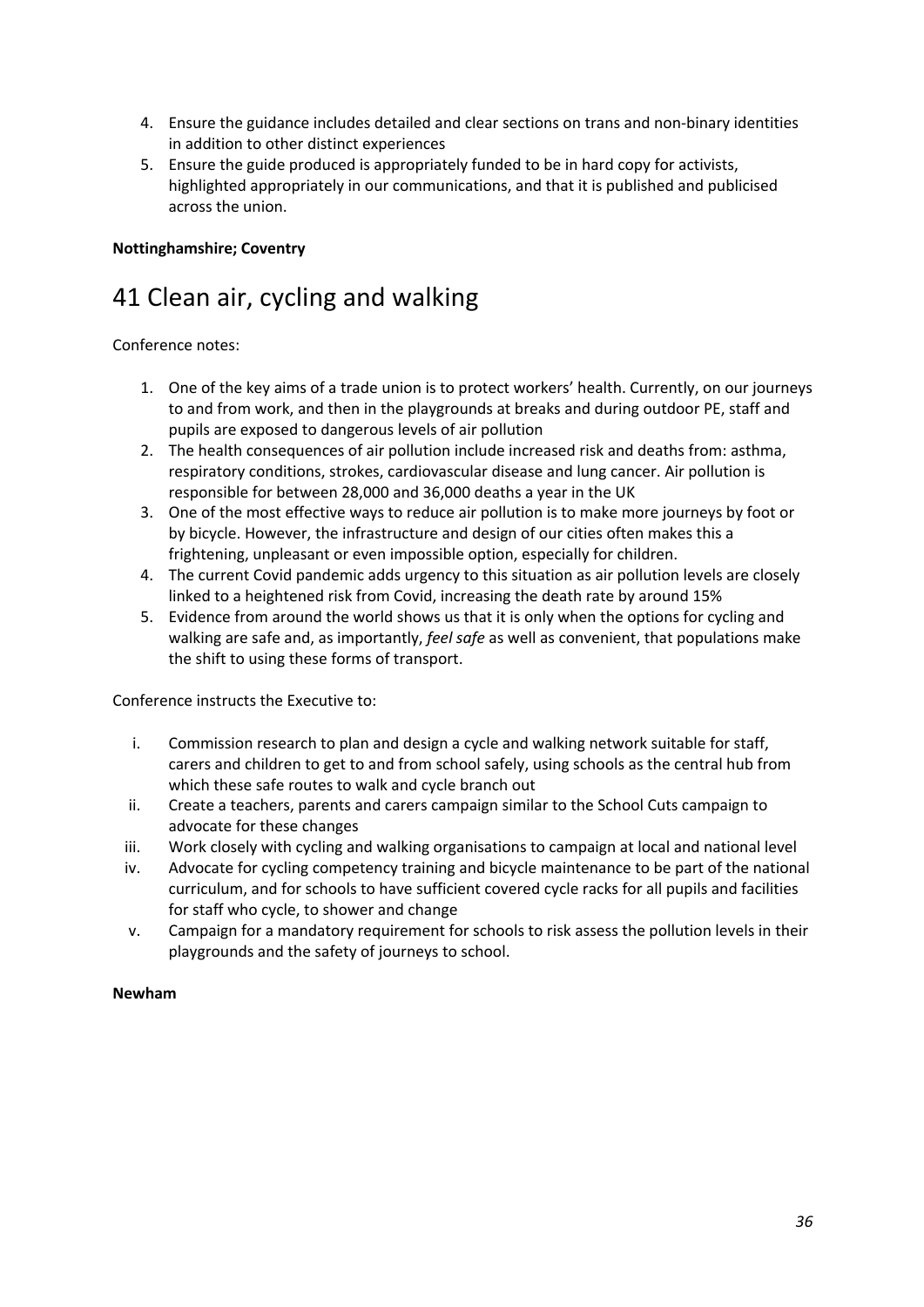4. Ensure the guidance includes detailed and clear sections on trans and non-binary identities in addition to other distinct experiences
5. Ensure the guide produced is appropriately funded to be in hard copy for activists, highlighted appropriately in our communications, and that it is published and publicised across the union.

**Nottinghamshire; Coventry**

# 41 Clean air, cycling and walking

Conference notes:

1. One of the key aims of a trade union is to protect workers' health. Currently, on our journeys to and from work, and then in the playgrounds at breaks and during outdoor PE, staff and pupils are exposed to dangerous levels of air pollution
2. The health consequences of air pollution include increased risk and deaths from: asthma, respiratory conditions, strokes, cardiovascular disease and lung cancer. Air pollution is responsible for between 28,000 and 36,000 deaths a year in the UK
3. One of the most effective ways to reduce air pollution is to make more journeys by foot or by bicycle. However, the infrastructure and design of our cities often makes this a frightening, unpleasant or even impossible option, especially for children.
4. The current Covid pandemic adds urgency to this situation as air pollution levels are closely linked to a heightened risk from Covid, increasing the death rate by around 15%
5. Evidence from around the world shows us that it is only when the options for cycling and walking are safe and, as importantly, *feel safe* as well as convenient, that populations make the shift to using these forms of transport.

Conference instructs the Executive to:

i. Commission research to plan and design a cycle and walking network suitable for staff, carers and children to get to and from school safely, using schools as the central hub from which these safe routes to walk and cycle branch out
ii. Create a teachers, parents and carers campaign similar to the School Cuts campaign to advocate for these changes
iii. Work closely with cycling and walking organisations to campaign at local and national level
iv. Advocate for cycling competency training and bicycle maintenance to be part of the national curriculum, and for schools to have sufficient covered cycle racks for all pupils and facilities for staff who cycle, to shower and change
v. Campaign for a mandatory requirement for schools to risk assess the pollution levels in their playgrounds and the safety of journeys to school.

**Newham**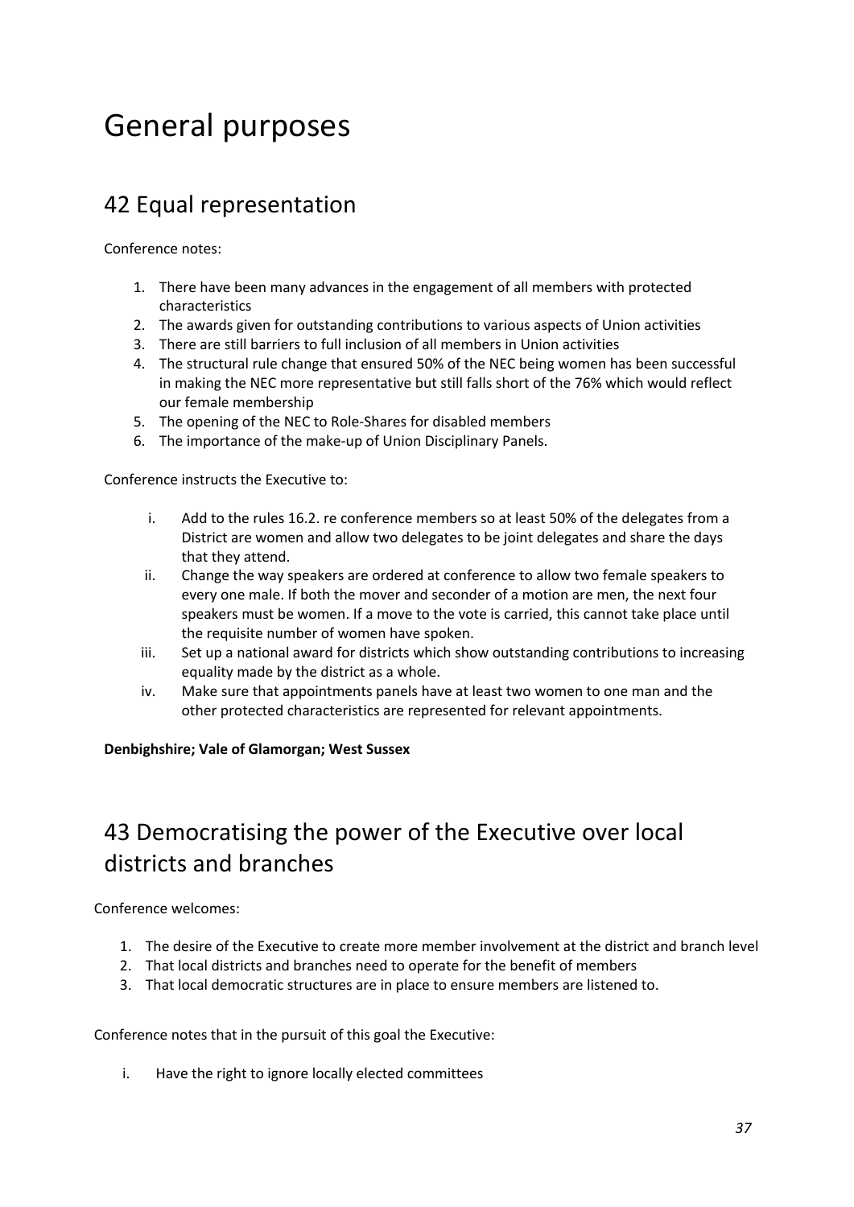# General purposes

## 42 Equal representation

Conference notes:

1. There have been many advances in the engagement of all members with protected characteristics
2. The awards given for outstanding contributions to various aspects of Union activities
3. There are still barriers to full inclusion of all members in Union activities
4. The structural rule change that ensured 50% of the NEC being women has been successful in making the NEC more representative but still falls short of the 76% which would reflect our female membership
5. The opening of the NEC to Role-Shares for disabled members
6. The importance of the make-up of Union Disciplinary Panels.

Conference instructs the Executive to:

i. Add to the rules 16.2. re conference members so at least 50% of the delegates from a District are women and allow two delegates to be joint delegates and share the days that they attend.
ii. Change the way speakers are ordered at conference to allow two female speakers to every one male. If both the mover and seconder of a motion are men, the next four speakers must be women. If a move to the vote is carried, this cannot take place until the requisite number of women have spoken.
iii. Set up a national award for districts which show outstanding contributions to increasing equality made by the district as a whole.
iv. Make sure that appointments panels have at least two women to one man and the other protected characteristics are represented for relevant appointments.

**Denbighshire; Vale of Glamorgan; West Sussex**

## 43 Democratising the power of the Executive over local districts and branches

Conference welcomes:

1. The desire of the Executive to create more member involvement at the district and branch level
2. That local districts and branches need to operate for the benefit of members
3. That local democratic structures are in place to ensure members are listened to.

Conference notes that in the pursuit of this goal the Executive:

i. Have the right to ignore locally elected committees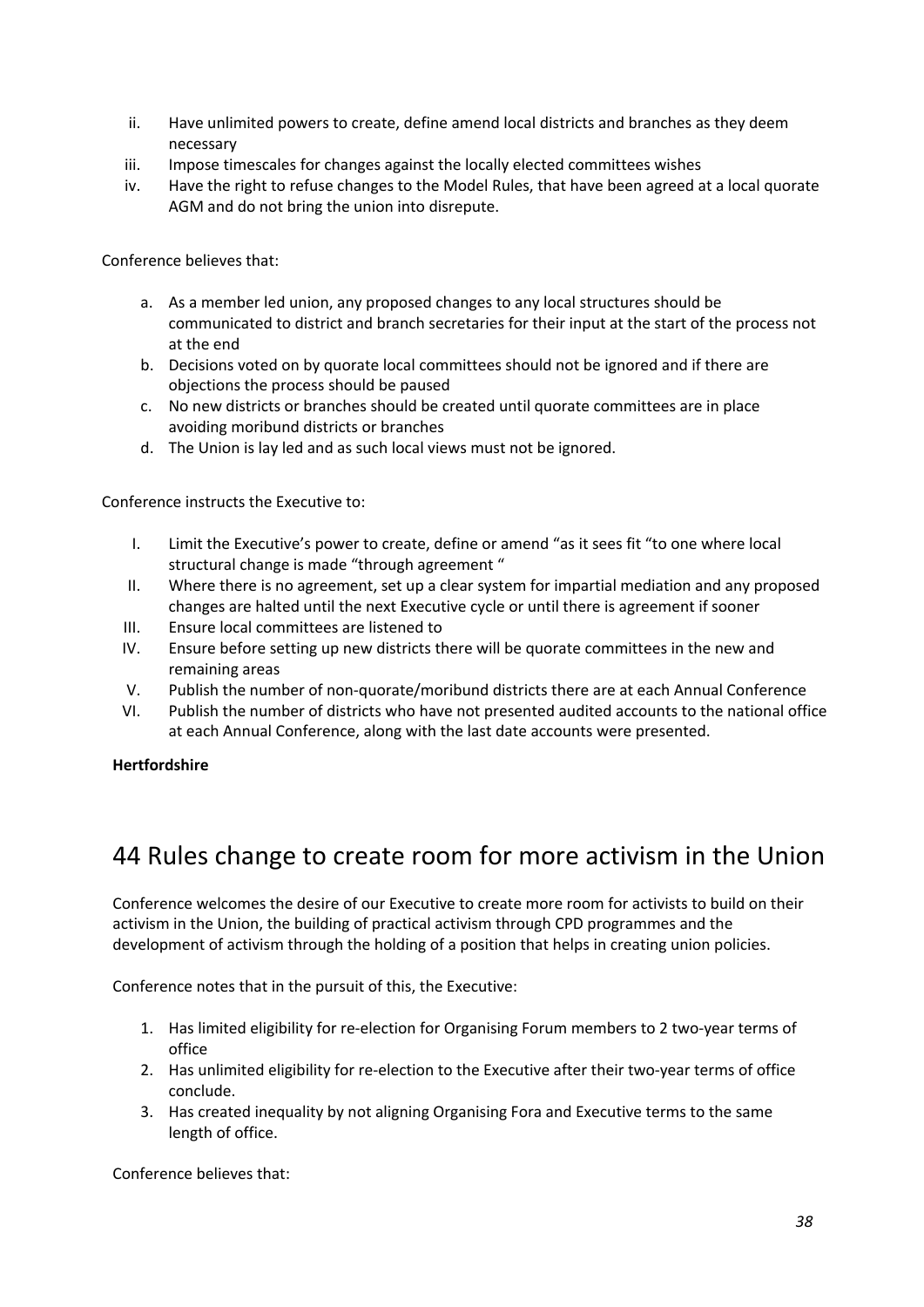ii. Have unlimited powers to create, define amend local districts and branches as they deem necessary
iii. Impose timescales for changes against the locally elected committees wishes
iv. Have the right to refuse changes to the Model Rules, that have been agreed at a local quorate AGM and do not bring the union into disrepute.

Conference believes that:

a. As a member led union, any proposed changes to any local structures should be communicated to district and branch secretaries for their input at the start of the process not at the end
b. Decisions voted on by quorate local committees should not be ignored and if there are objections the process should be paused
c. No new districts or branches should be created until quorate committees are in place avoiding moribund districts or branches
d. The Union is lay led and as such local views must not be ignored.

Conference instructs the Executive to:

I. Limit the Executive's power to create, define or amend "as it sees fit "to one where local structural change is made "through agreement "
II. Where there is no agreement, set up a clear system for impartial mediation and any proposed changes are halted until the next Executive cycle or until there is agreement if sooner
III. Ensure local committees are listened to
IV. Ensure before setting up new districts there will be quorate committees in the new and remaining areas
V. Publish the number of non-quorate/moribund districts there are at each Annual Conference
VI. Publish the number of districts who have not presented audited accounts to the national office at each Annual Conference, along with the last date accounts were presented.

**Hertfordshire**

## 44 Rules change to create room for more activism in the Union

Conference welcomes the desire of our Executive to create more room for activists to build on their activism in the Union, the building of practical activism through CPD programmes and the development of activism through the holding of a position that helps in creating union policies.

Conference notes that in the pursuit of this, the Executive:

1. Has limited eligibility for re-election for Organising Forum members to 2 two-year terms of office
2. Has unlimited eligibility for re-election to the Executive after their two-year terms of office conclude.
3. Has created inequality by not aligning Organising Fora and Executive terms to the same length of office.

Conference believes that: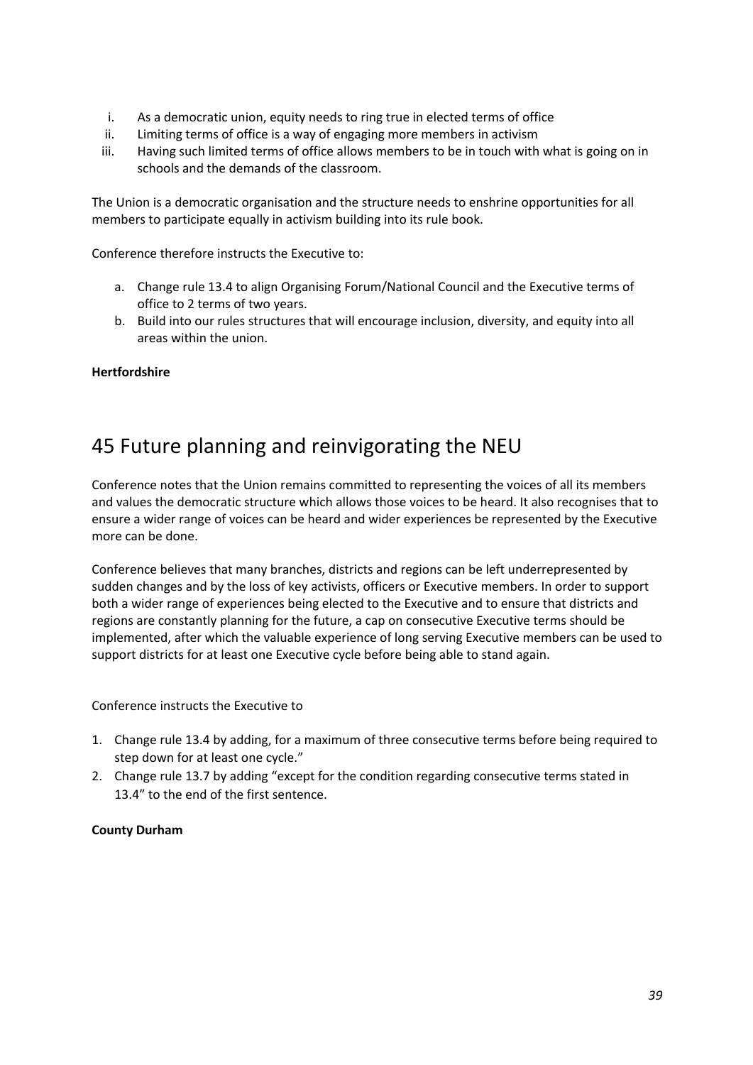i. As a democratic union, equity needs to ring true in elected terms of office
ii. Limiting terms of office is a way of engaging more members in activism
iii. Having such limited terms of office allows members to be in touch with what is going on in schools and the demands of the classroom.

The Union is a democratic organisation and the structure needs to enshrine opportunities for all members to participate equally in activism building into its rule book.

Conference therefore instructs the Executive to:

a. Change rule 13.4 to align Organising Forum/National Council and the Executive terms of office to 2 terms of two years.
b. Build into our rules structures that will encourage inclusion, diversity, and equity into all areas within the union.

**Hertfordshire**

# 45 Future planning and reinvigorating the NEU

Conference notes that the Union remains committed to representing the voices of all its members and values the democratic structure which allows those voices to be heard. It also recognises that to ensure a wider range of voices can be heard and wider experiences be represented by the Executive more can be done.

Conference believes that many branches, districts and regions can be left underrepresented by sudden changes and by the loss of key activists, officers or Executive members. In order to support both a wider range of experiences being elected to the Executive and to ensure that districts and regions are constantly planning for the future, a cap on consecutive Executive terms should be implemented, after which the valuable experience of long serving Executive members can be used to support districts for at least one Executive cycle before being able to stand again.

Conference instructs the Executive to

1. Change rule 13.4 by adding, for a maximum of three consecutive terms before being required to step down for at least one cycle."
2. Change rule 13.7 by adding "except for the condition regarding consecutive terms stated in 13.4" to the end of the first sentence.

**County Durham**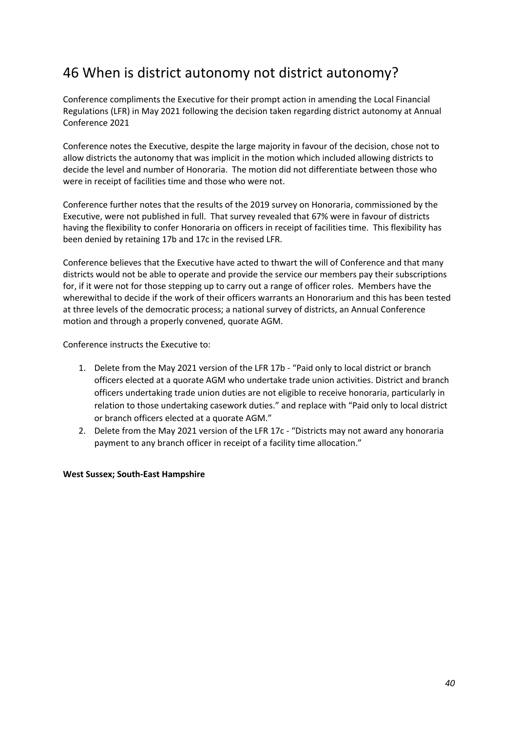# 46 When is district autonomy not district autonomy?

Conference compliments the Executive for their prompt action in amending the Local Financial Regulations (LFR) in May 2021 following the decision taken regarding district autonomy at Annual Conference 2021

Conference notes the Executive, despite the large majority in favour of the decision, chose not to allow districts the autonomy that was implicit in the motion which included allowing districts to decide the level and number of Honoraria. The motion did not differentiate between those who were in receipt of facilities time and those who were not.

Conference further notes that the results of the 2019 survey on Honoraria, commissioned by the Executive, were not published in full. That survey revealed that 67% were in favour of districts having the flexibility to confer Honoraria on officers in receipt of facilities time. This flexibility has been denied by retaining 17b and 17c in the revised LFR.

Conference believes that the Executive have acted to thwart the will of Conference and that many districts would not be able to operate and provide the service our members pay their subscriptions for, if it were not for those stepping up to carry out a range of officer roles. Members have the wherewithal to decide if the work of their officers warrants an Honorarium and this has been tested at three levels of the democratic process; a national survey of districts, an Annual Conference motion and through a properly convened, quorate AGM.

Conference instructs the Executive to:

1. Delete from the May 2021 version of the LFR 17b - "Paid only to local district or branch officers elected at a quorate AGM who undertake trade union activities. District and branch officers undertaking trade union duties are not eligible to receive honoraria, particularly in relation to those undertaking casework duties." and replace with "Paid only to local district or branch officers elected at a quorate AGM."
2. Delete from the May 2021 version of the LFR 17c - "Districts may not award any honoraria payment to any branch officer in receipt of a facility time allocation."

**West Sussex; South-East Hampshire**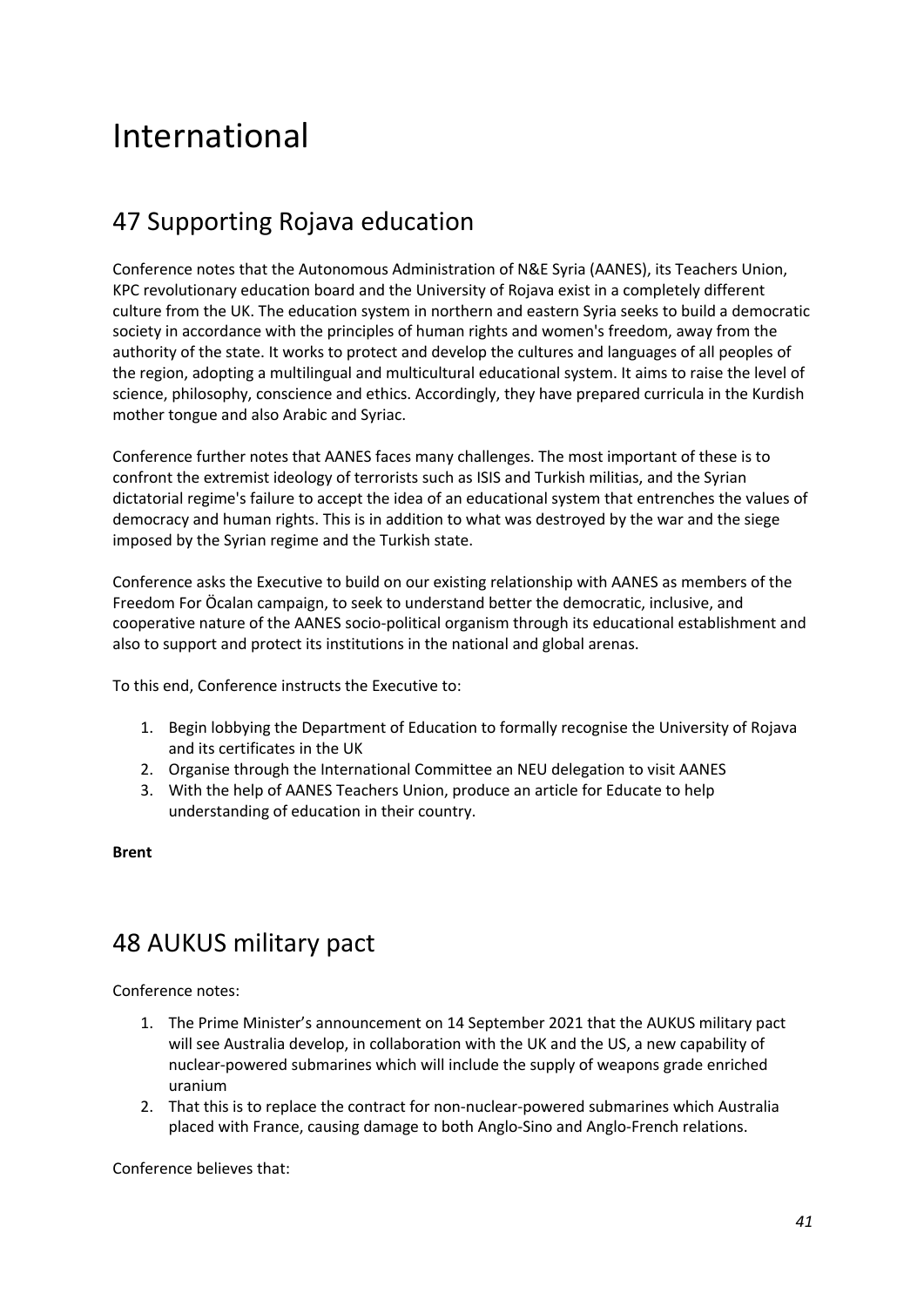# International

## 47 Supporting Rojava education

Conference notes that the Autonomous Administration of N&E Syria (AANES), its Teachers Union, KPC revolutionary education board and the University of Rojava exist in a completely different culture from the UK. The education system in northern and eastern Syria seeks to build a democratic society in accordance with the principles of human rights and women's freedom, away from the authority of the state. It works to protect and develop the cultures and languages of all peoples of the region, adopting a multilingual and multicultural educational system. It aims to raise the level of science, philosophy, conscience and ethics. Accordingly, they have prepared curricula in the Kurdish mother tongue and also Arabic and Syriac.

Conference further notes that AANES faces many challenges. The most important of these is to confront the extremist ideology of terrorists such as ISIS and Turkish militias, and the Syrian dictatorial regime's failure to accept the idea of an educational system that entrenches the values of democracy and human rights. This is in addition to what was destroyed by the war and the siege imposed by the Syrian regime and the Turkish state.

Conference asks the Executive to build on our existing relationship with AANES as members of the Freedom For Öcalan campaign, to seek to understand better the democratic, inclusive, and cooperative nature of the AANES socio-political organism through its educational establishment and also to support and protect its institutions in the national and global arenas.

To this end, Conference instructs the Executive to:

1. Begin lobbying the Department of Education to formally recognise the University of Rojava and its certificates in the UK
2. Organise through the International Committee an NEU delegation to visit AANES
3. With the help of AANES Teachers Union, produce an article for Educate to help understanding of education in their country.

**Brent**

## 48 AUKUS military pact

Conference notes:

1. The Prime Minister's announcement on 14 September 2021 that the AUKUS military pact will see Australia develop, in collaboration with the UK and the US, a new capability of nuclear-powered submarines which will include the supply of weapons grade enriched uranium
2. That this is to replace the contract for non-nuclear-powered submarines which Australia placed with France, causing damage to both Anglo-Sino and Anglo-French relations.

Conference believes that: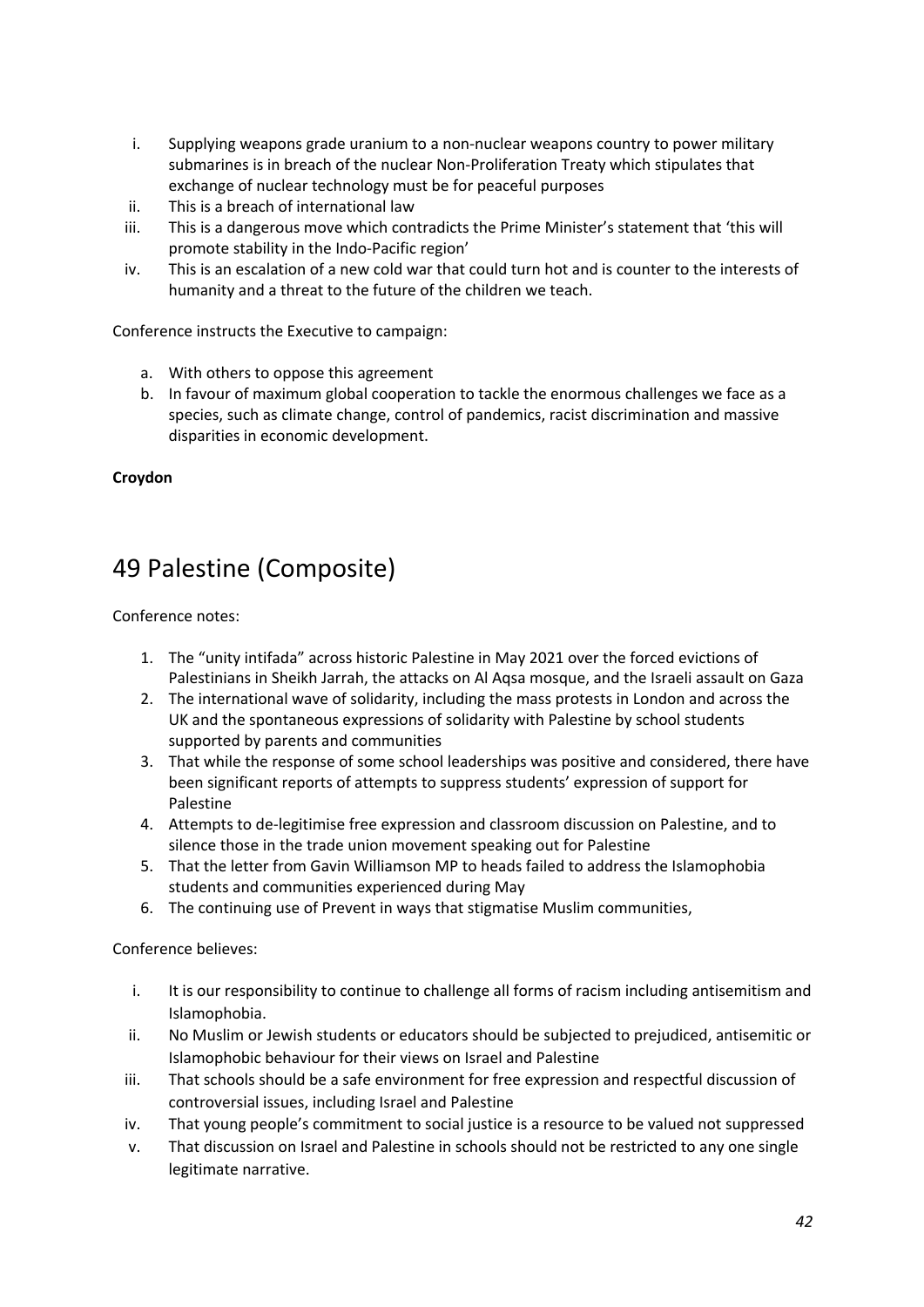i. Supplying weapons grade uranium to a non-nuclear weapons country to power military submarines is in breach of the nuclear Non-Proliferation Treaty which stipulates that exchange of nuclear technology must be for peaceful purposes
ii. This is a breach of international law
iii. This is a dangerous move which contradicts the Prime Minister's statement that 'this will promote stability in the Indo-Pacific region'
iv. This is an escalation of a new cold war that could turn hot and is counter to the interests of humanity and a threat to the future of the children we teach.

Conference instructs the Executive to campaign:

a. With others to oppose this agreement
b. In favour of maximum global cooperation to tackle the enormous challenges we face as a species, such as climate change, control of pandemics, racist discrimination and massive disparities in economic development.

**Croydon**

# 49 Palestine (Composite)

Conference notes:

1. The "unity intifada" across historic Palestine in May 2021 over the forced evictions of Palestinians in Sheikh Jarrah, the attacks on Al Aqsa mosque, and the Israeli assault on Gaza
2. The international wave of solidarity, including the mass protests in London and across the UK and the spontaneous expressions of solidarity with Palestine by school students supported by parents and communities
3. That while the response of some school leaderships was positive and considered, there have been significant reports of attempts to suppress students' expression of support for Palestine
4. Attempts to de-legitimise free expression and classroom discussion on Palestine, and to silence those in the trade union movement speaking out for Palestine
5. That the letter from Gavin Williamson MP to heads failed to address the Islamophobia students and communities experienced during May
6. The continuing use of Prevent in ways that stigmatise Muslim communities,

Conference believes:

i. It is our responsibility to continue to challenge all forms of racism including antisemitism and Islamophobia.
ii. No Muslim or Jewish students or educators should be subjected to prejudiced, antisemitic or Islamophobic behaviour for their views on Israel and Palestine
iii. That schools should be a safe environment for free expression and respectful discussion of controversial issues, including Israel and Palestine
iv. That young people's commitment to social justice is a resource to be valued not suppressed
v. That discussion on Israel and Palestine in schools should not be restricted to any one single legitimate narrative.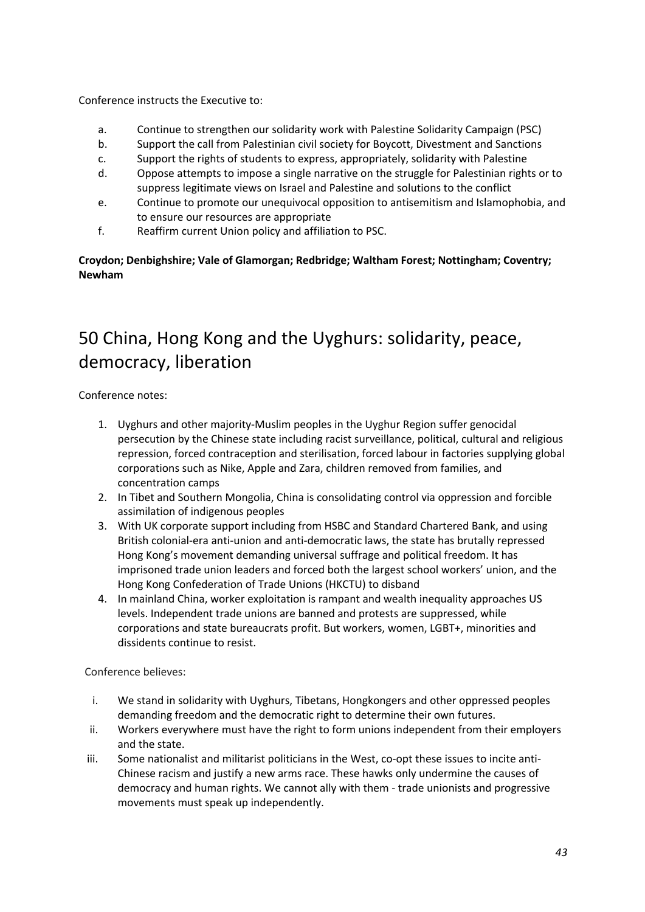Conference instructs the Executive to:

a. Continue to strengthen our solidarity work with Palestine Solidarity Campaign (PSC)
b. Support the call from Palestinian civil society for Boycott, Divestment and Sanctions
c. Support the rights of students to express, appropriately, solidarity with Palestine
d. Oppose attempts to impose a single narrative on the struggle for Palestinian rights or to suppress legitimate views on Israel and Palestine and solutions to the conflict
e. Continue to promote our unequivocal opposition to antisemitism and Islamophobia, and to ensure our resources are appropriate
f. Reaffirm current Union policy and affiliation to PSC.

**Croydon; Denbighshire; Vale of Glamorgan; Redbridge; Waltham Forest; Nottingham; Coventry; Newham**

# 50 China, Hong Kong and the Uyghurs: solidarity, peace, democracy, liberation

Conference notes:

1. Uyghurs and other majority-Muslim peoples in the Uyghur Region suffer genocidal persecution by the Chinese state including racist surveillance, political, cultural and religious repression, forced contraception and sterilisation, forced labour in factories supplying global corporations such as Nike, Apple and Zara, children removed from families, and concentration camps
2. In Tibet and Southern Mongolia, China is consolidating control via oppression and forcible assimilation of indigenous peoples
3. With UK corporate support including from HSBC and Standard Chartered Bank, and using British colonial-era anti-union and anti-democratic laws, the state has brutally repressed Hong Kong's movement demanding universal suffrage and political freedom. It has imprisoned trade union leaders and forced both the largest school workers' union, and the Hong Kong Confederation of Trade Unions (HKCTU) to disband
4. In mainland China, worker exploitation is rampant and wealth inequality approaches US levels. Independent trade unions are banned and protests are suppressed, while corporations and state bureaucrats profit. But workers, women, LGBT+, minorities and dissidents continue to resist.

Conference believes:

i. We stand in solidarity with Uyghurs, Tibetans, Hongkongers and other oppressed peoples demanding freedom and the democratic right to determine their own futures.
ii. Workers everywhere must have the right to form unions independent from their employers and the state.
iii. Some nationalist and militarist politicians in the West, co-opt these issues to incite anti-Chinese racism and justify a new arms race. These hawks only undermine the causes of democracy and human rights. We cannot ally with them - trade unionists and progressive movements must speak up independently.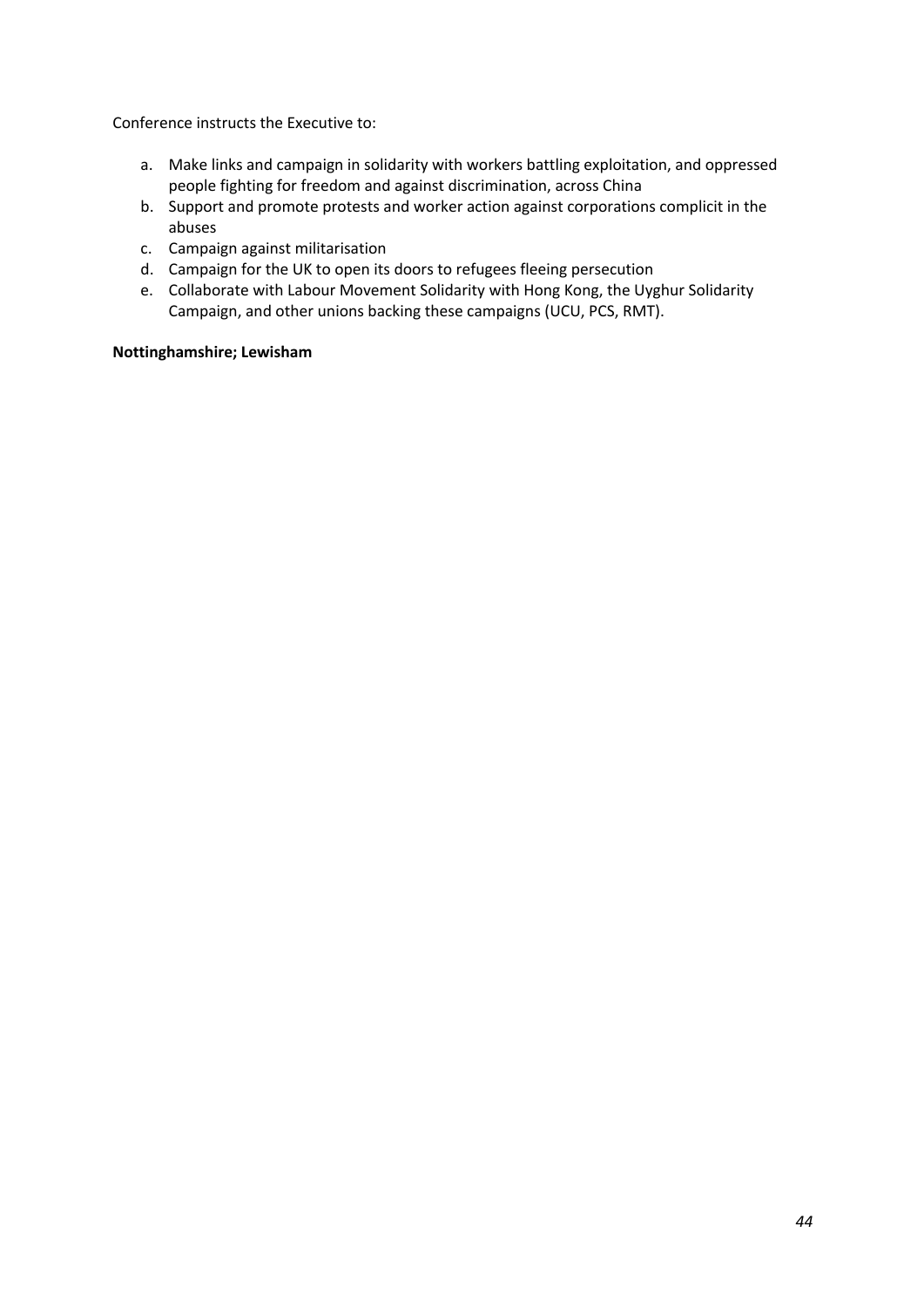Conference instructs the Executive to:

a. Make links and campaign in solidarity with workers battling exploitation, and oppressed people fighting for freedom and against discrimination, across China
b. Support and promote protests and worker action against corporations complicit in the abuses
c. Campaign against militarisation
d. Campaign for the UK to open its doors to refugees fleeing persecution
e. Collaborate with Labour Movement Solidarity with Hong Kong, the Uyghur Solidarity Campaign, and other unions backing these campaigns (UCU, PCS, RMT).

**Nottinghamshire; Lewisham**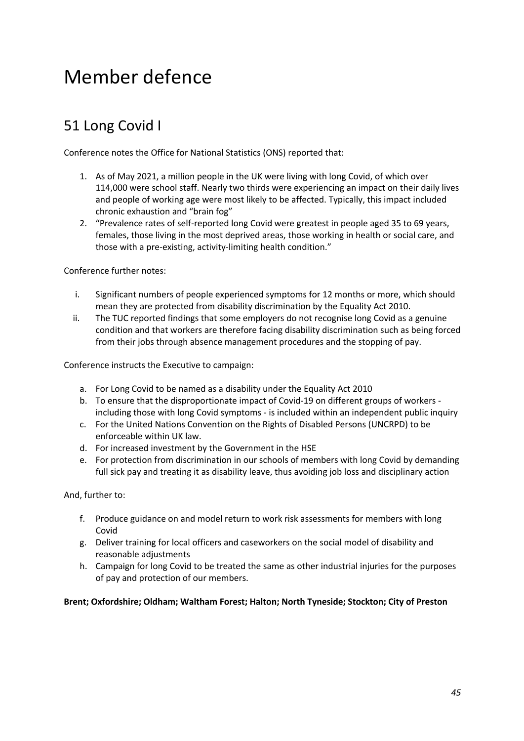# Member defence

## 51 Long Covid I

Conference notes the Office for National Statistics (ONS) reported that:

1. As of May 2021, a million people in the UK were living with long Covid, of which over 114,000 were school staff. Nearly two thirds were experiencing an impact on their daily lives and people of working age were most likely to be affected. Typically, this impact included chronic exhaustion and "brain fog"
2. "Prevalence rates of self-reported long Covid were greatest in people aged 35 to 69 years, females, those living in the most deprived areas, those working in health or social care, and those with a pre-existing, activity-limiting health condition."

Conference further notes:

i. Significant numbers of people experienced symptoms for 12 months or more, which should mean they are protected from disability discrimination by the Equality Act 2010.
ii. The TUC reported findings that some employers do not recognise long Covid as a genuine condition and that workers are therefore facing disability discrimination such as being forced from their jobs through absence management procedures and the stopping of pay.

Conference instructs the Executive to campaign:

a. For Long Covid to be named as a disability under the Equality Act 2010
b. To ensure that the disproportionate impact of Covid-19 on different groups of workers - including those with long Covid symptoms - is included within an independent public inquiry
c. For the United Nations Convention on the Rights of Disabled Persons (UNCRPD) to be enforceable within UK law.
d. For increased investment by the Government in the HSE
e. For protection from discrimination in our schools of members with long Covid by demanding full sick pay and treating it as disability leave, thus avoiding job loss and disciplinary action

And, further to:

f. Produce guidance on and model return to work risk assessments for members with long Covid
g. Deliver training for local officers and caseworkers on the social model of disability and reasonable adjustments
h. Campaign for long Covid to be treated the same as other industrial injuries for the purposes of pay and protection of our members.

**Brent; Oxfordshire; Oldham; Waltham Forest; Halton; North Tyneside; Stockton; City of Preston**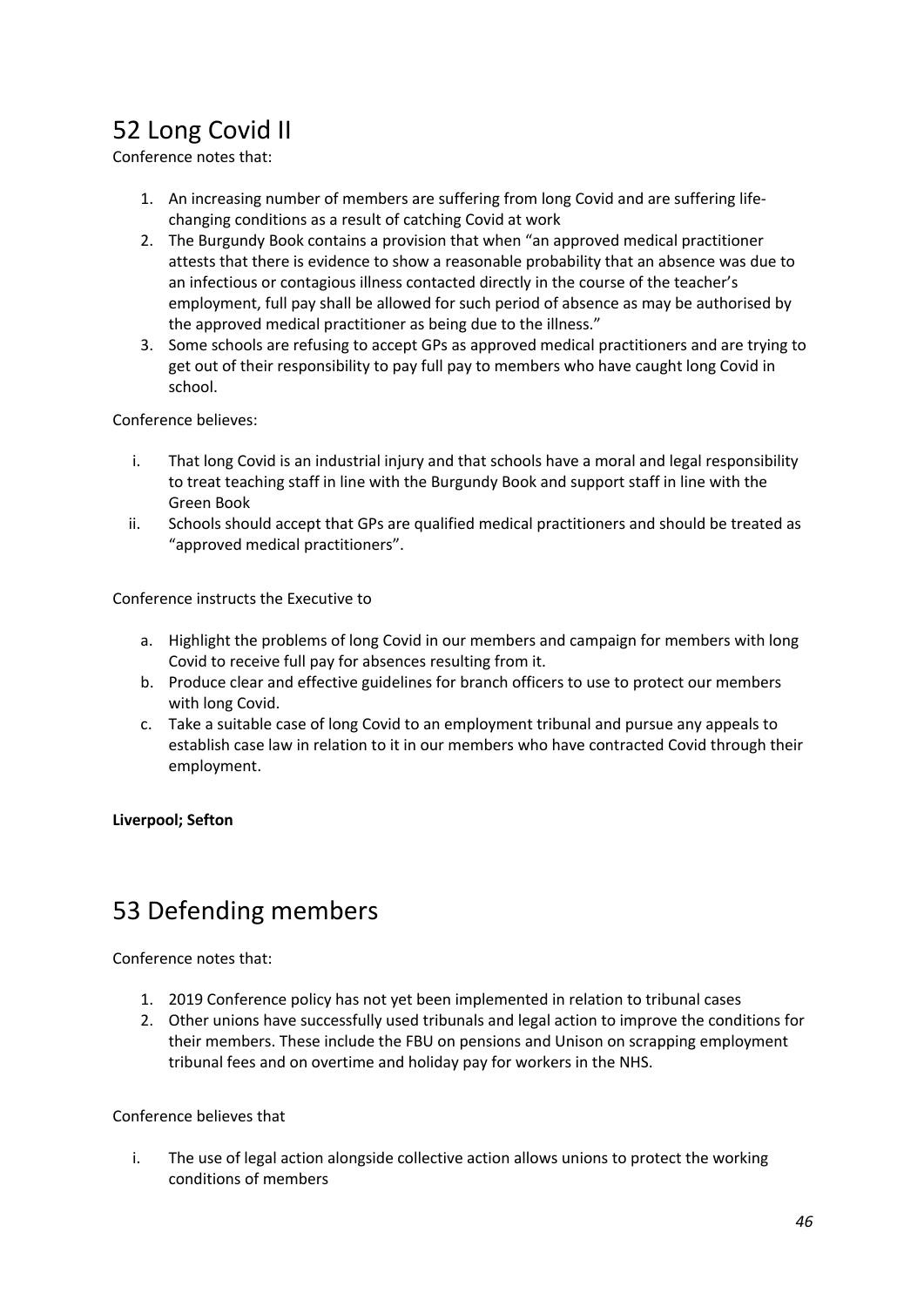## 52 Long Covid II

Conference notes that:

1. An increasing number of members are suffering from long Covid and are suffering life-changing conditions as a result of catching Covid at work
2. The Burgundy Book contains a provision that when "an approved medical practitioner attests that there is evidence to show a reasonable probability that an absence was due to an infectious or contagious illness contacted directly in the course of the teacher's employment, full pay shall be allowed for such period of absence as may be authorised by the approved medical practitioner as being due to the illness."
3. Some schools are refusing to accept GPs as approved medical practitioners and are trying to get out of their responsibility to pay full pay to members who have caught long Covid in school.

Conference believes:

i. That long Covid is an industrial injury and that schools have a moral and legal responsibility to treat teaching staff in line with the Burgundy Book and support staff in line with the Green Book
ii. Schools should accept that GPs are qualified medical practitioners and should be treated as "approved medical practitioners".

Conference instructs the Executive to

a. Highlight the problems of long Covid in our members and campaign for members with long Covid to receive full pay for absences resulting from it.
b. Produce clear and effective guidelines for branch officers to use to protect our members with long Covid.
c. Take a suitable case of long Covid to an employment tribunal and pursue any appeals to establish case law in relation to it in our members who have contracted Covid through their employment.

**Liverpool; Sefton**

## 53 Defending members

Conference notes that:

1. 2019 Conference policy has not yet been implemented in relation to tribunal cases
2. Other unions have successfully used tribunals and legal action to improve the conditions for their members. These include the FBU on pensions and Unison on scrapping employment tribunal fees and on overtime and holiday pay for workers in the NHS.

Conference believes that

i. The use of legal action alongside collective action allows unions to protect the working conditions of members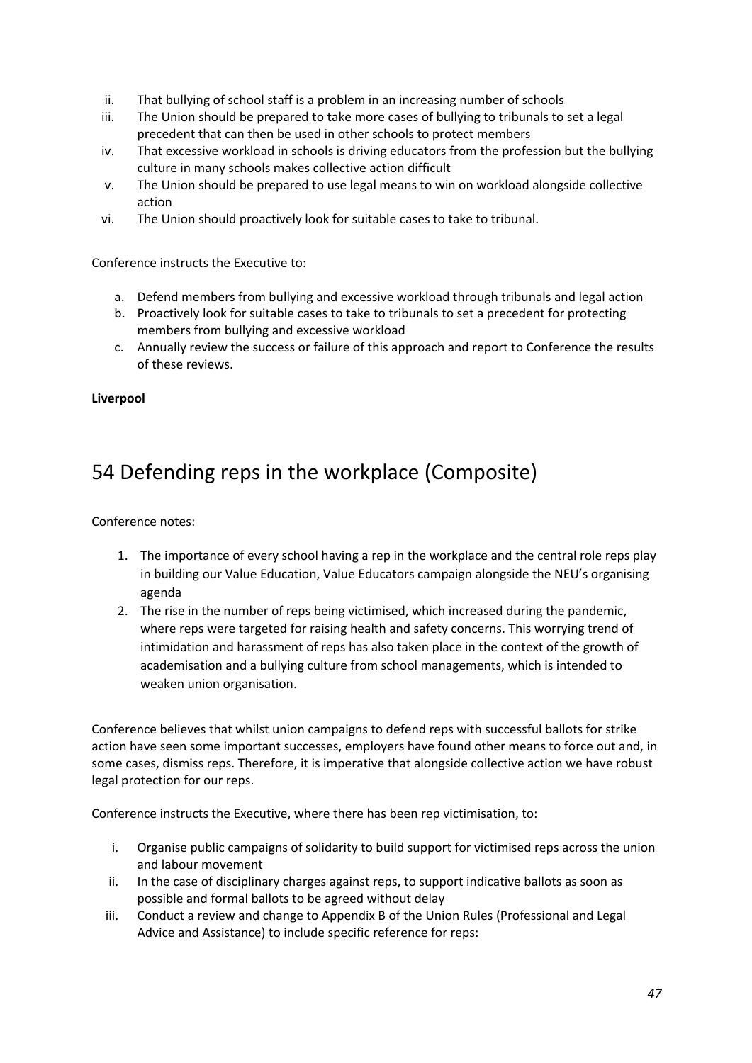ii. That bullying of school staff is a problem in an increasing number of schools
iii. The Union should be prepared to take more cases of bullying to tribunals to set a legal precedent that can then be used in other schools to protect members
iv. That excessive workload in schools is driving educators from the profession but the bullying culture in many schools makes collective action difficult
v. The Union should be prepared to use legal means to win on workload alongside collective action
vi. The Union should proactively look for suitable cases to take to tribunal.

Conference instructs the Executive to:

a. Defend members from bullying and excessive workload through tribunals and legal action
b. Proactively look for suitable cases to take to tribunals to set a precedent for protecting members from bullying and excessive workload
c. Annually review the success or failure of this approach and report to Conference the results of these reviews.

**Liverpool**

# 54 Defending reps in the workplace (Composite)

Conference notes:

1. The importance of every school having a rep in the workplace and the central role reps play in building our Value Education, Value Educators campaign alongside the NEU's organising agenda
2. The rise in the number of reps being victimised, which increased during the pandemic, where reps were targeted for raising health and safety concerns. This worrying trend of intimidation and harassment of reps has also taken place in the context of the growth of academisation and a bullying culture from school managements, which is intended to weaken union organisation.

Conference believes that whilst union campaigns to defend reps with successful ballots for strike action have seen some important successes, employers have found other means to force out and, in some cases, dismiss reps. Therefore, it is imperative that alongside collective action we have robust legal protection for our reps.

Conference instructs the Executive, where there has been rep victimisation, to:

i. Organise public campaigns of solidarity to build support for victimised reps across the union and labour movement
ii. In the case of disciplinary charges against reps, to support indicative ballots as soon as possible and formal ballots to be agreed without delay
iii. Conduct a review and change to Appendix B of the Union Rules (Professional and Legal Advice and Assistance) to include specific reference for reps: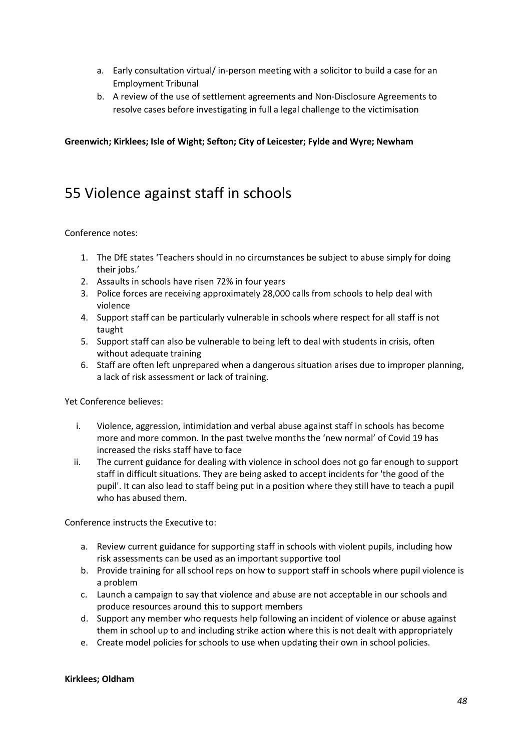a. Early consultation virtual/ in-person meeting with a solicitor to build a case for an Employment Tribunal
b. A review of the use of settlement agreements and Non-Disclosure Agreements to resolve cases before investigating in full a legal challenge to the victimisation

**Greenwich; Kirklees; Isle of Wight; Sefton; City of Leicester; Fylde and Wyre; Newham**

# 55 Violence against staff in schools

Conference notes:

1. The DfE states 'Teachers should in no circumstances be subject to abuse simply for doing their jobs.'
2. Assaults in schools have risen 72% in four years
3. Police forces are receiving approximately 28,000 calls from schools to help deal with violence
4. Support staff can be particularly vulnerable in schools where respect for all staff is not taught
5. Support staff can also be vulnerable to being left to deal with students in crisis, often without adequate training
6. Staff are often left unprepared when a dangerous situation arises due to improper planning, a lack of risk assessment or lack of training.

Yet Conference believes:

i. Violence, aggression, intimidation and verbal abuse against staff in schools has become more and more common. In the past twelve months the 'new normal' of Covid 19 has increased the risks staff have to face
ii. The current guidance for dealing with violence in school does not go far enough to support staff in difficult situations. They are being asked to accept incidents for 'the good of the pupil'. It can also lead to staff being put in a position where they still have to teach a pupil who has abused them.

Conference instructs the Executive to:

a. Review current guidance for supporting staff in schools with violent pupils, including how risk assessments can be used as an important supportive tool
b. Provide training for all school reps on how to support staff in schools where pupil violence is a problem
c. Launch a campaign to say that violence and abuse are not acceptable in our schools and produce resources around this to support members
d. Support any member who requests help following an incident of violence or abuse against them in school up to and including strike action where this is not dealt with appropriately
e. Create model policies for schools to use when updating their own in school policies.

**Kirklees; Oldham**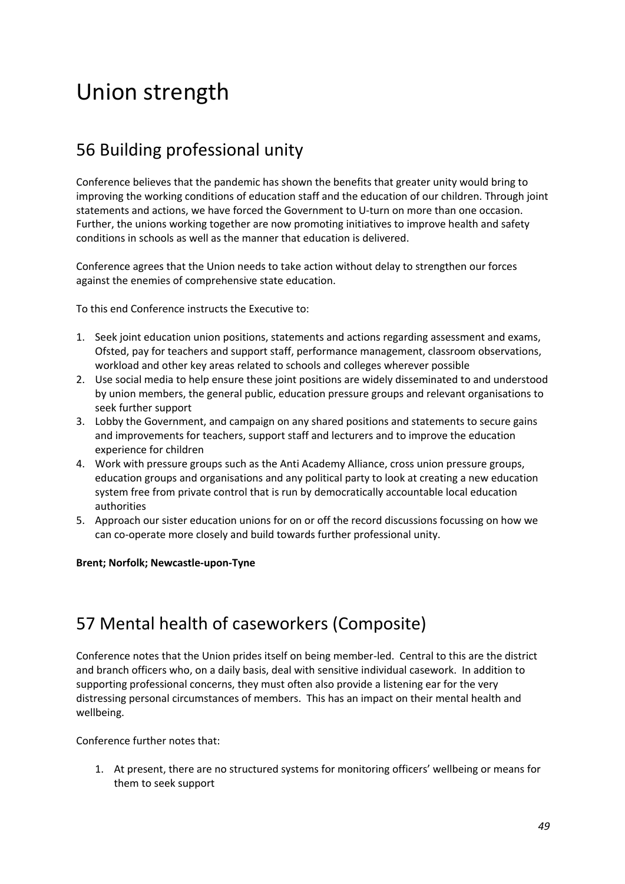# Union strength

## 56 Building professional unity

Conference believes that the pandemic has shown the benefits that greater unity would bring to improving the working conditions of education staff and the education of our children. Through joint statements and actions, we have forced the Government to U-turn on more than one occasion. Further, the unions working together are now promoting initiatives to improve health and safety conditions in schools as well as the manner that education is delivered.

Conference agrees that the Union needs to take action without delay to strengthen our forces against the enemies of comprehensive state education.

To this end Conference instructs the Executive to:

1. Seek joint education union positions, statements and actions regarding assessment and exams, Ofsted, pay for teachers and support staff, performance management, classroom observations, workload and other key areas related to schools and colleges wherever possible
2. Use social media to help ensure these joint positions are widely disseminated to and understood by union members, the general public, education pressure groups and relevant organisations to seek further support
3. Lobby the Government, and campaign on any shared positions and statements to secure gains and improvements for teachers, support staff and lecturers and to improve the education experience for children
4. Work with pressure groups such as the Anti Academy Alliance, cross union pressure groups, education groups and organisations and any political party to look at creating a new education system free from private control that is run by democratically accountable local education authorities
5. Approach our sister education unions for on or off the record discussions focussing on how we can co-operate more closely and build towards further professional unity.

**Brent; Norfolk; Newcastle-upon-Tyne**

## 57 Mental health of caseworkers (Composite)

Conference notes that the Union prides itself on being member-led. Central to this are the district and branch officers who, on a daily basis, deal with sensitive individual casework. In addition to supporting professional concerns, they must often also provide a listening ear for the very distressing personal circumstances of members. This has an impact on their mental health and wellbeing.

Conference further notes that:

1. At present, there are no structured systems for monitoring officers' wellbeing or means for them to seek support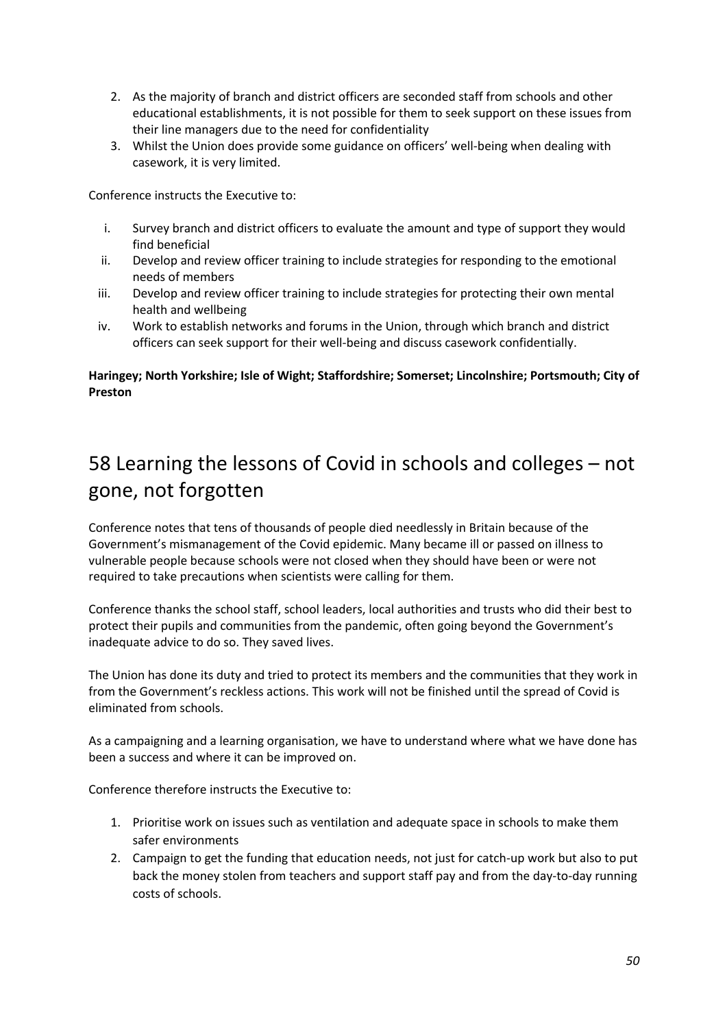2. As the majority of branch and district officers are seconded staff from schools and other educational establishments, it is not possible for them to seek support on these issues from their line managers due to the need for confidentiality
3. Whilst the Union does provide some guidance on officers' well-being when dealing with casework, it is very limited.

Conference instructs the Executive to:

i. Survey branch and district officers to evaluate the amount and type of support they would find beneficial
ii. Develop and review officer training to include strategies for responding to the emotional needs of members
iii. Develop and review officer training to include strategies for protecting their own mental health and wellbeing
iv. Work to establish networks and forums in the Union, through which branch and district officers can seek support for their well-being and discuss casework confidentially.

**Haringey; North Yorkshire; Isle of Wight; Staffordshire; Somerset; Lincolnshire; Portsmouth; City of Preston**

# 58 Learning the lessons of Covid in schools and colleges – not gone, not forgotten

Conference notes that tens of thousands of people died needlessly in Britain because of the Government's mismanagement of the Covid epidemic. Many became ill or passed on illness to vulnerable people because schools were not closed when they should have been or were not required to take precautions when scientists were calling for them.

Conference thanks the school staff, school leaders, local authorities and trusts who did their best to protect their pupils and communities from the pandemic, often going beyond the Government's inadequate advice to do so. They saved lives.

The Union has done its duty and tried to protect its members and the communities that they work in from the Government's reckless actions. This work will not be finished until the spread of Covid is eliminated from schools.

As a campaigning and a learning organisation, we have to understand where what we have done has been a success and where it can be improved on.

Conference therefore instructs the Executive to:

1. Prioritise work on issues such as ventilation and adequate space in schools to make them safer environments
2. Campaign to get the funding that education needs, not just for catch-up work but also to put back the money stolen from teachers and support staff pay and from the day-to-day running costs of schools.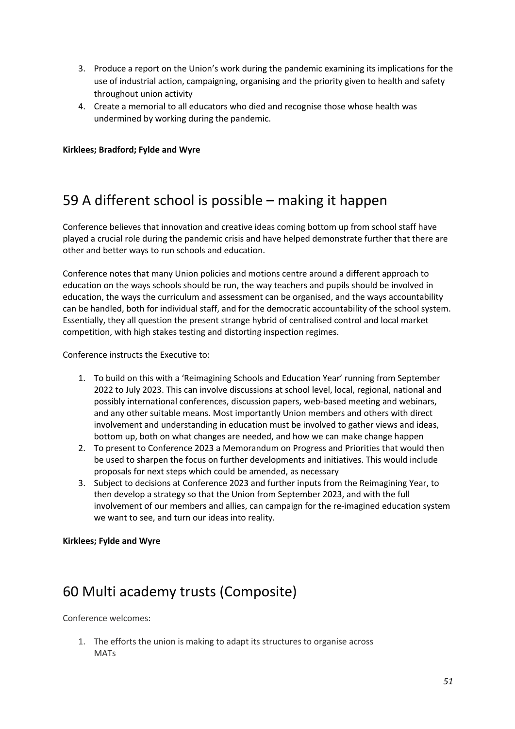3. Produce a report on the Union's work during the pandemic examining its implications for the use of industrial action, campaigning, organising and the priority given to health and safety throughout union activity
4. Create a memorial to all educators who died and recognise those whose health was undermined by working during the pandemic.

**Kirklees; Bradford; Fylde and Wyre**

## 59 A different school is possible – making it happen

Conference believes that innovation and creative ideas coming bottom up from school staff have played a crucial role during the pandemic crisis and have helped demonstrate further that there are other and better ways to run schools and education.

Conference notes that many Union policies and motions centre around a different approach to education on the ways schools should be run, the way teachers and pupils should be involved in education, the ways the curriculum and assessment can be organised, and the ways accountability can be handled, both for individual staff, and for the democratic accountability of the school system. Essentially, they all question the present strange hybrid of centralised control and local market competition, with high stakes testing and distorting inspection regimes.

Conference instructs the Executive to:

1. To build on this with a 'Reimagining Schools and Education Year' running from September 2022 to July 2023. This can involve discussions at school level, local, regional, national and possibly international conferences, discussion papers, web-based meeting and webinars, and any other suitable means. Most importantly Union members and others with direct involvement and understanding in education must be involved to gather views and ideas, bottom up, both on what changes are needed, and how we can make change happen
2. To present to Conference 2023 a Memorandum on Progress and Priorities that would then be used to sharpen the focus on further developments and initiatives. This would include proposals for next steps which could be amended, as necessary
3. Subject to decisions at Conference 2023 and further inputs from the Reimagining Year, to then develop a strategy so that the Union from September 2023, and with the full involvement of our members and allies, can campaign for the re-imagined education system we want to see, and turn our ideas into reality.

**Kirklees; Fylde and Wyre**

## 60 Multi academy trusts (Composite)

Conference welcomes:

1. The efforts the union is making to adapt its structures to organise across MATs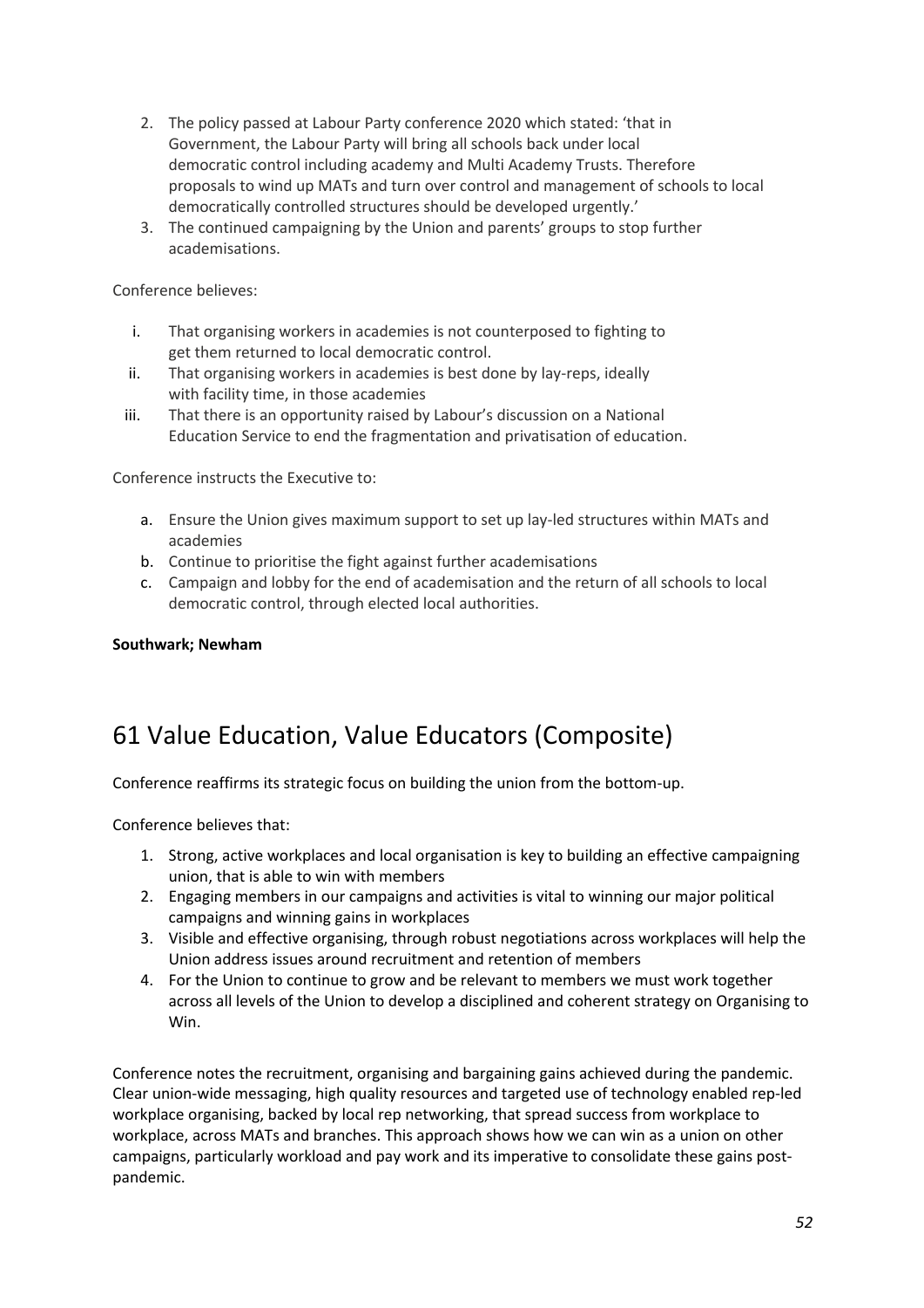2. The policy passed at Labour Party conference 2020 which stated: 'that in Government, the Labour Party will bring all schools back under local democratic control including academy and Multi Academy Trusts. Therefore proposals to wind up MATs and turn over control and management of schools to local democratically controlled structures should be developed urgently.'
3. The continued campaigning by the Union and parents' groups to stop further academisations.

Conference believes:

i. That organising workers in academies is not counterposed to fighting to get them returned to local democratic control.
ii. That organising workers in academies is best done by lay-reps, ideally with facility time, in those academies
iii. That there is an opportunity raised by Labour's discussion on a National Education Service to end the fragmentation and privatisation of education.

Conference instructs the Executive to:

a. Ensure the Union gives maximum support to set up lay-led structures within MATs and academies
b. Continue to prioritise the fight against further academisations
c. Campaign and lobby for the end of academisation and the return of all schools to local democratic control, through elected local authorities.

**Southwark; Newham**

# 61 Value Education, Value Educators (Composite)

Conference reaffirms its strategic focus on building the union from the bottom-up.

Conference believes that:

1. Strong, active workplaces and local organisation is key to building an effective campaigning union, that is able to win with members
2. Engaging members in our campaigns and activities is vital to winning our major political campaigns and winning gains in workplaces
3. Visible and effective organising, through robust negotiations across workplaces will help the Union address issues around recruitment and retention of members
4. For the Union to continue to grow and be relevant to members we must work together across all levels of the Union to develop a disciplined and coherent strategy on Organising to Win.

Conference notes the recruitment, organising and bargaining gains achieved during the pandemic. Clear union-wide messaging, high quality resources and targeted use of technology enabled rep-led workplace organising, backed by local rep networking, that spread success from workplace to workplace, across MATs and branches. This approach shows how we can win as a union on other campaigns, particularly workload and pay work and its imperative to consolidate these gains post-pandemic.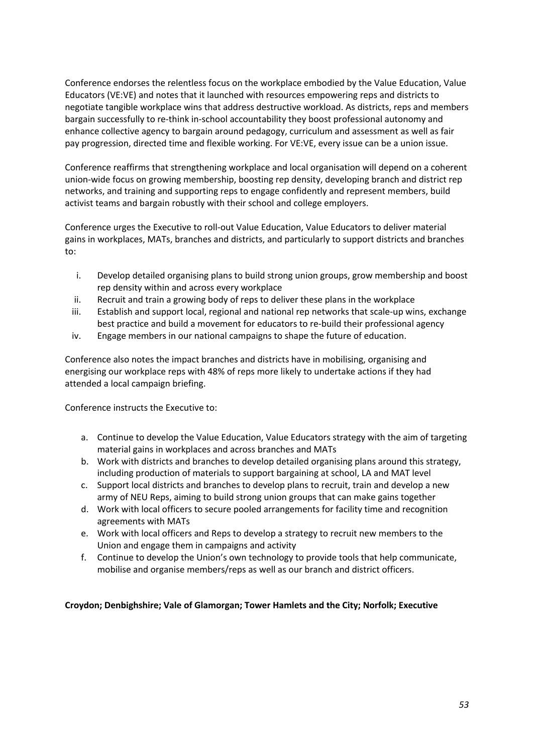Conference endorses the relentless focus on the workplace embodied by the Value Education, Value Educators (VE:VE) and notes that it launched with resources empowering reps and districts to negotiate tangible workplace wins that address destructive workload. As districts, reps and members bargain successfully to re-think in-school accountability they boost professional autonomy and enhance collective agency to bargain around pedagogy, curriculum and assessment as well as fair pay progression, directed time and flexible working. For VE:VE, every issue can be a union issue.

Conference reaffirms that strengthening workplace and local organisation will depend on a coherent union-wide focus on growing membership, boosting rep density, developing branch and district rep networks, and training and supporting reps to engage confidently and represent members, build activist teams and bargain robustly with their school and college employers.

Conference urges the Executive to roll-out Value Education, Value Educators to deliver material gains in workplaces, MATs, branches and districts, and particularly to support districts and branches to:

i. Develop detailed organising plans to build strong union groups, grow membership and boost rep density within and across every workplace
ii. Recruit and train a growing body of reps to deliver these plans in the workplace
iii. Establish and support local, regional and national rep networks that scale-up wins, exchange best practice and build a movement for educators to re-build their professional agency
iv. Engage members in our national campaigns to shape the future of education.

Conference also notes the impact branches and districts have in mobilising, organising and energising our workplace reps with 48% of reps more likely to undertake actions if they had attended a local campaign briefing.

Conference instructs the Executive to:

a. Continue to develop the Value Education, Value Educators strategy with the aim of targeting material gains in workplaces and across branches and MATs
b. Work with districts and branches to develop detailed organising plans around this strategy, including production of materials to support bargaining at school, LA and MAT level
c. Support local districts and branches to develop plans to recruit, train and develop a new army of NEU Reps, aiming to build strong union groups that can make gains together
d. Work with local officers to secure pooled arrangements for facility time and recognition agreements with MATs
e. Work with local officers and Reps to develop a strategy to recruit new members to the Union and engage them in campaigns and activity
f. Continue to develop the Union's own technology to provide tools that help communicate, mobilise and organise members/reps as well as our branch and district officers.

**Croydon; Denbighshire; Vale of Glamorgan; Tower Hamlets and the City; Norfolk; Executive**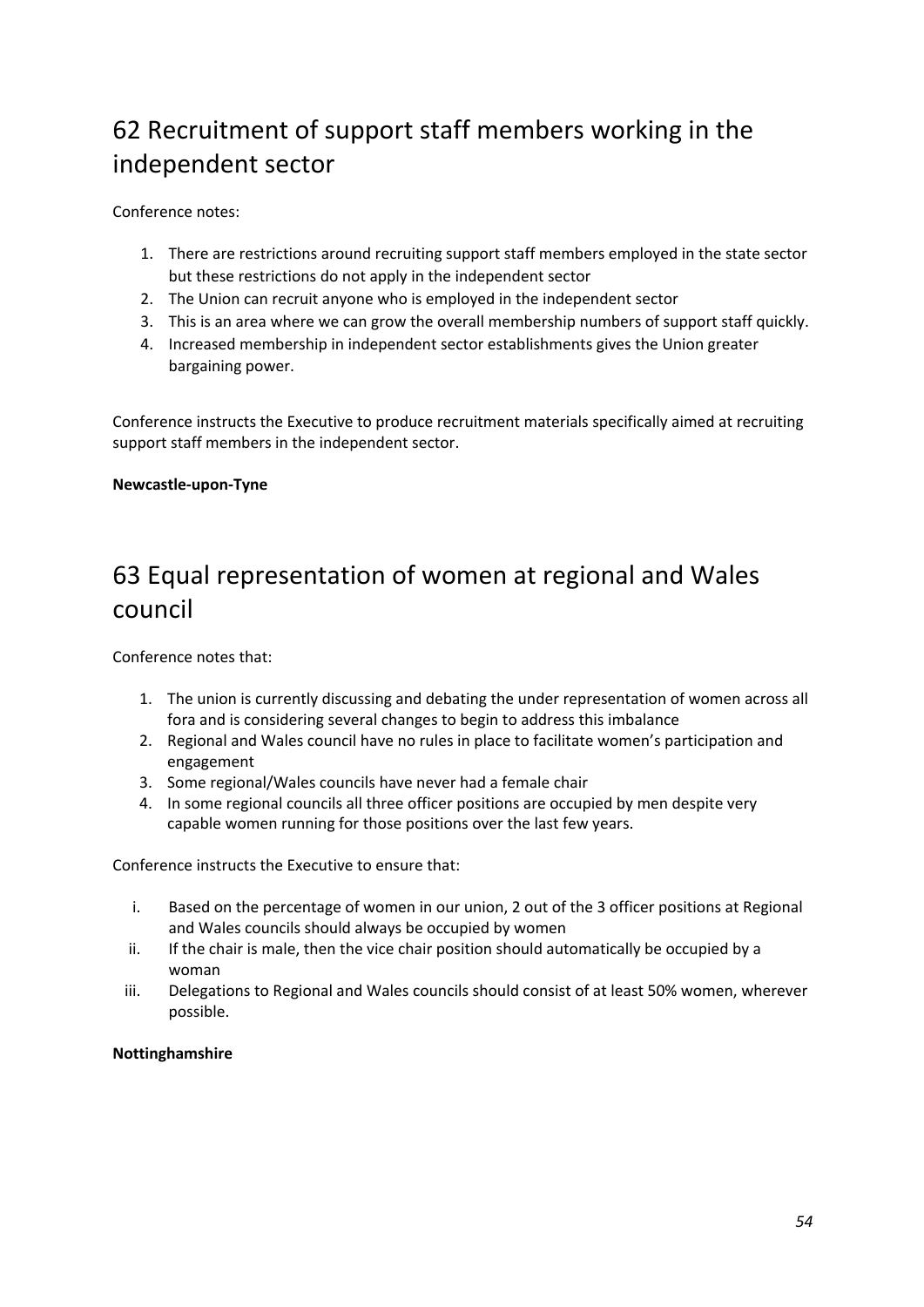## 62 Recruitment of support staff members working in the independent sector

Conference notes:

1. There are restrictions around recruiting support staff members employed in the state sector but these restrictions do not apply in the independent sector
2. The Union can recruit anyone who is employed in the independent sector
3. This is an area where we can grow the overall membership numbers of support staff quickly.
4. Increased membership in independent sector establishments gives the Union greater bargaining power.

Conference instructs the Executive to produce recruitment materials specifically aimed at recruiting support staff members in the independent sector.

**Newcastle-upon-Tyne**

## 63 Equal representation of women at regional and Wales council

Conference notes that:

1. The union is currently discussing and debating the under representation of women across all fora and is considering several changes to begin to address this imbalance
2. Regional and Wales council have no rules in place to facilitate women's participation and engagement
3. Some regional/Wales councils have never had a female chair
4. In some regional councils all three officer positions are occupied by men despite very capable women running for those positions over the last few years.

Conference instructs the Executive to ensure that:

i. Based on the percentage of women in our union, 2 out of the 3 officer positions at Regional and Wales councils should always be occupied by women
ii. If the chair is male, then the vice chair position should automatically be occupied by a woman
iii. Delegations to Regional and Wales councils should consist of at least 50% women, wherever possible.

**Nottinghamshire**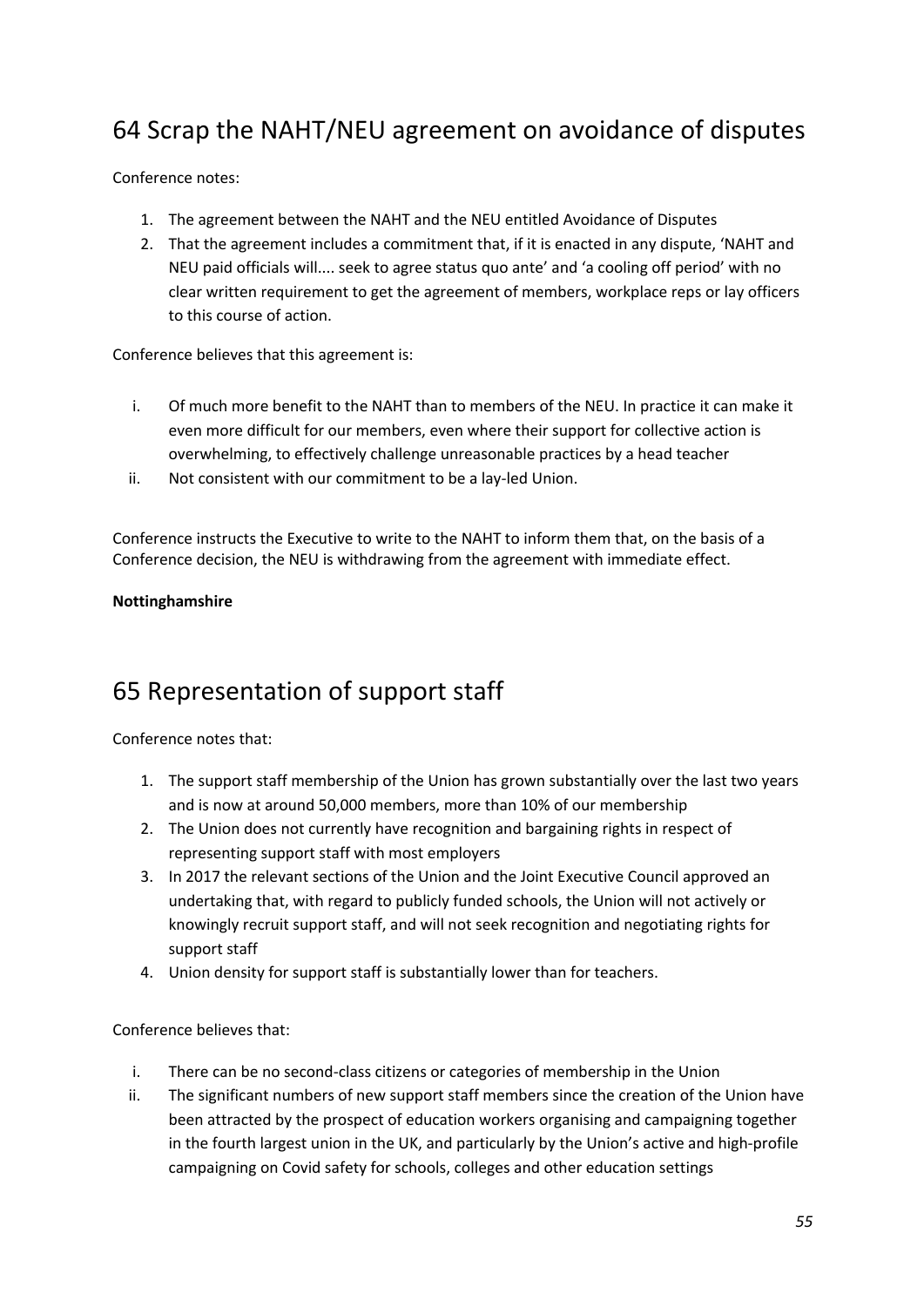## 64 Scrap the NAHT/NEU agreement on avoidance of disputes

Conference notes:

1. The agreement between the NAHT and the NEU entitled Avoidance of Disputes
2. That the agreement includes a commitment that, if it is enacted in any dispute, 'NAHT and NEU paid officials will.... seek to agree status quo ante' and 'a cooling off period' with no clear written requirement to get the agreement of members, workplace reps or lay officers to this course of action.

Conference believes that this agreement is:

i. Of much more benefit to the NAHT than to members of the NEU. In practice it can make it even more difficult for our members, even where their support for collective action is overwhelming, to effectively challenge unreasonable practices by a head teacher
ii. Not consistent with our commitment to be a lay-led Union.

Conference instructs the Executive to write to the NAHT to inform them that, on the basis of a Conference decision, the NEU is withdrawing from the agreement with immediate effect.

**Nottinghamshire**

## 65 Representation of support staff

Conference notes that:

1. The support staff membership of the Union has grown substantially over the last two years and is now at around 50,000 members, more than 10% of our membership
2. The Union does not currently have recognition and bargaining rights in respect of representing support staff with most employers
3. In 2017 the relevant sections of the Union and the Joint Executive Council approved an undertaking that, with regard to publicly funded schools, the Union will not actively or knowingly recruit support staff, and will not seek recognition and negotiating rights for support staff
4. Union density for support staff is substantially lower than for teachers.

Conference believes that:

i. There can be no second-class citizens or categories of membership in the Union
ii. The significant numbers of new support staff members since the creation of the Union have been attracted by the prospect of education workers organising and campaigning together in the fourth largest union in the UK, and particularly by the Union's active and high-profile campaigning on Covid safety for schools, colleges and other education settings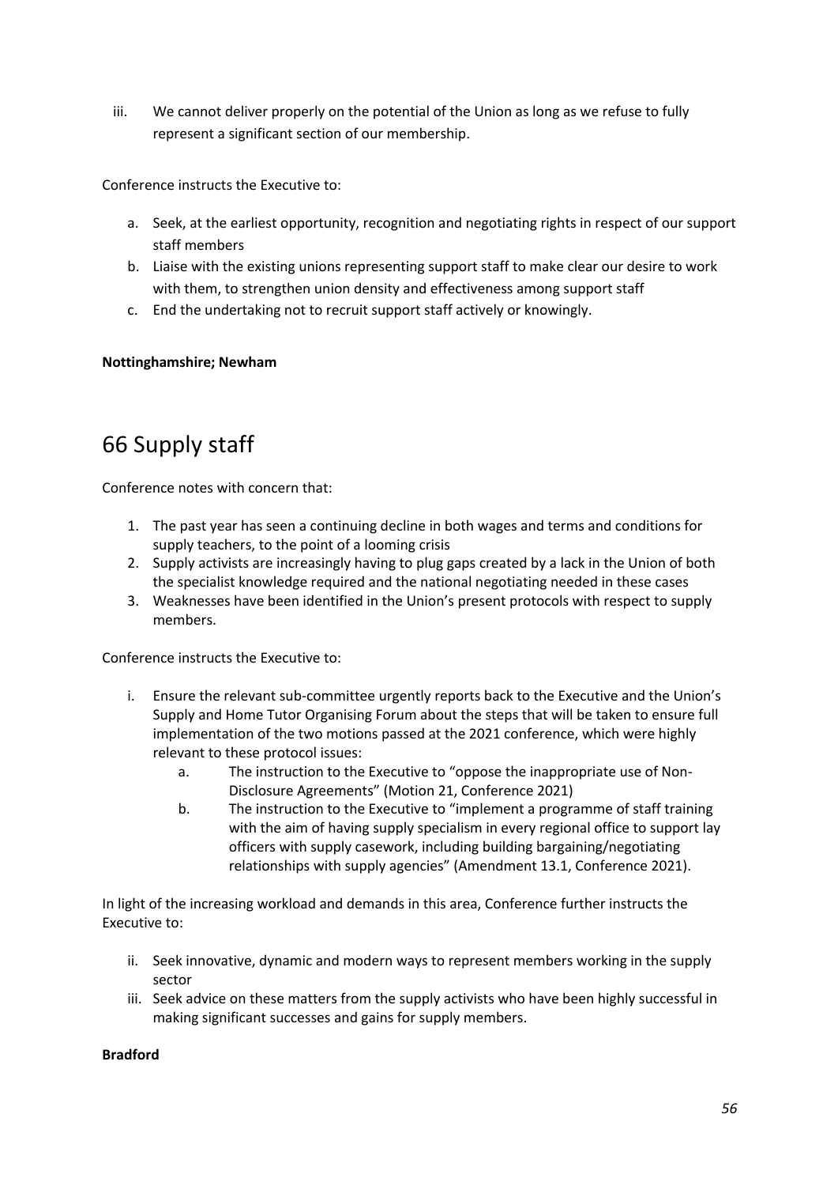iii. We cannot deliver properly on the potential of the Union as long as we refuse to fully represent a significant section of our membership.

Conference instructs the Executive to:

a. Seek, at the earliest opportunity, recognition and negotiating rights in respect of our support staff members
b. Liaise with the existing unions representing support staff to make clear our desire to work with them, to strengthen union density and effectiveness among support staff
c. End the undertaking not to recruit support staff actively or knowingly.

**Nottinghamshire; Newham**

# 66 Supply staff

Conference notes with concern that:

1. The past year has seen a continuing decline in both wages and terms and conditions for supply teachers, to the point of a looming crisis
2. Supply activists are increasingly having to plug gaps created by a lack in the Union of both the specialist knowledge required and the national negotiating needed in these cases
3. Weaknesses have been identified in the Union's present protocols with respect to supply members.

Conference instructs the Executive to:

i. Ensure the relevant sub-committee urgently reports back to the Executive and the Union's Supply and Home Tutor Organising Forum about the steps that will be taken to ensure full implementation of the two motions passed at the 2021 conference, which were highly relevant to these protocol issues:
   a. The instruction to the Executive to "oppose the inappropriate use of Non-Disclosure Agreements" (Motion 21, Conference 2021)
   b. The instruction to the Executive to "implement a programme of staff training with the aim of having supply specialism in every regional office to support lay officers with supply casework, including building bargaining/negotiating relationships with supply agencies" (Amendment 13.1, Conference 2021).

In light of the increasing workload and demands in this area, Conference further instructs the Executive to:

ii. Seek innovative, dynamic and modern ways to represent members working in the supply sector
iii. Seek advice on these matters from the supply activists who have been highly successful in making significant successes and gains for supply members.

**Bradford**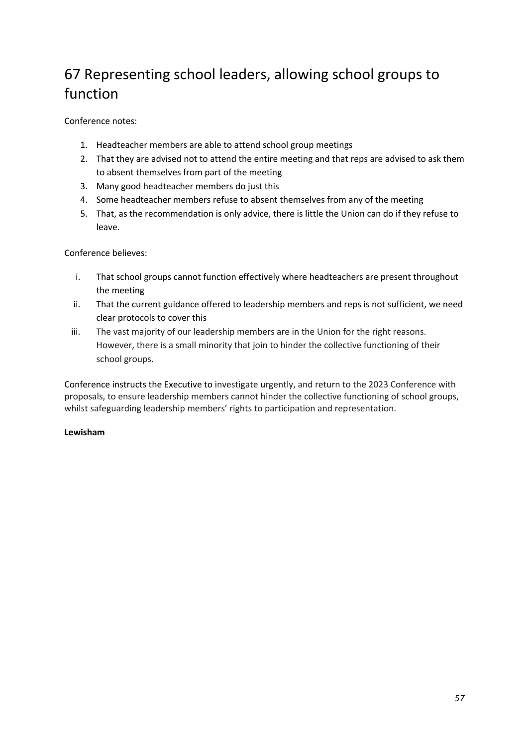# 67 Representing school leaders, allowing school groups to function

Conference notes:

1. Headteacher members are able to attend school group meetings
2. That they are advised not to attend the entire meeting and that reps are advised to ask them to absent themselves from part of the meeting
3. Many good headteacher members do just this
4. Some headteacher members refuse to absent themselves from any of the meeting
5. That, as the recommendation is only advice, there is little the Union can do if they refuse to leave.

Conference believes:

i. That school groups cannot function effectively where headteachers are present throughout the meeting
ii. That the current guidance offered to leadership members and reps is not sufficient, we need clear protocols to cover this
iii. The vast majority of our leadership members are in the Union for the right reasons. However, there is a small minority that join to hinder the collective functioning of their school groups.

Conference instructs the Executive to investigate urgently, and return to the 2023 Conference with proposals, to ensure leadership members cannot hinder the collective functioning of school groups, whilst safeguarding leadership members' rights to participation and representation.

**Lewisham**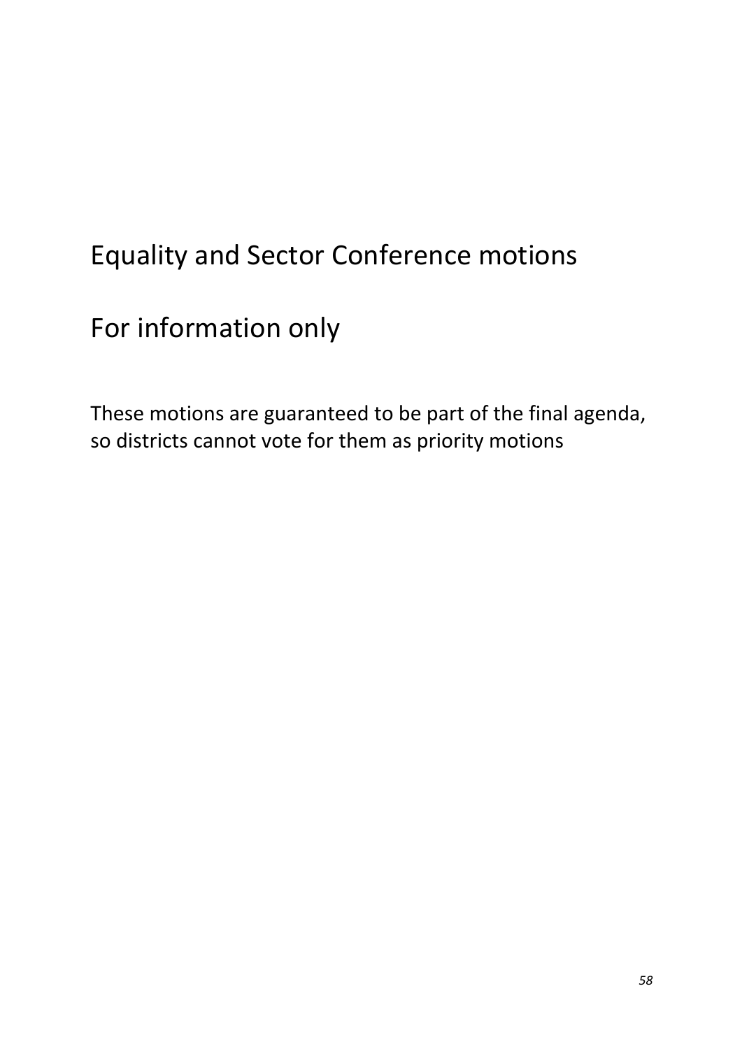# Equality and Sector Conference motions

# For information only

These motions are guaranteed to be part of the final agenda, so districts cannot vote for them as priority motions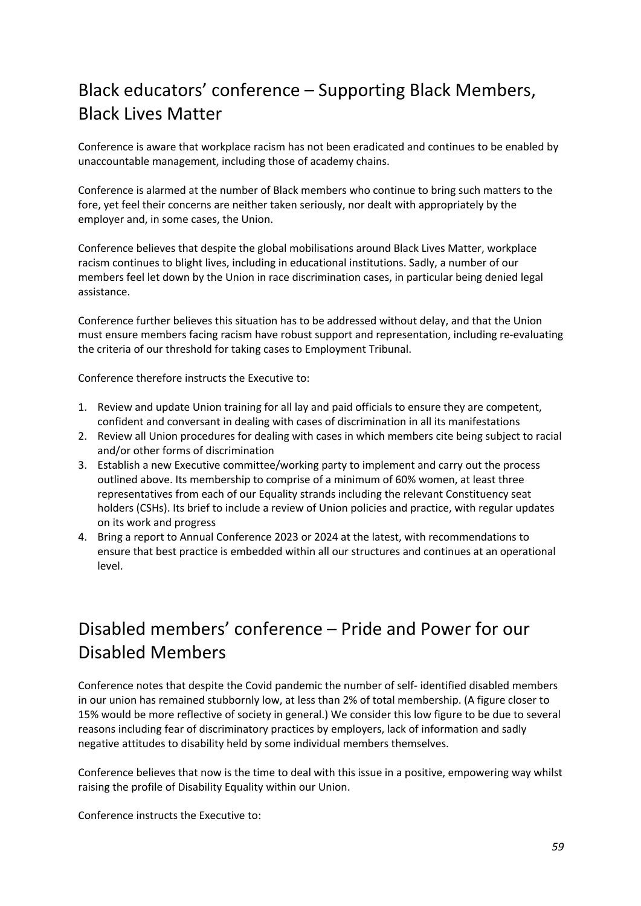## Black educators' conference – Supporting Black Members, Black Lives Matter

Conference is aware that workplace racism has not been eradicated and continues to be enabled by unaccountable management, including those of academy chains.

Conference is alarmed at the number of Black members who continue to bring such matters to the fore, yet feel their concerns are neither taken seriously, nor dealt with appropriately by the employer and, in some cases, the Union.

Conference believes that despite the global mobilisations around Black Lives Matter, workplace racism continues to blight lives, including in educational institutions. Sadly, a number of our members feel let down by the Union in race discrimination cases, in particular being denied legal assistance.

Conference further believes this situation has to be addressed without delay, and that the Union must ensure members facing racism have robust support and representation, including re-evaluating the criteria of our threshold for taking cases to Employment Tribunal.

Conference therefore instructs the Executive to:

1. Review and update Union training for all lay and paid officials to ensure they are competent, confident and conversant in dealing with cases of discrimination in all its manifestations
2. Review all Union procedures for dealing with cases in which members cite being subject to racial and/or other forms of discrimination
3. Establish a new Executive committee/working party to implement and carry out the process outlined above. Its membership to comprise of a minimum of 60% women, at least three representatives from each of our Equality strands including the relevant Constituency seat holders (CSHs). Its brief to include a review of Union policies and practice, with regular updates on its work and progress
4. Bring a report to Annual Conference 2023 or 2024 at the latest, with recommendations to ensure that best practice is embedded within all our structures and continues at an operational level.

## Disabled members' conference – Pride and Power for our Disabled Members

Conference notes that despite the Covid pandemic the number of self- identified disabled members in our union has remained stubbornly low, at less than 2% of total membership. (A figure closer to 15% would be more reflective of society in general.) We consider this low figure to be due to several reasons including fear of discriminatory practices by employers, lack of information and sadly negative attitudes to disability held by some individual members themselves.

Conference believes that now is the time to deal with this issue in a positive, empowering way whilst raising the profile of Disability Equality within our Union.

Conference instructs the Executive to: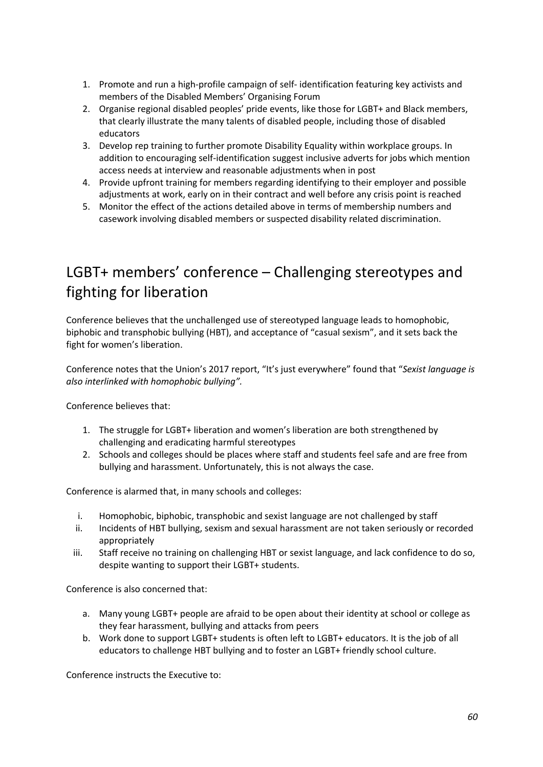1. Promote and run a high-profile campaign of self- identification featuring key activists and members of the Disabled Members' Organising Forum
2. Organise regional disabled peoples' pride events, like those for LGBT+ and Black members, that clearly illustrate the many talents of disabled people, including those of disabled educators
3. Develop rep training to further promote Disability Equality within workplace groups. In addition to encouraging self-identification suggest inclusive adverts for jobs which mention access needs at interview and reasonable adjustments when in post
4. Provide upfront training for members regarding identifying to their employer and possible adjustments at work, early on in their contract and well before any crisis point is reached
5. Monitor the effect of the actions detailed above in terms of membership numbers and casework involving disabled members or suspected disability related discrimination.

## LGBT+ members' conference – Challenging stereotypes and fighting for liberation

Conference believes that the unchallenged use of stereotyped language leads to homophobic, biphobic and transphobic bullying (HBT), and acceptance of "casual sexism", and it sets back the fight for women's liberation.

Conference notes that the Union's 2017 report, "It's just everywhere" found that "*Sexist language is also interlinked with homophobic bullying".*

Conference believes that:

1. The struggle for LGBT+ liberation and women's liberation are both strengthened by challenging and eradicating harmful stereotypes
2. Schools and colleges should be places where staff and students feel safe and are free from bullying and harassment. Unfortunately, this is not always the case.

Conference is alarmed that, in many schools and colleges:

i. Homophobic, biphobic, transphobic and sexist language are not challenged by staff
ii. Incidents of HBT bullying, sexism and sexual harassment are not taken seriously or recorded appropriately
iii. Staff receive no training on challenging HBT or sexist language, and lack confidence to do so, despite wanting to support their LGBT+ students.

Conference is also concerned that:

a. Many young LGBT+ people are afraid to be open about their identity at school or college as they fear harassment, bullying and attacks from peers
b. Work done to support LGBT+ students is often left to LGBT+ educators. It is the job of all educators to challenge HBT bullying and to foster an LGBT+ friendly school culture.

Conference instructs the Executive to: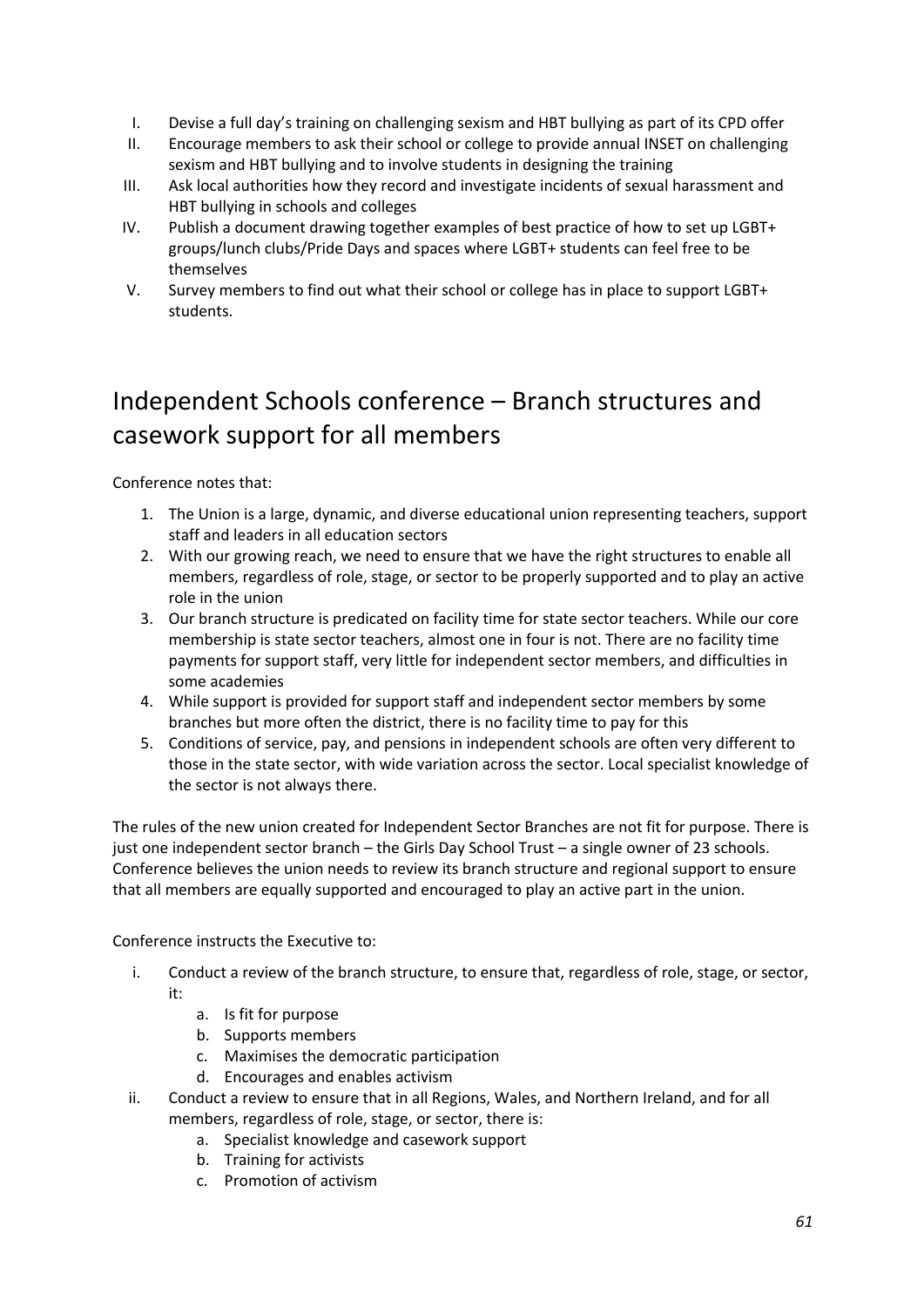I. Devise a full day's training on challenging sexism and HBT bullying as part of its CPD offer
II. Encourage members to ask their school or college to provide annual INSET on challenging sexism and HBT bullying and to involve students in designing the training
III. Ask local authorities how they record and investigate incidents of sexual harassment and HBT bullying in schools and colleges
IV. Publish a document drawing together examples of best practice of how to set up LGBT+ groups/lunch clubs/Pride Days and spaces where LGBT+ students can feel free to be themselves
V. Survey members to find out what their school or college has in place to support LGBT+ students.

## Independent Schools conference – Branch structures and casework support for all members

Conference notes that:

1. The Union is a large, dynamic, and diverse educational union representing teachers, support staff and leaders in all education sectors
2. With our growing reach, we need to ensure that we have the right structures to enable all members, regardless of role, stage, or sector to be properly supported and to play an active role in the union
3. Our branch structure is predicated on facility time for state sector teachers. While our core membership is state sector teachers, almost one in four is not. There are no facility time payments for support staff, very little for independent sector members, and difficulties in some academies
4. While support is provided for support staff and independent sector members by some branches but more often the district, there is no facility time to pay for this
5. Conditions of service, pay, and pensions in independent schools are often very different to those in the state sector, with wide variation across the sector. Local specialist knowledge of the sector is not always there.

The rules of the new union created for Independent Sector Branches are not fit for purpose. There is just one independent sector branch – the Girls Day School Trust – a single owner of 23 schools. Conference believes the union needs to review its branch structure and regional support to ensure that all members are equally supported and encouraged to play an active part in the union.

Conference instructs the Executive to:

i. Conduct a review of the branch structure, to ensure that, regardless of role, stage, or sector, it:
   a. Is fit for purpose
   b. Supports members
   c. Maximises the democratic participation
   d. Encourages and enables activism
ii. Conduct a review to ensure that in all Regions, Wales, and Northern Ireland, and for all members, regardless of role, stage, or sector, there is:
   a. Specialist knowledge and casework support
   b. Training for activists
   c. Promotion of activism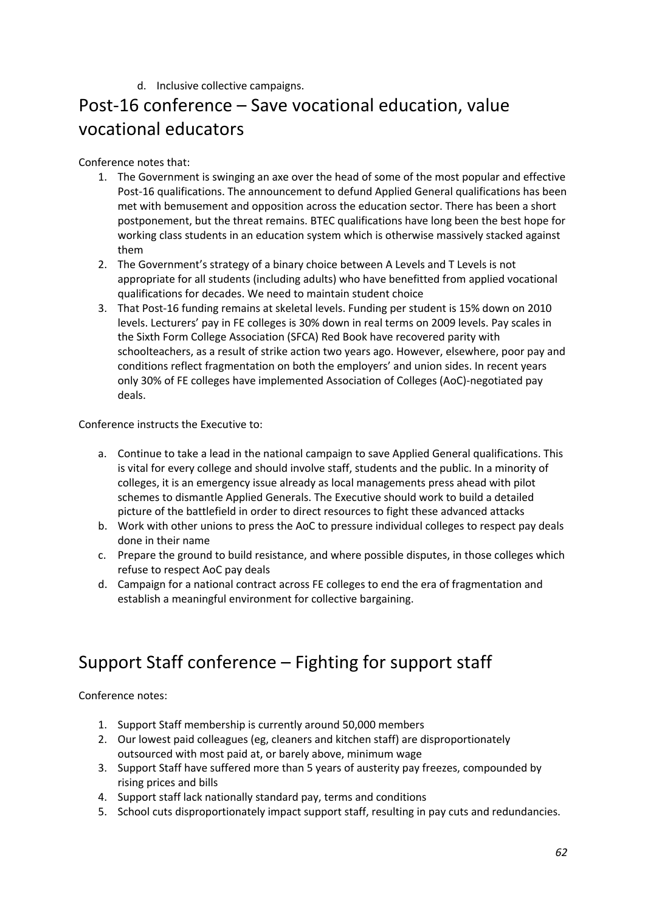d. Inclusive collective campaigns.

## Post-16 conference – Save vocational education, value vocational educators

Conference notes that:

1. The Government is swinging an axe over the head of some of the most popular and effective Post-16 qualifications. The announcement to defund Applied General qualifications has been met with bemusement and opposition across the education sector. There has been a short postponement, but the threat remains. BTEC qualifications have long been the best hope for working class students in an education system which is otherwise massively stacked against them
2. The Government's strategy of a binary choice between A Levels and T Levels is not appropriate for all students (including adults) who have benefitted from applied vocational qualifications for decades. We need to maintain student choice
3. That Post-16 funding remains at skeletal levels. Funding per student is 15% down on 2010 levels. Lecturers' pay in FE colleges is 30% down in real terms on 2009 levels. Pay scales in the Sixth Form College Association (SFCA) Red Book have recovered parity with schoolteachers, as a result of strike action two years ago. However, elsewhere, poor pay and conditions reflect fragmentation on both the employers' and union sides. In recent years only 30% of FE colleges have implemented Association of Colleges (AoC)-negotiated pay deals.

Conference instructs the Executive to:

a. Continue to take a lead in the national campaign to save Applied General qualifications. This is vital for every college and should involve staff, students and the public. In a minority of colleges, it is an emergency issue already as local managements press ahead with pilot schemes to dismantle Applied Generals. The Executive should work to build a detailed picture of the battlefield in order to direct resources to fight these advanced attacks
b. Work with other unions to press the AoC to pressure individual colleges to respect pay deals done in their name
c. Prepare the ground to build resistance, and where possible disputes, in those colleges which refuse to respect AoC pay deals
d. Campaign for a national contract across FE colleges to end the era of fragmentation and establish a meaningful environment for collective bargaining.

## Support Staff conference – Fighting for support staff

Conference notes:

1. Support Staff membership is currently around 50,000 members
2. Our lowest paid colleagues (eg, cleaners and kitchen staff) are disproportionately outsourced with most paid at, or barely above, minimum wage
3. Support Staff have suffered more than 5 years of austerity pay freezes, compounded by rising prices and bills
4. Support staff lack nationally standard pay, terms and conditions
5. School cuts disproportionately impact support staff, resulting in pay cuts and redundancies.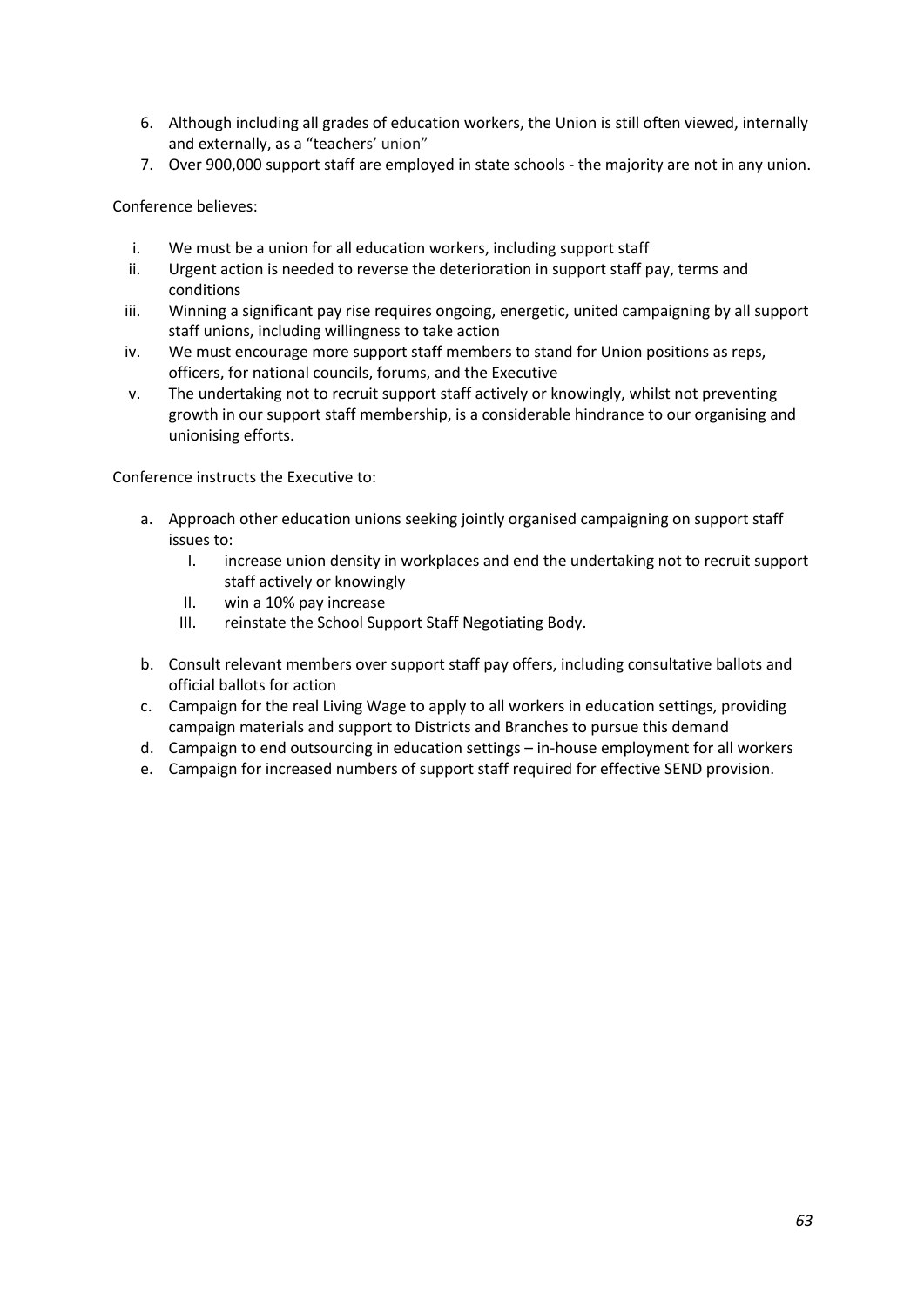6. Although including all grades of education workers, the Union is still often viewed, internally and externally, as a "teachers' union"
7. Over 900,000 support staff are employed in state schools - the majority are not in any union.

Conference believes:

i. We must be a union for all education workers, including support staff
ii. Urgent action is needed to reverse the deterioration in support staff pay, terms and conditions
iii. Winning a significant pay rise requires ongoing, energetic, united campaigning by all support staff unions, including willingness to take action
iv. We must encourage more support staff members to stand for Union positions as reps, officers, for national councils, forums, and the Executive
v. The undertaking not to recruit support staff actively or knowingly, whilst not preventing growth in our support staff membership, is a considerable hindrance to our organising and unionising efforts.

Conference instructs the Executive to:

a. Approach other education unions seeking jointly organised campaigning on support staff issues to:
   I. increase union density in workplaces and end the undertaking not to recruit support staff actively or knowingly
   II. win a 10% pay increase
   III. reinstate the School Support Staff Negotiating Body.

b. Consult relevant members over support staff pay offers, including consultative ballots and official ballots for action
c. Campaign for the real Living Wage to apply to all workers in education settings, providing campaign materials and support to Districts and Branches to pursue this demand
d. Campaign to end outsourcing in education settings – in-house employment for all workers
e. Campaign for increased numbers of support staff required for effective SEND provision.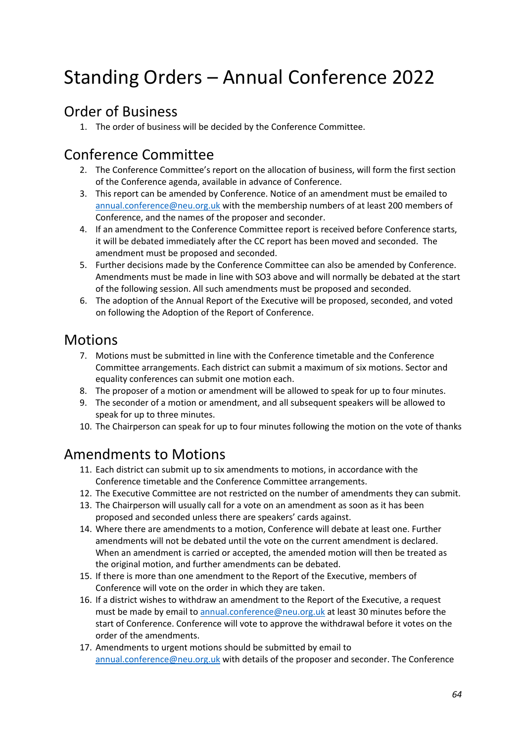# Standing Orders – Annual Conference 2022

## Order of Business

1. The order of business will be decided by the Conference Committee.

## Conference Committee

2. The Conference Committee's report on the allocation of business, will form the first section of the Conference agenda, available in advance of Conference.
3. This report can be amended by Conference. Notice of an amendment must be emailed to annual.conference@neu.org.uk with the membership numbers of at least 200 members of Conference, and the names of the proposer and seconder.
4. If an amendment to the Conference Committee report is received before Conference starts, it will be debated immediately after the CC report has been moved and seconded. The amendment must be proposed and seconded.
5. Further decisions made by the Conference Committee can also be amended by Conference. Amendments must be made in line with SO3 above and will normally be debated at the start of the following session. All such amendments must be proposed and seconded.
6. The adoption of the Annual Report of the Executive will be proposed, seconded, and voted on following the Adoption of the Report of Conference.

## Motions

7. Motions must be submitted in line with the Conference timetable and the Conference Committee arrangements. Each district can submit a maximum of six motions. Sector and equality conferences can submit one motion each.
8. The proposer of a motion or amendment will be allowed to speak for up to four minutes.
9. The seconder of a motion or amendment, and all subsequent speakers will be allowed to speak for up to three minutes.
10. The Chairperson can speak for up to four minutes following the motion on the vote of thanks

## Amendments to Motions

11. Each district can submit up to six amendments to motions, in accordance with the Conference timetable and the Conference Committee arrangements.
12. The Executive Committee are not restricted on the number of amendments they can submit.
13. The Chairperson will usually call for a vote on an amendment as soon as it has been proposed and seconded unless there are speakers' cards against.
14. Where there are amendments to a motion, Conference will debate at least one. Further amendments will not be debated until the vote on the current amendment is declared. When an amendment is carried or accepted, the amended motion will then be treated as the original motion, and further amendments can be debated.
15. If there is more than one amendment to the Report of the Executive, members of Conference will vote on the order in which they are taken.
16. If a district wishes to withdraw an amendment to the Report of the Executive, a request must be made by email to annual.conference@neu.org.uk at least 30 minutes before the start of Conference. Conference will vote to approve the withdrawal before it votes on the order of the amendments.
17. Amendments to urgent motions should be submitted by email to annual.conference@neu.org.uk with details of the proposer and seconder. The Conference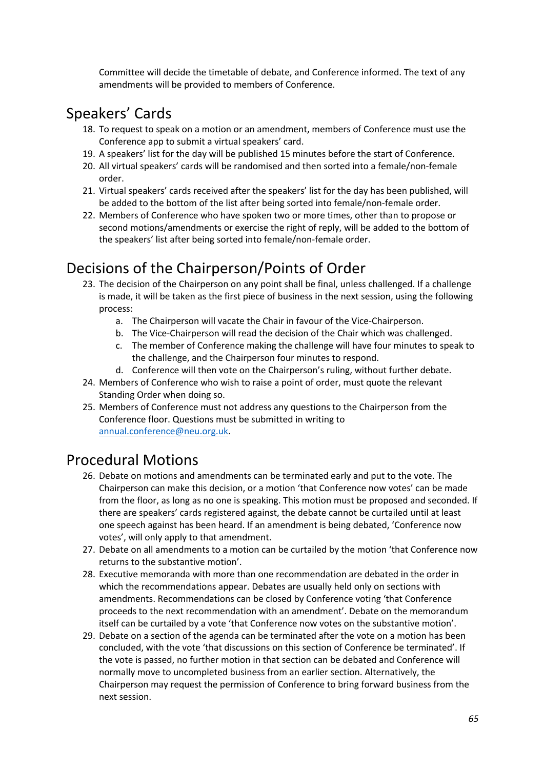Committee will decide the timetable of debate, and Conference informed. The text of any amendments will be provided to members of Conference.

## Speakers' Cards

18. To request to speak on a motion or an amendment, members of Conference must use the Conference app to submit a virtual speakers' card.
19. A speakers' list for the day will be published 15 minutes before the start of Conference.
20. All virtual speakers' cards will be randomised and then sorted into a female/non-female order.
21. Virtual speakers' cards received after the speakers' list for the day has been published, will be added to the bottom of the list after being sorted into female/non-female order.
22. Members of Conference who have spoken two or more times, other than to propose or second motions/amendments or exercise the right of reply, will be added to the bottom of the speakers' list after being sorted into female/non-female order.

## Decisions of the Chairperson/Points of Order

23. The decision of the Chairperson on any point shall be final, unless challenged. If a challenge is made, it will be taken as the first piece of business in the next session, using the following process:
    a. The Chairperson will vacate the Chair in favour of the Vice-Chairperson.
    b. The Vice-Chairperson will read the decision of the Chair which was challenged.
    c. The member of Conference making the challenge will have four minutes to speak to the challenge, and the Chairperson four minutes to respond.
    d. Conference will then vote on the Chairperson's ruling, without further debate.
24. Members of Conference who wish to raise a point of order, must quote the relevant Standing Order when doing so.
25. Members of Conference must not address any questions to the Chairperson from the Conference floor. Questions must be submitted in writing to annual.conference@neu.org.uk.

## Procedural Motions

26. Debate on motions and amendments can be terminated early and put to the vote. The Chairperson can make this decision, or a motion 'that Conference now votes' can be made from the floor, as long as no one is speaking. This motion must be proposed and seconded. If there are speakers' cards registered against, the debate cannot be curtailed until at least one speech against has been heard. If an amendment is being debated, 'Conference now votes', will only apply to that amendment.
27. Debate on all amendments to a motion can be curtailed by the motion 'that Conference now returns to the substantive motion'.
28. Executive memoranda with more than one recommendation are debated in the order in which the recommendations appear. Debates are usually held only on sections with amendments. Recommendations can be closed by Conference voting 'that Conference proceeds to the next recommendation with an amendment'. Debate on the memorandum itself can be curtailed by a vote 'that Conference now votes on the substantive motion'.
29. Debate on a section of the agenda can be terminated after the vote on a motion has been concluded, with the vote 'that discussions on this section of Conference be terminated'. If the vote is passed, no further motion in that section can be debated and Conference will normally move to uncompleted business from an earlier section. Alternatively, the Chairperson may request the permission of Conference to bring forward business from the next session.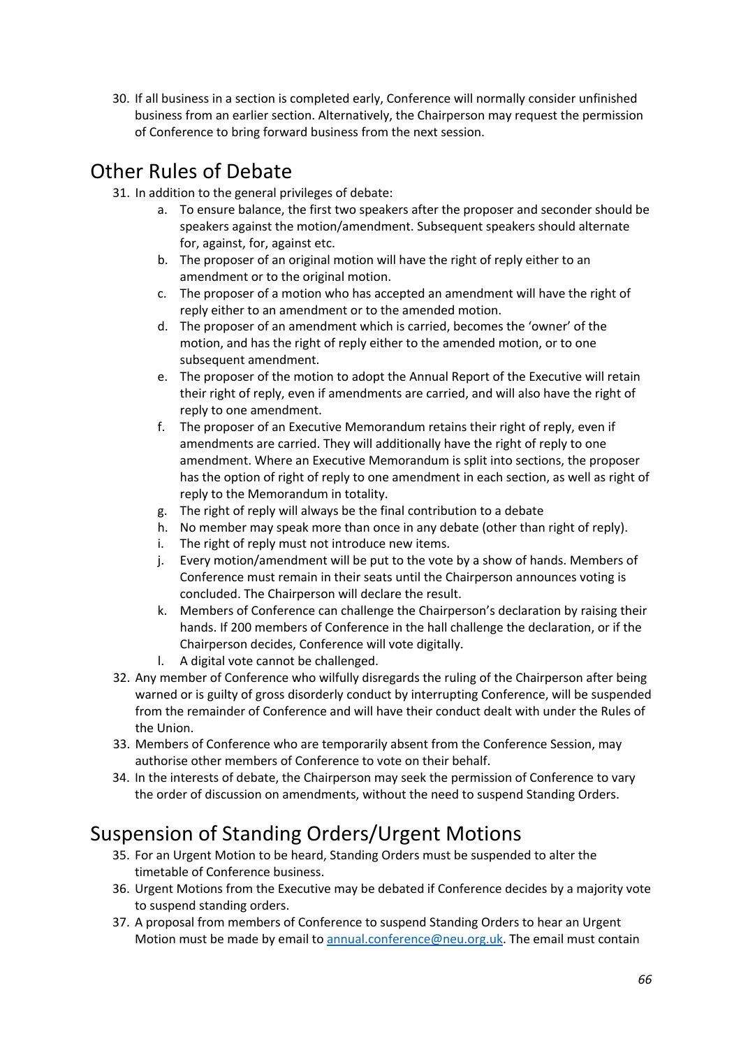30. If all business in a section is completed early, Conference will normally consider unfinished business from an earlier section. Alternatively, the Chairperson may request the permission of Conference to bring forward business from the next session.

## Other Rules of Debate

31. In addition to the general privileges of debate:
    a. To ensure balance, the first two speakers after the proposer and seconder should be speakers against the motion/amendment. Subsequent speakers should alternate for, against, for, against etc.
    b. The proposer of an original motion will have the right of reply either to an amendment or to the original motion.
    c. The proposer of a motion who has accepted an amendment will have the right of reply either to an amendment or to the amended motion.
    d. The proposer of an amendment which is carried, becomes the 'owner' of the motion, and has the right of reply either to the amended motion, or to one subsequent amendment.
    e. The proposer of the motion to adopt the Annual Report of the Executive will retain their right of reply, even if amendments are carried, and will also have the right of reply to one amendment.
    f. The proposer of an Executive Memorandum retains their right of reply, even if amendments are carried. They will additionally have the right of reply to one amendment. Where an Executive Memorandum is split into sections, the proposer has the option of right of reply to one amendment in each section, as well as right of reply to the Memorandum in totality.
    g. The right of reply will always be the final contribution to a debate
    h. No member may speak more than once in any debate (other than right of reply).
    i. The right of reply must not introduce new items.
    j. Every motion/amendment will be put to the vote by a show of hands. Members of Conference must remain in their seats until the Chairperson announces voting is concluded. The Chairperson will declare the result.
    k. Members of Conference can challenge the Chairperson's declaration by raising their hands. If 200 members of Conference in the hall challenge the declaration, or if the Chairperson decides, Conference will vote digitally.
    l. A digital vote cannot be challenged.
32. Any member of Conference who wilfully disregards the ruling of the Chairperson after being warned or is guilty of gross disorderly conduct by interrupting Conference, will be suspended from the remainder of Conference and will have their conduct dealt with under the Rules of the Union.
33. Members of Conference who are temporarily absent from the Conference Session, may authorise other members of Conference to vote on their behalf.
34. In the interests of debate, the Chairperson may seek the permission of Conference to vary the order of discussion on amendments, without the need to suspend Standing Orders.

## Suspension of Standing Orders/Urgent Motions

35. For an Urgent Motion to be heard, Standing Orders must be suspended to alter the timetable of Conference business.
36. Urgent Motions from the Executive may be debated if Conference decides by a majority vote to suspend standing orders.
37. A proposal from members of Conference to suspend Standing Orders to hear an Urgent Motion must be made by email to annual.conference@neu.org.uk. The email must contain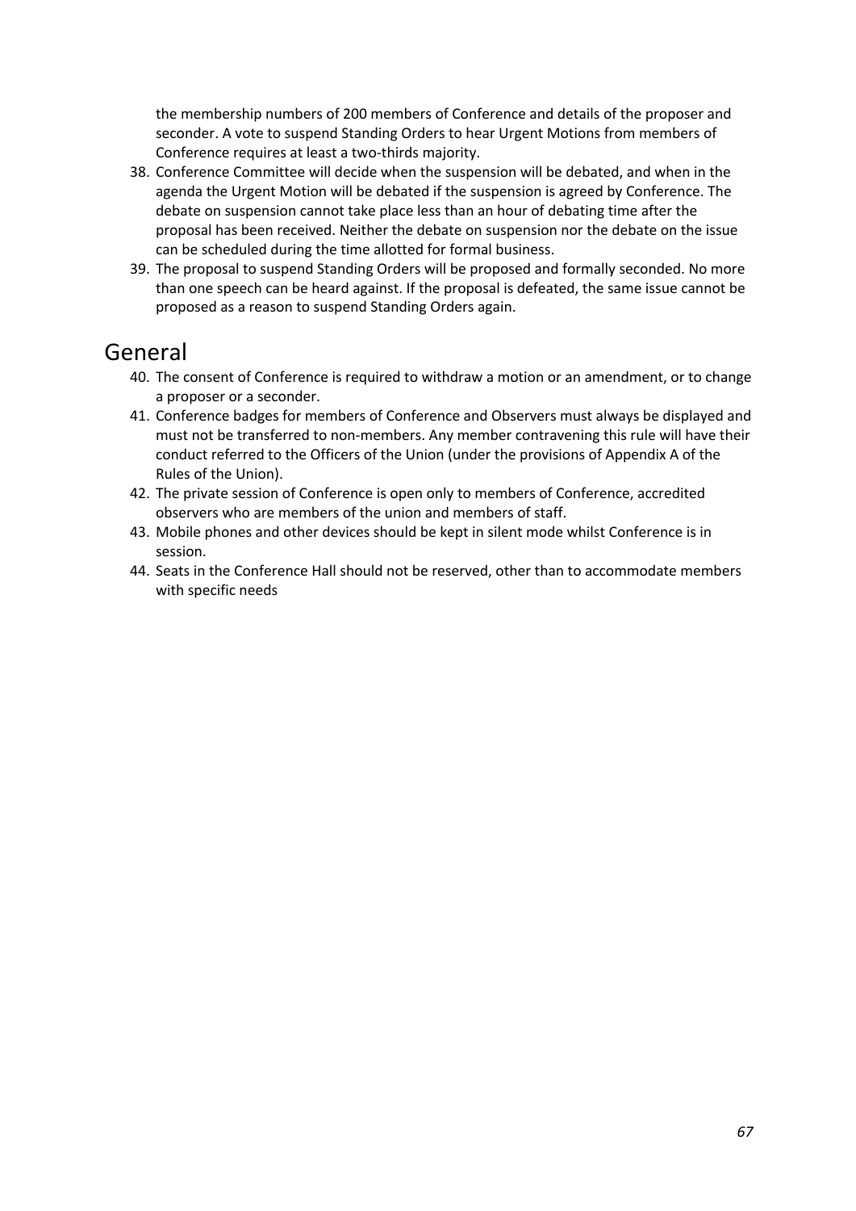the membership numbers of 200 members of Conference and details of the proposer and seconder. A vote to suspend Standing Orders to hear Urgent Motions from members of Conference requires at least a two-thirds majority.

38. Conference Committee will decide when the suspension will be debated, and when in the agenda the Urgent Motion will be debated if the suspension is agreed by Conference. The debate on suspension cannot take place less than an hour of debating time after the proposal has been received. Neither the debate on suspension nor the debate on the issue can be scheduled during the time allotted for formal business.
39. The proposal to suspend Standing Orders will be proposed and formally seconded. No more than one speech can be heard against. If the proposal is defeated, the same issue cannot be proposed as a reason to suspend Standing Orders again.

## General

40. The consent of Conference is required to withdraw a motion or an amendment, or to change a proposer or a seconder.
41. Conference badges for members of Conference and Observers must always be displayed and must not be transferred to non-members. Any member contravening this rule will have their conduct referred to the Officers of the Union (under the provisions of Appendix A of the Rules of the Union).
42. The private session of Conference is open only to members of Conference, accredited observers who are members of the union and members of staff.
43. Mobile phones and other devices should be kept in silent mode whilst Conference is in session.
44. Seats in the Conference Hall should not be reserved, other than to accommodate members with specific needs